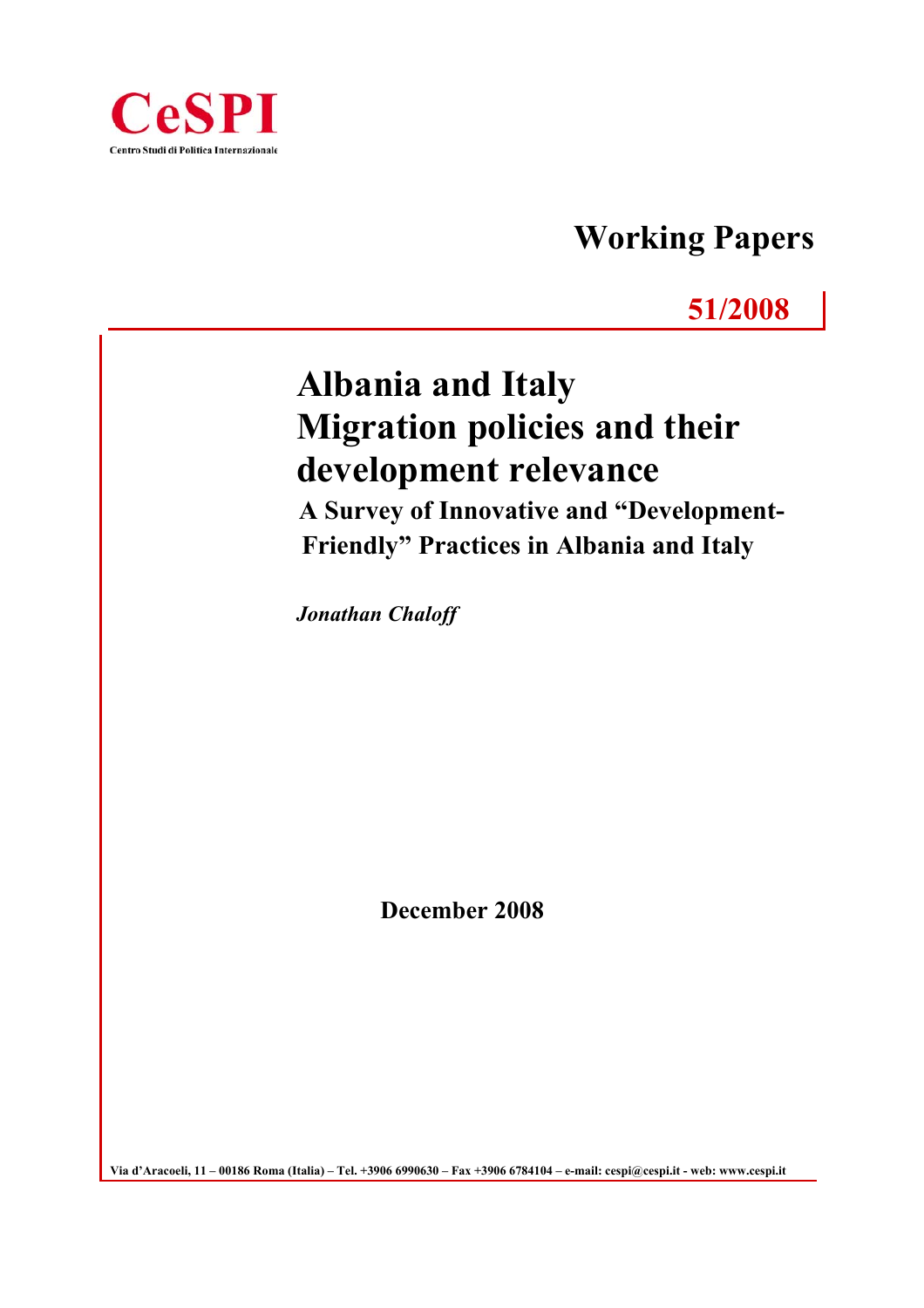CeSPI

Centro Studi di Politica Internazionale

# Working Papers

**51/2008**

# Albania and Italy Migration policies and their development relevance

## A Survey of Innovative and "Development-Friendly" Practices in Albania and Italy

*Jonathan Chaloff*

**December 2008**

**Via d'Aracoeli, 11 – 00186 Roma (Italia) – Tel. +3906 6990630 – Fax +3906 6784104 – e-mail: cespi@cespi.it - web: www.cespi.it**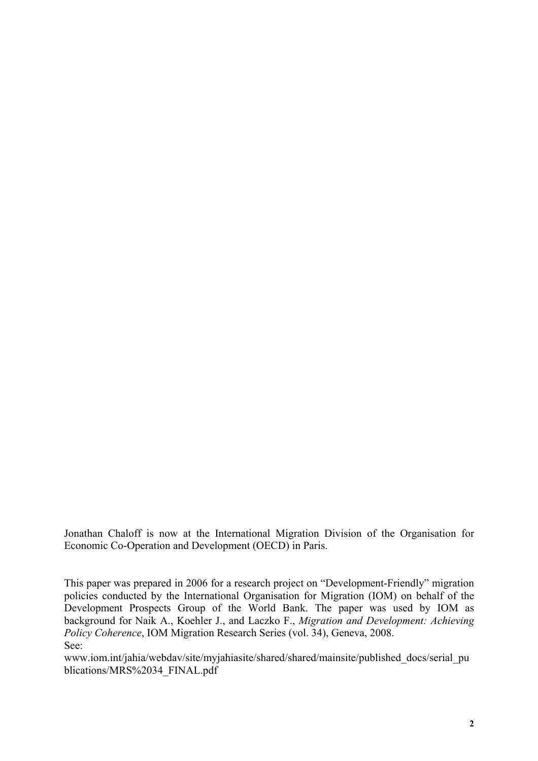Jonathan Chaloff is now at the International Migration Division of the Organisation for Economic Co-Operation and Development (OECD) in Paris.

This paper was prepared in 2006 for a research project on "Development-Friendly" migration policies conducted by the International Organisation for Migration (IOM) on behalf of the Development Prospects Group of the World Bank. The paper was used by IOM as background for Naik A., Koehler J., and Laczko F., *Migration and Development: Achieving Policy Coherence*, IOM Migration Research Series (vol. 34), Geneva, 2008.
See:
www.iom.int/jahia/webdav/site/myjahiasite/shared/shared/mainsite/published_docs/serial_publications/MRS%2034_FINAL.pdf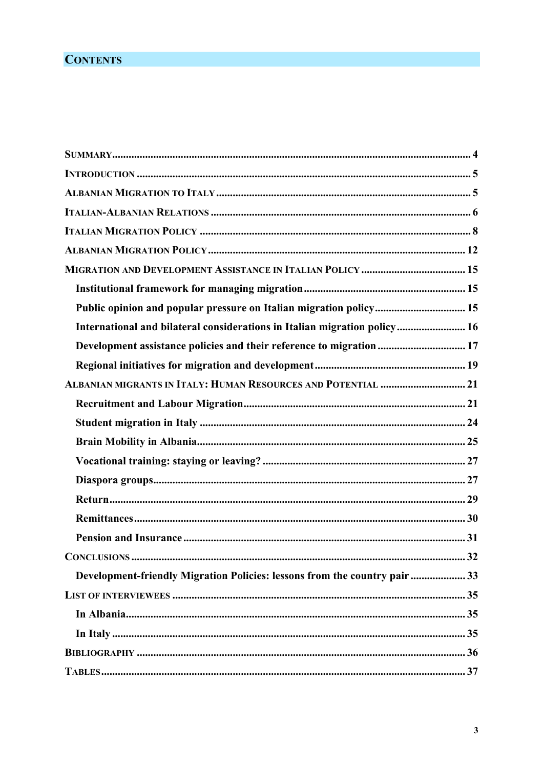# Contents

- Summary ... 4
- Introduction ... 5
- Albanian Migration to Italy ... 5
- Italian-Albanian Relations ... 6
- Italian Migration Policy ... 8
- Albanian Migration Policy ... 12
- Migration and Development Assistance in Italian Policy ... 15
  - **Institutional framework for managing migration** ... 15
  - **Public opinion and popular pressure on Italian migration policy** ... 15
  - **International and bilateral considerations in Italian migration policy** ... 16
  - **Development assistance policies and their reference to migration** ... 17
  - **Regional initiatives for migration and development** ... 19
- Albanian migrants in Italy: Human Resources and Potential ... 21
  - **Recruitment and Labour Migration** ... 21
  - **Student migration in Italy** ... 24
  - **Brain Mobility in Albania** ... 25
  - **Vocational training: staying or leaving?** ... 27
  - **Diaspora groups** ... 27
  - **Return** ... 29
  - **Remittances** ... 30
  - **Pension and Insurance** ... 31
- Conclusions ... 32
  - **Development-friendly Migration Policies: lessons from the country pair** ... 33
- List of interviewees ... 35
  - **In Albania** ... 35
  - **In Italy** ... 35
- Bibliography ... 36
- Tables ... 37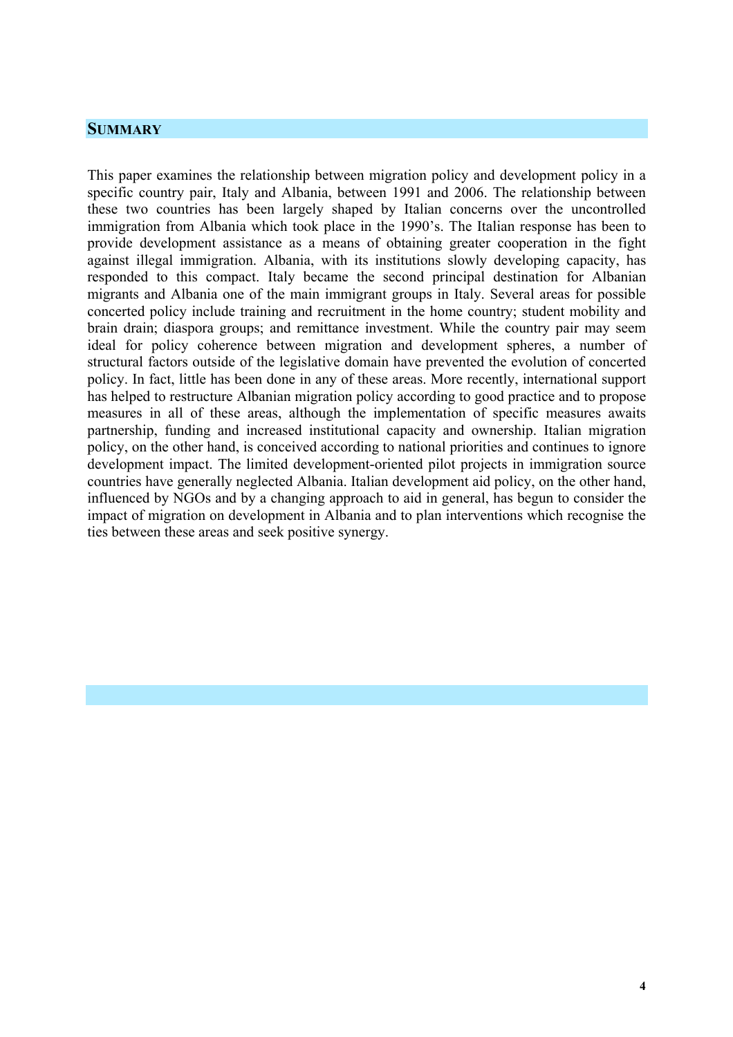## SUMMARY

This paper examines the relationship between migration policy and development policy in a specific country pair, Italy and Albania, between 1991 and 2006. The relationship between these two countries has been largely shaped by Italian concerns over the uncontrolled immigration from Albania which took place in the 1990's. The Italian response has been to provide development assistance as a means of obtaining greater cooperation in the fight against illegal immigration. Albania, with its institutions slowly developing capacity, has responded to this compact. Italy became the second principal destination for Albanian migrants and Albania one of the main immigrant groups in Italy. Several areas for possible concerted policy include training and recruitment in the home country; student mobility and brain drain; diaspora groups; and remittance investment. While the country pair may seem ideal for policy coherence between migration and development spheres, a number of structural factors outside of the legislative domain have prevented the evolution of concerted policy. In fact, little has been done in any of these areas. More recently, international support has helped to restructure Albanian migration policy according to good practice and to propose measures in all of these areas, although the implementation of specific measures awaits partnership, funding and increased institutional capacity and ownership. Italian migration policy, on the other hand, is conceived according to national priorities and continues to ignore development impact. The limited development-oriented pilot projects in immigration source countries have generally neglected Albania. Italian development aid policy, on the other hand, influenced by NGOs and by a changing approach to aid in general, has begun to consider the impact of migration on development in Albania and to plan interventions which recognise the ties between these areas and seek positive synergy.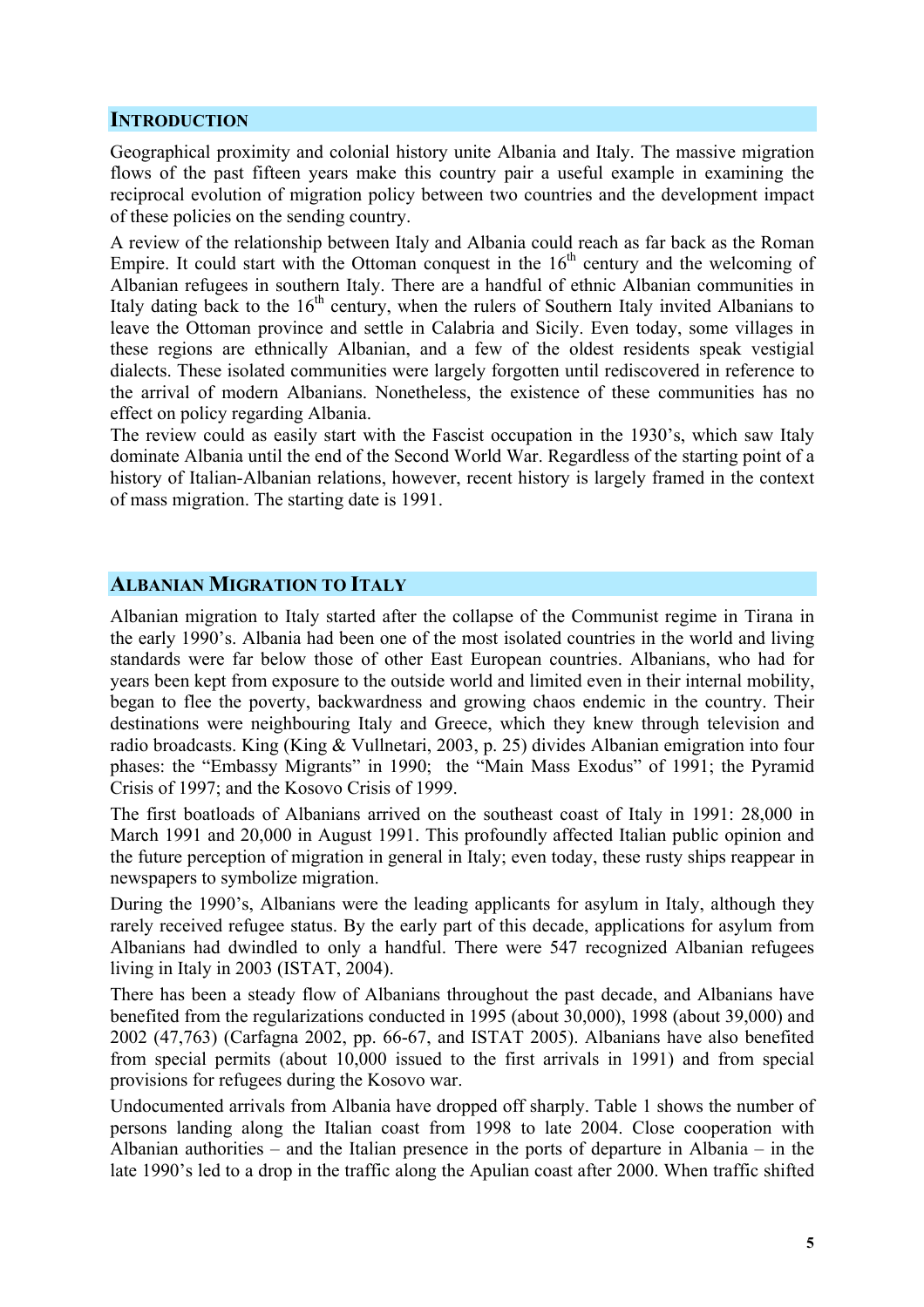## INTRODUCTION

Geographical proximity and colonial history unite Albania and Italy. The massive migration flows of the past fifteen years make this country pair a useful example in examining the reciprocal evolution of migration policy between two countries and the development impact of these policies on the sending country.

A review of the relationship between Italy and Albania could reach as far back as the Roman Empire. It could start with the Ottoman conquest in the 16th century and the welcoming of Albanian refugees in southern Italy. There are a handful of ethnic Albanian communities in Italy dating back to the 16th century, when the rulers of Southern Italy invited Albanians to leave the Ottoman province and settle in Calabria and Sicily. Even today, some villages in these regions are ethnically Albanian, and a few of the oldest residents speak vestigial dialects. These isolated communities were largely forgotten until rediscovered in reference to the arrival of modern Albanians. Nonetheless, the existence of these communities has no effect on policy regarding Albania.

The review could as easily start with the Fascist occupation in the 1930's, which saw Italy dominate Albania until the end of the Second World War. Regardless of the starting point of a history of Italian-Albanian relations, however, recent history is largely framed in the context of mass migration. The starting date is 1991.

## ALBANIAN MIGRATION TO ITALY

Albanian migration to Italy started after the collapse of the Communist regime in Tirana in the early 1990's. Albania had been one of the most isolated countries in the world and living standards were far below those of other East European countries. Albanians, who had for years been kept from exposure to the outside world and limited even in their internal mobility, began to flee the poverty, backwardness and growing chaos endemic in the country. Their destinations were neighbouring Italy and Greece, which they knew through television and radio broadcasts. King (King & Vullnetari, 2003, p. 25) divides Albanian emigration into four phases: the "Embassy Migrants" in 1990; the "Main Mass Exodus" of 1991; the Pyramid Crisis of 1997; and the Kosovo Crisis of 1999.

The first boatloads of Albanians arrived on the southeast coast of Italy in 1991: 28,000 in March 1991 and 20,000 in August 1991. This profoundly affected Italian public opinion and the future perception of migration in general in Italy; even today, these rusty ships reappear in newspapers to symbolize migration.

During the 1990's, Albanians were the leading applicants for asylum in Italy, although they rarely received refugee status. By the early part of this decade, applications for asylum from Albanians had dwindled to only a handful. There were 547 recognized Albanian refugees living in Italy in 2003 (ISTAT, 2004).

There has been a steady flow of Albanians throughout the past decade, and Albanians have benefited from the regularizations conducted in 1995 (about 30,000), 1998 (about 39,000) and 2002 (47,763) (Carfagna 2002, pp. 66-67, and ISTAT 2005). Albanians have also benefited from special permits (about 10,000 issued to the first arrivals in 1991) and from special provisions for refugees during the Kosovo war.

Undocumented arrivals from Albania have dropped off sharply. Table 1 shows the number of persons landing along the Italian coast from 1998 to late 2004. Close cooperation with Albanian authorities – and the Italian presence in the ports of departure in Albania – in the late 1990's led to a drop in the traffic along the Apulian coast after 2000. When traffic shifted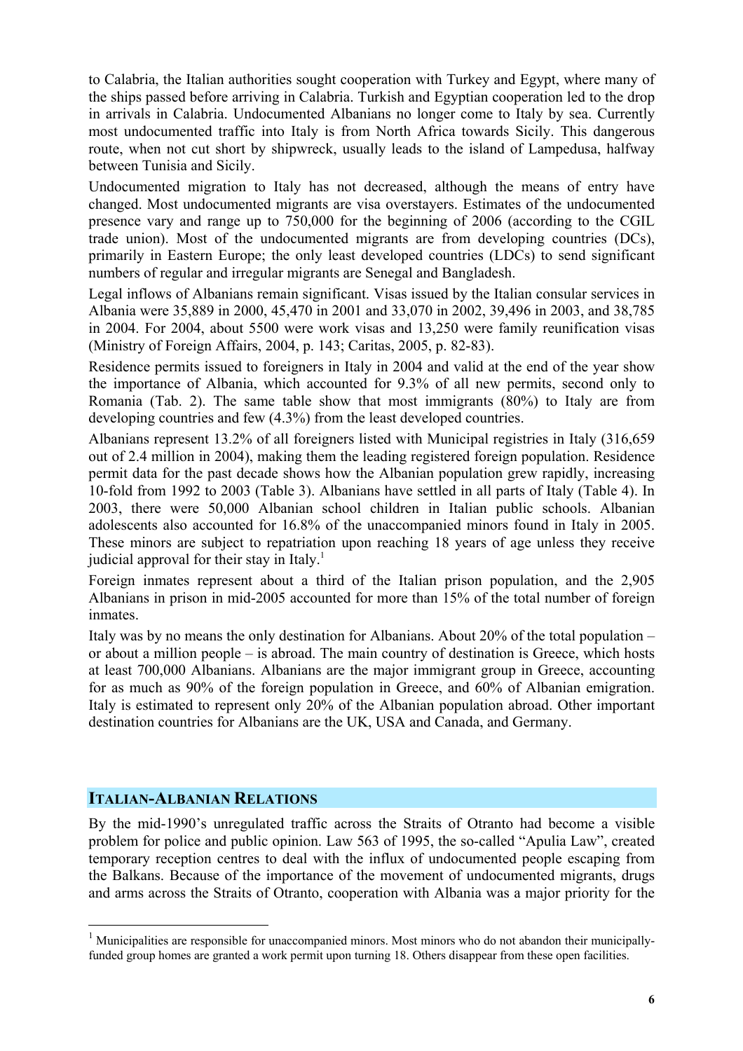to Calabria, the Italian authorities sought cooperation with Turkey and Egypt, where many of the ships passed before arriving in Calabria. Turkish and Egyptian cooperation led to the drop in arrivals in Calabria. Undocumented Albanians no longer come to Italy by sea. Currently most undocumented traffic into Italy is from North Africa towards Sicily. This dangerous route, when not cut short by shipwreck, usually leads to the island of Lampedusa, halfway between Tunisia and Sicily.

Undocumented migration to Italy has not decreased, although the means of entry have changed. Most undocumented migrants are visa overstayers. Estimates of the undocumented presence vary and range up to 750,000 for the beginning of 2006 (according to the CGIL trade union). Most of the undocumented migrants are from developing countries (DCs), primarily in Eastern Europe; the only least developed countries (LDCs) to send significant numbers of regular and irregular migrants are Senegal and Bangladesh.

Legal inflows of Albanians remain significant. Visas issued by the Italian consular services in Albania were 35,889 in 2000, 45,470 in 2001 and 33,070 in 2002, 39,496 in 2003, and 38,785 in 2004. For 2004, about 5500 were work visas and 13,250 were family reunification visas (Ministry of Foreign Affairs, 2004, p. 143; Caritas, 2005, p. 82-83).

Residence permits issued to foreigners in Italy in 2004 and valid at the end of the year show the importance of Albania, which accounted for 9.3% of all new permits, second only to Romania (Tab. 2). The same table show that most immigrants (80%) to Italy are from developing countries and few (4.3%) from the least developed countries.

Albanians represent 13.2% of all foreigners listed with Municipal registries in Italy (316,659 out of 2.4 million in 2004), making them the leading registered foreign population. Residence permit data for the past decade shows how the Albanian population grew rapidly, increasing 10-fold from 1992 to 2003 (Table 3). Albanians have settled in all parts of Italy (Table 4). In 2003, there were 50,000 Albanian school children in Italian public schools. Albanian adolescents also accounted for 16.8% of the unaccompanied minors found in Italy in 2005. These minors are subject to repatriation upon reaching 18 years of age unless they receive judicial approval for their stay in Italy.[1]

Foreign inmates represent about a third of the Italian prison population, and the 2,905 Albanians in prison in mid-2005 accounted for more than 15% of the total number of foreign inmates.

Italy was by no means the only destination for Albanians. About 20% of the total population – or about a million people – is abroad. The main country of destination is Greece, which hosts at least 700,000 Albanians. Albanians are the major immigrant group in Greece, accounting for as much as 90% of the foreign population in Greece, and 60% of Albanian emigration. Italy is estimated to represent only 20% of the Albanian population abroad. Other important destination countries for Albanians are the UK, USA and Canada, and Germany.

## ITALIAN-ALBANIAN RELATIONS

By the mid-1990's unregulated traffic across the Straits of Otranto had become a visible problem for police and public opinion. Law 563 of 1995, the so-called "Apulia Law", created temporary reception centres to deal with the influx of undocumented people escaping from the Balkans. Because of the importance of the movement of undocumented migrants, drugs and arms across the Straits of Otranto, cooperation with Albania was a major priority for the

[1] Municipalities are responsible for unaccompanied minors. Most minors who do not abandon their municipally-funded group homes are granted a work permit upon turning 18. Others disappear from these open facilities.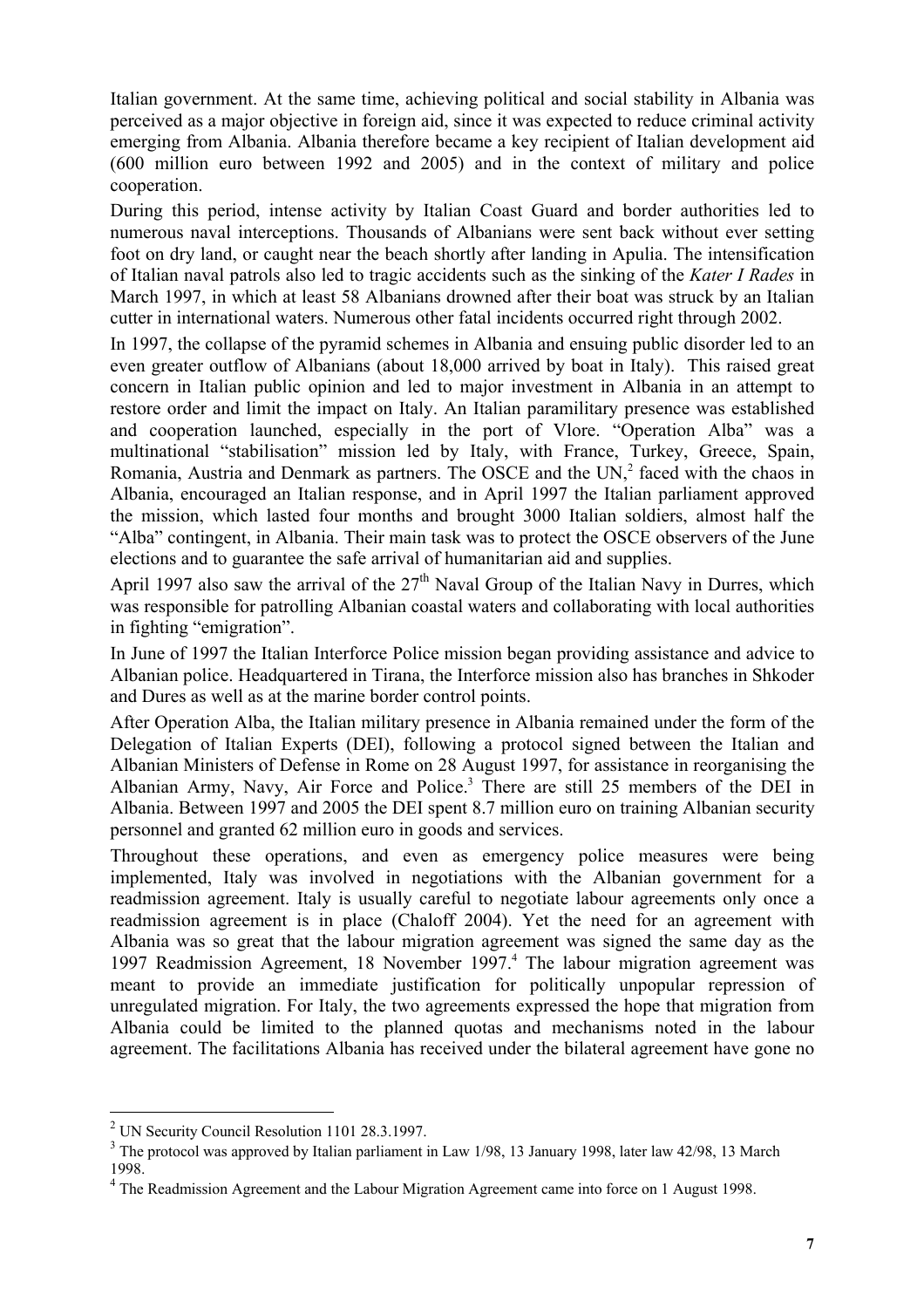Italian government. At the same time, achieving political and social stability in Albania was perceived as a major objective in foreign aid, since it was expected to reduce criminal activity emerging from Albania. Albania therefore became a key recipient of Italian development aid (600 million euro between 1992 and 2005) and in the context of military and police cooperation.

During this period, intense activity by Italian Coast Guard and border authorities led to numerous naval interceptions. Thousands of Albanians were sent back without ever setting foot on dry land, or caught near the beach shortly after landing in Apulia. The intensification of Italian naval patrols also led to tragic accidents such as the sinking of the *Kater I Rades* in March 1997, in which at least 58 Albanians drowned after their boat was struck by an Italian cutter in international waters. Numerous other fatal incidents occurred right through 2002.

In 1997, the collapse of the pyramid schemes in Albania and ensuing public disorder led to an even greater outflow of Albanians (about 18,000 arrived by boat in Italy). This raised great concern in Italian public opinion and led to major investment in Albania in an attempt to restore order and limit the impact on Italy. An Italian paramilitary presence was established and cooperation launched, especially in the port of Vlore. "Operation Alba" was a multinational "stabilisation" mission led by Italy, with France, Turkey, Greece, Spain, Romania, Austria and Denmark as partners. The OSCE and the UN,[2] faced with the chaos in Albania, encouraged an Italian response, and in April 1997 the Italian parliament approved the mission, which lasted four months and brought 3000 Italian soldiers, almost half the "Alba" contingent, in Albania. Their main task was to protect the OSCE observers of the June elections and to guarantee the safe arrival of humanitarian aid and supplies.

April 1997 also saw the arrival of the 27th Naval Group of the Italian Navy in Durres, which was responsible for patrolling Albanian coastal waters and collaborating with local authorities in fighting "emigration".

In June of 1997 the Italian Interforce Police mission began providing assistance and advice to Albanian police. Headquartered in Tirana, the Interforce mission also has branches in Shkoder and Dures as well as at the marine border control points.

After Operation Alba, the Italian military presence in Albania remained under the form of the Delegation of Italian Experts (DEI), following a protocol signed between the Italian and Albanian Ministers of Defense in Rome on 28 August 1997, for assistance in reorganising the Albanian Army, Navy, Air Force and Police.[3] There are still 25 members of the DEI in Albania. Between 1997 and 2005 the DEI spent 8.7 million euro on training Albanian security personnel and granted 62 million euro in goods and services.

Throughout these operations, and even as emergency police measures were being implemented, Italy was involved in negotiations with the Albanian government for a readmission agreement. Italy is usually careful to negotiate labour agreements only once a readmission agreement is in place (Chaloff 2004). Yet the need for an agreement with Albania was so great that the labour migration agreement was signed the same day as the 1997 Readmission Agreement, 18 November 1997.[4] The labour migration agreement was meant to provide an immediate justification for politically unpopular repression of unregulated migration. For Italy, the two agreements expressed the hope that migration from Albania could be limited to the planned quotas and mechanisms noted in the labour agreement. The facilitations Albania has received under the bilateral agreement have gone no

---

[2] UN Security Council Resolution 1101 28.3.1997.

[3] The protocol was approved by Italian parliament in Law 1/98, 13 January 1998, later law 42/98, 13 March 1998.

[4] The Readmission Agreement and the Labour Migration Agreement came into force on 1 August 1998.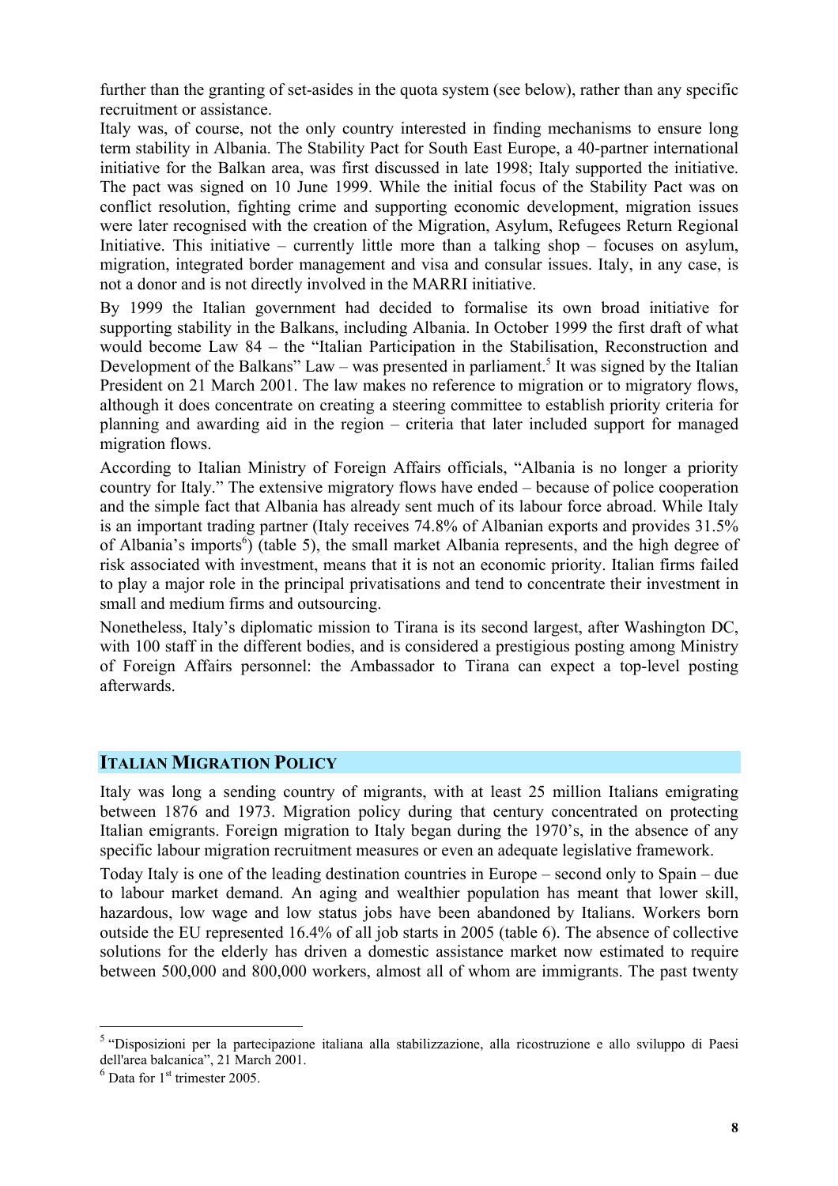further than the granting of set-asides in the quota system (see below), rather than any specific recruitment or assistance.

Italy was, of course, not the only country interested in finding mechanisms to ensure long term stability in Albania. The Stability Pact for South East Europe, a 40-partner international initiative for the Balkan area, was first discussed in late 1998; Italy supported the initiative. The pact was signed on 10 June 1999. While the initial focus of the Stability Pact was on conflict resolution, fighting crime and supporting economic development, migration issues were later recognised with the creation of the Migration, Asylum, Refugees Return Regional Initiative. This initiative – currently little more than a talking shop – focuses on asylum, migration, integrated border management and visa and consular issues. Italy, in any case, is not a donor and is not directly involved in the MARRI initiative.

By 1999 the Italian government had decided to formalise its own broad initiative for supporting stability in the Balkans, including Albania. In October 1999 the first draft of what would become Law 84 – the "Italian Participation in the Stabilisation, Reconstruction and Development of the Balkans" Law – was presented in parliament.[5] It was signed by the Italian President on 21 March 2001. The law makes no reference to migration or to migratory flows, although it does concentrate on creating a steering committee to establish priority criteria for planning and awarding aid in the region – criteria that later included support for managed migration flows.

According to Italian Ministry of Foreign Affairs officials, "Albania is no longer a priority country for Italy." The extensive migratory flows have ended – because of police cooperation and the simple fact that Albania has already sent much of its labour force abroad. While Italy is an important trading partner (Italy receives 74.8% of Albanian exports and provides 31.5% of Albania's imports[6]) (table 5), the small market Albania represents, and the high degree of risk associated with investment, means that it is not an economic priority. Italian firms failed to play a major role in the principal privatisations and tend to concentrate their investment in small and medium firms and outsourcing.

Nonetheless, Italy's diplomatic mission to Tirana is its second largest, after Washington DC, with 100 staff in the different bodies, and is considered a prestigious posting among Ministry of Foreign Affairs personnel: the Ambassador to Tirana can expect a top-level posting afterwards.

## ITALIAN MIGRATION POLICY

Italy was long a sending country of migrants, with at least 25 million Italians emigrating between 1876 and 1973. Migration policy during that century concentrated on protecting Italian emigrants. Foreign migration to Italy began during the 1970's, in the absence of any specific labour migration recruitment measures or even an adequate legislative framework.

Today Italy is one of the leading destination countries in Europe – second only to Spain – due to labour market demand. An aging and wealthier population has meant that lower skill, hazardous, low wage and low status jobs have been abandoned by Italians. Workers born outside the EU represented 16.4% of all job starts in 2005 (table 6). The absence of collective solutions for the elderly has driven a domestic assistance market now estimated to require between 500,000 and 800,000 workers, almost all of whom are immigrants. The past twenty

---

[5] "Disposizioni per la partecipazione italiana alla stabilizzazione, alla ricostruzione e allo sviluppo di Paesi dell'area balcanica", 21 March 2001.

[6] Data for 1st trimester 2005.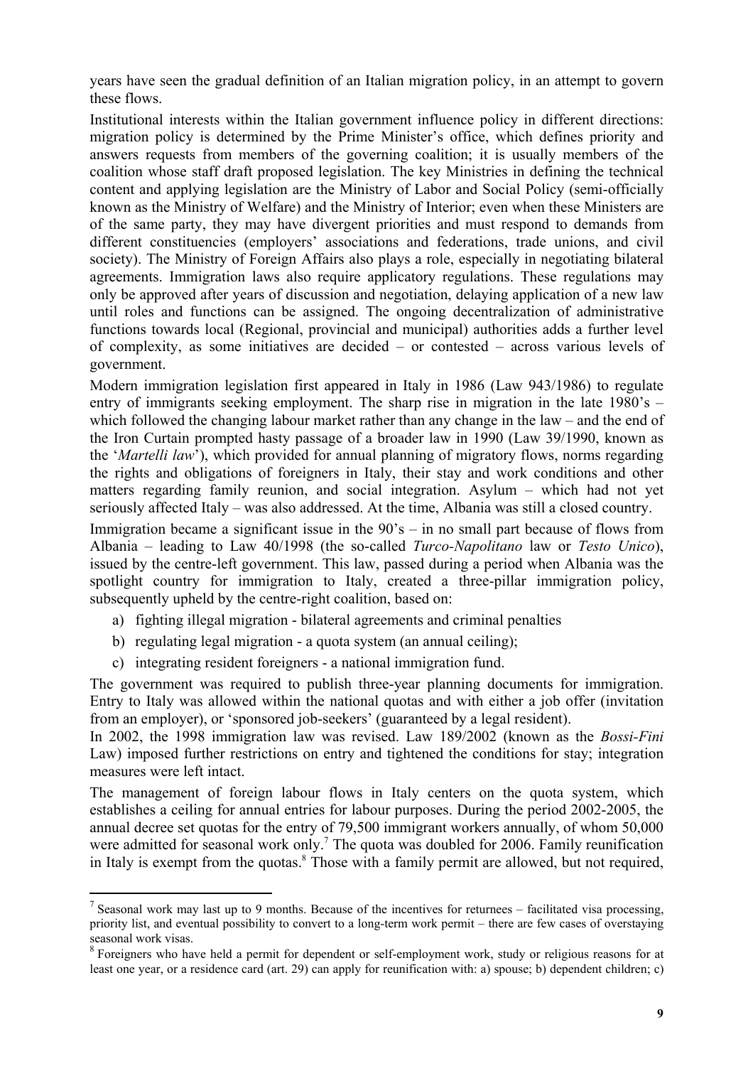years have seen the gradual definition of an Italian migration policy, in an attempt to govern these flows.

Institutional interests within the Italian government influence policy in different directions: migration policy is determined by the Prime Minister's office, which defines priority and answers requests from members of the governing coalition; it is usually members of the coalition whose staff draft proposed legislation. The key Ministries in defining the technical content and applying legislation are the Ministry of Labor and Social Policy (semi-officially known as the Ministry of Welfare) and the Ministry of Interior; even when these Ministers are of the same party, they may have divergent priorities and must respond to demands from different constituencies (employers' associations and federations, trade unions, and civil society). The Ministry of Foreign Affairs also plays a role, especially in negotiating bilateral agreements. Immigration laws also require applicatory regulations. These regulations may only be approved after years of discussion and negotiation, delaying application of a new law until roles and functions can be assigned. The ongoing decentralization of administrative functions towards local (Regional, provincial and municipal) authorities adds a further level of complexity, as some initiatives are decided – or contested – across various levels of government.

Modern immigration legislation first appeared in Italy in 1986 (Law 943/1986) to regulate entry of immigrants seeking employment. The sharp rise in migration in the late 1980's – which followed the changing labour market rather than any change in the law – and the end of the Iron Curtain prompted hasty passage of a broader law in 1990 (Law 39/1990, known as the '*Martelli law*'), which provided for annual planning of migratory flows, norms regarding the rights and obligations of foreigners in Italy, their stay and work conditions and other matters regarding family reunion, and social integration. Asylum – which had not yet seriously affected Italy – was also addressed. At the time, Albania was still a closed country.

Immigration became a significant issue in the 90's – in no small part because of flows from Albania – leading to Law 40/1998 (the so-called *Turco-Napolitano* law or *Testo Unico*), issued by the centre-left government. This law, passed during a period when Albania was the spotlight country for immigration to Italy, created a three-pillar immigration policy, subsequently upheld by the centre-right coalition, based on:

a) fighting illegal migration - bilateral agreements and criminal penalties
b) regulating legal migration - a quota system (an annual ceiling);
c) integrating resident foreigners - a national immigration fund.

The government was required to publish three-year planning documents for immigration. Entry to Italy was allowed within the national quotas and with either a job offer (invitation from an employer), or 'sponsored job-seekers' (guaranteed by a legal resident).

In 2002, the 1998 immigration law was revised. Law 189/2002 (known as the *Bossi-Fini* Law) imposed further restrictions on entry and tightened the conditions for stay; integration measures were left intact.

The management of foreign labour flows in Italy centers on the quota system, which establishes a ceiling for annual entries for labour purposes. During the period 2002-2005, the annual decree set quotas for the entry of 79,500 immigrant workers annually, of whom 50,000 were admitted for seasonal work only.[7] The quota was doubled for 2006. Family reunification in Italy is exempt from the quotas.[8] Those with a family permit are allowed, but not required,

---

[7] Seasonal work may last up to 9 months. Because of the incentives for returnees – facilitated visa processing, priority list, and eventual possibility to convert to a long-term work permit – there are few cases of overstaying seasonal work visas.

[8] Foreigners who have held a permit for dependent or self-employment work, study or religious reasons for at least one year, or a residence card (art. 29) can apply for reunification with: a) spouse; b) dependent children; c)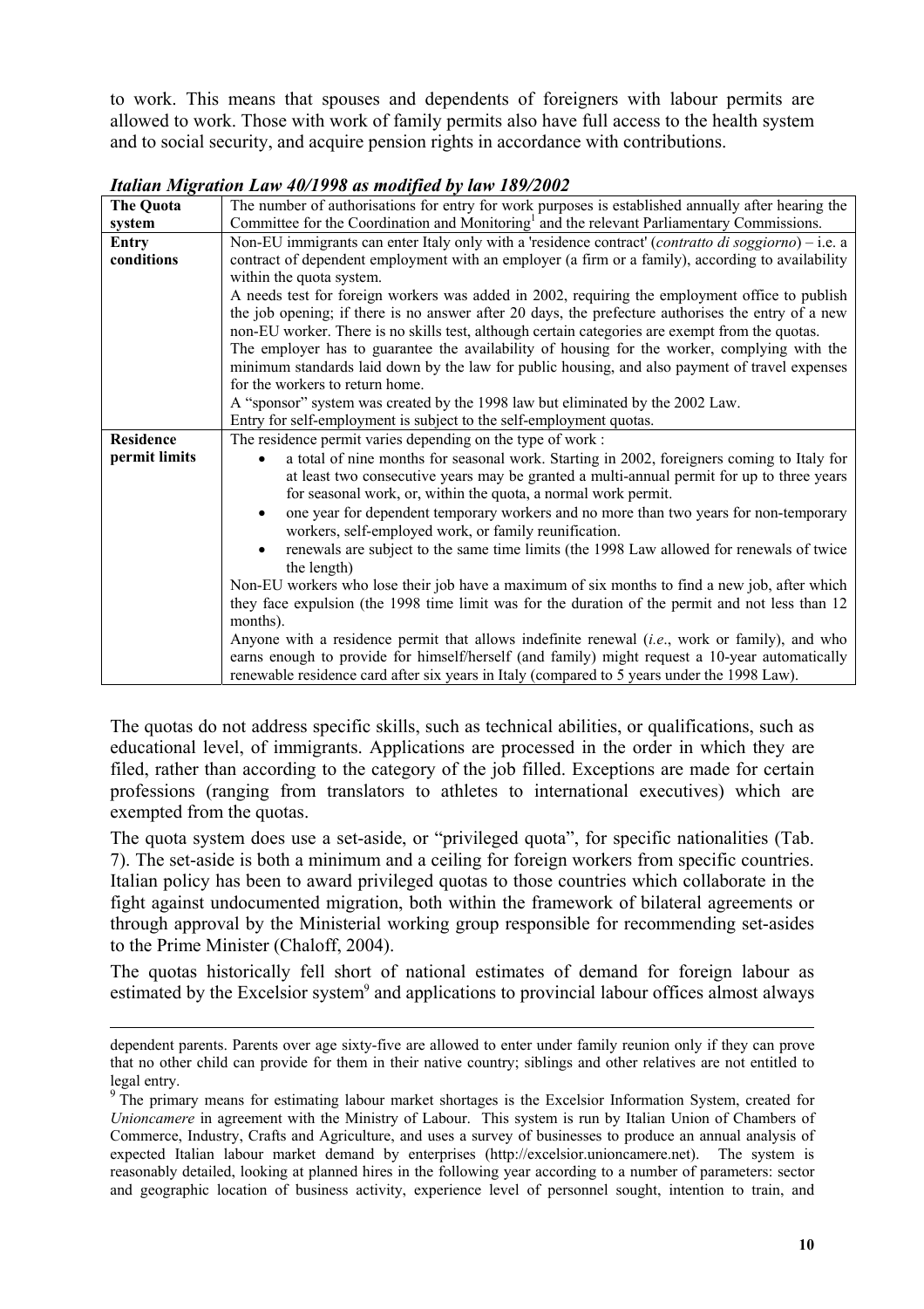to work. This means that spouses and dependents of foreigners with labour permits are allowed to work. Those with work of family permits also have full access to the health system and to social security, and acquire pension rights in accordance with contributions.

***Italian Migration Law 40/1998 as modified by law 189/2002***

| **The Quota system** | The number of authorisations for entry for work purposes is established annually after hearing the Committee for the Coordination and Monitoring[1] and the relevant Parliamentary Commissions. |
|---|---|
| **Entry conditions** | Non-EU immigrants can enter Italy only with a 'residence contract' (*contratto di soggiorno*) – i.e. a contract of dependent employment with an employer (a firm or a family), according to availability within the quota system.<br>A needs test for foreign workers was added in 2002, requiring the employment office to publish the job opening; if there is no answer after 20 days, the prefecture authorises the entry of a new non-EU worker. There is no skills test, although certain categories are exempt from the quotas.<br>The employer has to guarantee the availability of housing for the worker, complying with the minimum standards laid down by the law for public housing, and also payment of travel expenses for the workers to return home.<br>A "sponsor" system was created by the 1998 law but eliminated by the 2002 Law.<br>Entry for self-employment is subject to the self-employment quotas. |
| **Residence permit limits** | The residence permit varies depending on the type of work :<br>• a total of nine months for seasonal work. Starting in 2002, foreigners coming to Italy for at least two consecutive years may be granted a multi-annual permit for up to three years for seasonal work, or, within the quota, a normal work permit.<br>• one year for dependent temporary workers and no more than two years for non-temporary workers, self-employed work, or family reunification.<br>• renewals are subject to the same time limits (the 1998 Law allowed for renewals of twice the length)<br>Non-EU workers who lose their job have a maximum of six months to find a new job, after which they face expulsion (the 1998 time limit was for the duration of the permit and not less than 12 months).<br>Anyone with a residence permit that allows indefinite renewal (*i.e*., work or family), and who earns enough to provide for himself/herself (and family) might request a 10-year automatically renewable residence card after six years in Italy (compared to 5 years under the 1998 Law). |

The quotas do not address specific skills, such as technical abilities, or qualifications, such as educational level, of immigrants. Applications are processed in the order in which they are filed, rather than according to the category of the job filled. Exceptions are made for certain professions (ranging from translators to athletes to international executives) which are exempted from the quotas.

The quota system does use a set-aside, or "privileged quota", for specific nationalities (Tab. 7). The set-aside is both a minimum and a ceiling for foreign workers from specific countries. Italian policy has been to award privileged quotas to those countries which collaborate in the fight against undocumented migration, both within the framework of bilateral agreements or through approval by the Ministerial working group responsible for recommending set-asides to the Prime Minister (Chaloff, 2004).

The quotas historically fell short of national estimates of demand for foreign labour as estimated by the Excelsior system[9] and applications to provincial labour offices almost always

---

dependent parents. Parents over age sixty-five are allowed to enter under family reunion only if they can prove that no other child can provide for them in their native country; siblings and other relatives are not entitled to legal entry.

[9] The primary means for estimating labour market shortages is the Excelsior Information System, created for *Unioncamere* in agreement with the Ministry of Labour. This system is run by Italian Union of Chambers of Commerce, Industry, Crafts and Agriculture, and uses a survey of businesses to produce an annual analysis of expected Italian labour market demand by enterprises (http://excelsior.unioncamere.net). The system is reasonably detailed, looking at planned hires in the following year according to a number of parameters: sector and geographic location of business activity, experience level of personnel sought, intention to train, and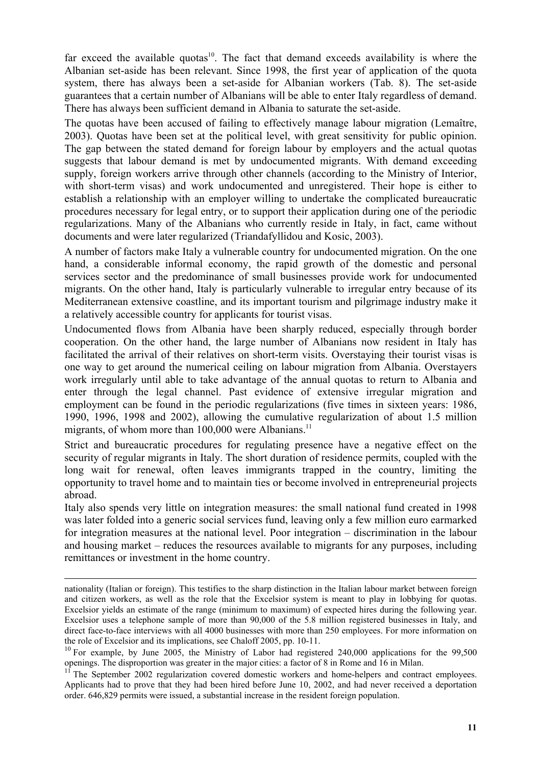far exceed the available quotas[10]. The fact that demand exceeds availability is where the Albanian set-aside has been relevant. Since 1998, the first year of application of the quota system, there has always been a set-aside for Albanian workers (Tab. 8). The set-aside guarantees that a certain number of Albanians will be able to enter Italy regardless of demand. There has always been sufficient demand in Albania to saturate the set-aside.

The quotas have been accused of failing to effectively manage labour migration (Lemaître, 2003). Quotas have been set at the political level, with great sensitivity for public opinion. The gap between the stated demand for foreign labour by employers and the actual quotas suggests that labour demand is met by undocumented migrants. With demand exceeding supply, foreign workers arrive through other channels (according to the Ministry of Interior, with short-term visas) and work undocumented and unregistered. Their hope is either to establish a relationship with an employer willing to undertake the complicated bureaucratic procedures necessary for legal entry, or to support their application during one of the periodic regularizations. Many of the Albanians who currently reside in Italy, in fact, came without documents and were later regularized (Triandafyllidou and Kosic, 2003).

A number of factors make Italy a vulnerable country for undocumented migration. On the one hand, a considerable informal economy, the rapid growth of the domestic and personal services sector and the predominance of small businesses provide work for undocumented migrants. On the other hand, Italy is particularly vulnerable to irregular entry because of its Mediterranean extensive coastline, and its important tourism and pilgrimage industry make it a relatively accessible country for applicants for tourist visas.

Undocumented flows from Albania have been sharply reduced, especially through border cooperation. On the other hand, the large number of Albanians now resident in Italy has facilitated the arrival of their relatives on short-term visits. Overstaying their tourist visas is one way to get around the numerical ceiling on labour migration from Albania. Overstayers work irregularly until able to take advantage of the annual quotas to return to Albania and enter through the legal channel. Past evidence of extensive irregular migration and employment can be found in the periodic regularizations (five times in sixteen years: 1986, 1990, 1996, 1998 and 2002), allowing the cumulative regularization of about 1.5 million migrants, of whom more than 100,000 were Albanians.[11]

Strict and bureaucratic procedures for regulating presence have a negative effect on the security of regular migrants in Italy. The short duration of residence permits, coupled with the long wait for renewal, often leaves immigrants trapped in the country, limiting the opportunity to travel home and to maintain ties or become involved in entrepreneurial projects abroad.

Italy also spends very little on integration measures: the small national fund created in 1998 was later folded into a generic social services fund, leaving only a few million euro earmarked for integration measures at the national level. Poor integration – discrimination in the labour and housing market – reduces the resources available to migrants for any purposes, including remittances or investment in the home country.

---

nationality (Italian or foreign). This testifies to the sharp distinction in the Italian labour market between foreign and citizen workers, as well as the role that the Excelsior system is meant to play in lobbying for quotas. Excelsior yields an estimate of the range (minimum to maximum) of expected hires during the following year. Excelsior uses a telephone sample of more than 90,000 of the 5.8 million registered businesses in Italy, and direct face-to-face interviews with all 4000 businesses with more than 250 employees. For more information on the role of Excelsior and its implications, see Chaloff 2005, pp. 10-11.

[10] For example, by June 2005, the Ministry of Labor had registered 240,000 applications for the 99,500 openings. The disproportion was greater in the major cities: a factor of 8 in Rome and 16 in Milan.

[11] The September 2002 regularization covered domestic workers and home-helpers and contract employees. Applicants had to prove that they had been hired before June 10, 2002, and had never received a deportation order. 646,829 permits were issued, a substantial increase in the resident foreign population.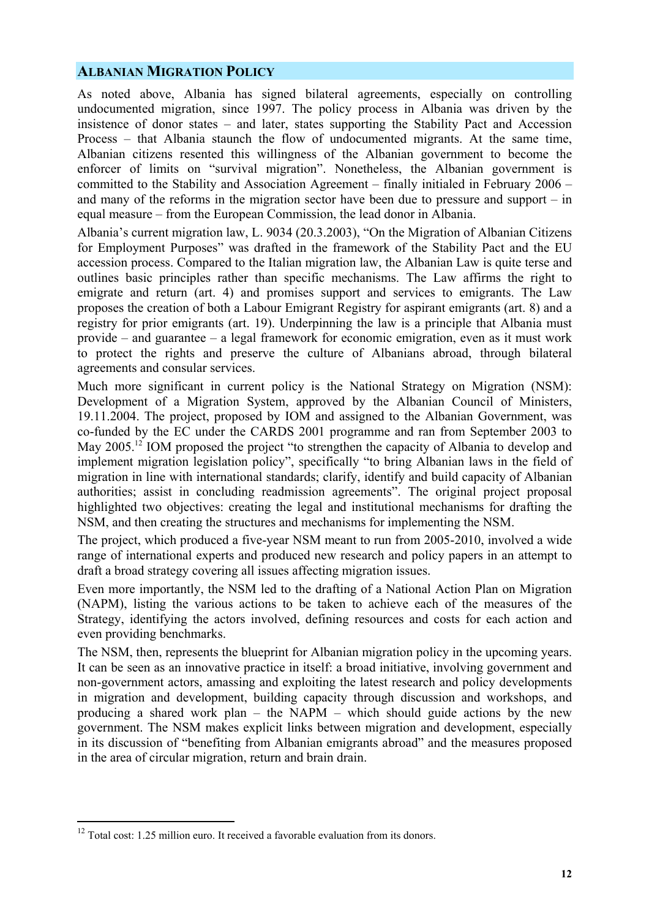## ALBANIAN MIGRATION POLICY

As noted above, Albania has signed bilateral agreements, especially on controlling undocumented migration, since 1997. The policy process in Albania was driven by the insistence of donor states – and later, states supporting the Stability Pact and Accession Process – that Albania staunch the flow of undocumented migrants. At the same time, Albanian citizens resented this willingness of the Albanian government to become the enforcer of limits on "survival migration". Nonetheless, the Albanian government is committed to the Stability and Association Agreement – finally initialed in February 2006 – and many of the reforms in the migration sector have been due to pressure and support – in equal measure – from the European Commission, the lead donor in Albania.

Albania's current migration law, L. 9034 (20.3.2003), "On the Migration of Albanian Citizens for Employment Purposes" was drafted in the framework of the Stability Pact and the EU accession process. Compared to the Italian migration law, the Albanian Law is quite terse and outlines basic principles rather than specific mechanisms. The Law affirms the right to emigrate and return (art. 4) and promises support and services to emigrants. The Law proposes the creation of both a Labour Emigrant Registry for aspirant emigrants (art. 8) and a registry for prior emigrants (art. 19). Underpinning the law is a principle that Albania must provide – and guarantee – a legal framework for economic emigration, even as it must work to protect the rights and preserve the culture of Albanians abroad, through bilateral agreements and consular services.

Much more significant in current policy is the National Strategy on Migration (NSM): Development of a Migration System, approved by the Albanian Council of Ministers, 19.11.2004. The project, proposed by IOM and assigned to the Albanian Government, was co-funded by the EC under the CARDS 2001 programme and ran from September 2003 to May 2005.[12] IOM proposed the project "to strengthen the capacity of Albania to develop and implement migration legislation policy", specifically "to bring Albanian laws in the field of migration in line with international standards; clarify, identify and build capacity of Albanian authorities; assist in concluding readmission agreements". The original project proposal highlighted two objectives: creating the legal and institutional mechanisms for drafting the NSM, and then creating the structures and mechanisms for implementing the NSM.

The project, which produced a five-year NSM meant to run from 2005-2010, involved a wide range of international experts and produced new research and policy papers in an attempt to draft a broad strategy covering all issues affecting migration issues.

Even more importantly, the NSM led to the drafting of a National Action Plan on Migration (NAPM), listing the various actions to be taken to achieve each of the measures of the Strategy, identifying the actors involved, defining resources and costs for each action and even providing benchmarks.

The NSM, then, represents the blueprint for Albanian migration policy in the upcoming years. It can be seen as an innovative practice in itself: a broad initiative, involving government and non-government actors, amassing and exploiting the latest research and policy developments in migration and development, building capacity through discussion and workshops, and producing a shared work plan – the NAPM – which should guide actions by the new government. The NSM makes explicit links between migration and development, especially in its discussion of "benefiting from Albanian emigrants abroad" and the measures proposed in the area of circular migration, return and brain drain.

---

[12] Total cost: 1.25 million euro. It received a favorable evaluation from its donors.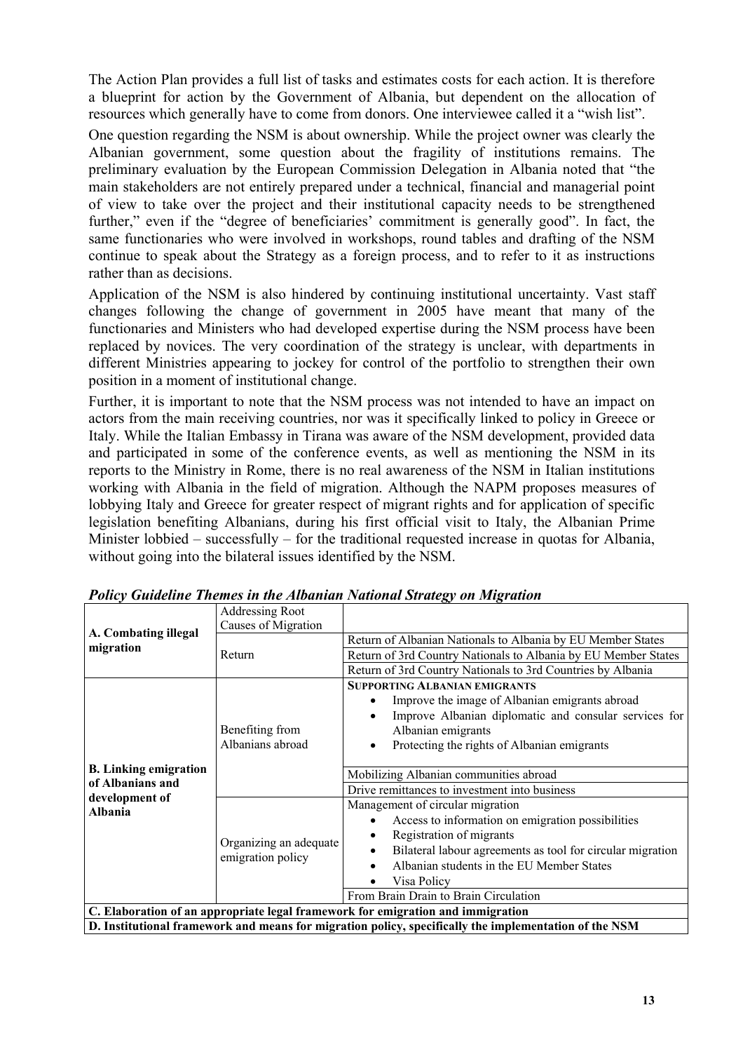The Action Plan provides a full list of tasks and estimates costs for each action. It is therefore a blueprint for action by the Government of Albania, but dependent on the allocation of resources which generally have to come from donors. One interviewee called it a "wish list".

One question regarding the NSM is about ownership. While the project owner was clearly the Albanian government, some question about the fragility of institutions remains. The preliminary evaluation by the European Commission Delegation in Albania noted that "the main stakeholders are not entirely prepared under a technical, financial and managerial point of view to take over the project and their institutional capacity needs to be strengthened further," even if the "degree of beneficiaries' commitment is generally good". In fact, the same functionaries who were involved in workshops, round tables and drafting of the NSM continue to speak about the Strategy as a foreign process, and to refer to it as instructions rather than as decisions.

Application of the NSM is also hindered by continuing institutional uncertainty. Vast staff changes following the change of government in 2005 have meant that many of the functionaries and Ministers who had developed expertise during the NSM process have been replaced by novices. The very coordination of the strategy is unclear, with departments in different Ministries appearing to jockey for control of the portfolio to strengthen their own position in a moment of institutional change.

Further, it is important to note that the NSM process was not intended to have an impact on actors from the main receiving countries, nor was it specifically linked to policy in Greece or Italy. While the Italian Embassy in Tirana was aware of the NSM development, provided data and participated in some of the conference events, as well as mentioning the NSM in its reports to the Ministry in Rome, there is no real awareness of the NSM in Italian institutions working with Albania in the field of migration. Although the NAPM proposes measures of lobbying Italy and Greece for greater respect of migrant rights and for application of specific legislation benefiting Albanians, during his first official visit to Italy, the Albanian Prime Minister lobbied – successfully – for the traditional requested increase in quotas for Albania, without going into the bilateral issues identified by the NSM.

***Policy Guideline Themes in the Albanian National Strategy on Migration***

| | | |
|---|---|---|
| **A. Combating illegal migration** | Addressing Root Causes of Migration | |
| | Return | Return of Albanian Nationals to Albania by EU Member States |
| | | Return of 3rd Country Nationals to Albania by EU Member States |
| | | Return of 3rd Country Nationals to 3rd Countries by Albania |
| **B. Linking emigration of Albanians and development of Albania** | Benefiting from Albanians abroad | **SUPPORTING ALBANIAN EMIGRANTS** <br>• Improve the image of Albanian emigrants abroad <br>• Improve Albanian diplomatic and consular services for Albanian emigrants <br>• Protecting the rights of Albanian emigrants |
| | | Mobilizing Albanian communities abroad |
| | | Drive remittances to investment into business |
| | Organizing an adequate emigration policy | Management of circular migration <br>• Access to information on emigration possibilities <br>• Registration of migrants <br>• Bilateral labour agreements as tool for circular migration <br>• Albanian students in the EU Member States <br>• Visa Policy |
| | | From Brain Drain to Brain Circulation |
| **C. Elaboration of an appropriate legal framework for emigration and immigration** | | |
| **D. Institutional framework and means for migration policy, specifically the implementation of the NSM** | | |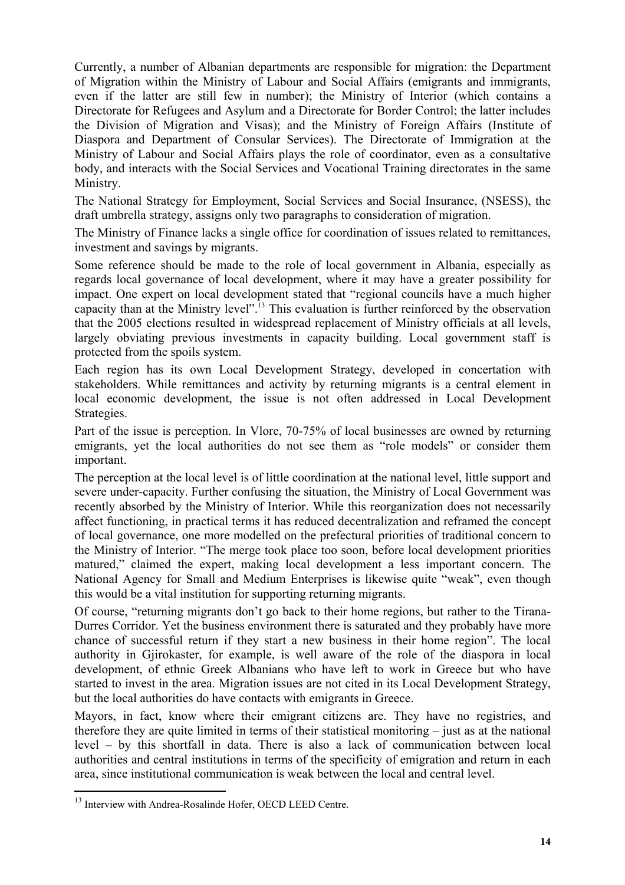Currently, a number of Albanian departments are responsible for migration: the Department of Migration within the Ministry of Labour and Social Affairs (emigrants and immigrants, even if the latter are still few in number); the Ministry of Interior (which contains a Directorate for Refugees and Asylum and a Directorate for Border Control; the latter includes the Division of Migration and Visas); and the Ministry of Foreign Affairs (Institute of Diaspora and Department of Consular Services). The Directorate of Immigration at the Ministry of Labour and Social Affairs plays the role of coordinator, even as a consultative body, and interacts with the Social Services and Vocational Training directorates in the same Ministry.

The National Strategy for Employment, Social Services and Social Insurance, (NSESS), the draft umbrella strategy, assigns only two paragraphs to consideration of migration.

The Ministry of Finance lacks a single office for coordination of issues related to remittances, investment and savings by migrants.

Some reference should be made to the role of local government in Albania, especially as regards local governance of local development, where it may have a greater possibility for impact. One expert on local development stated that "regional councils have a much higher capacity than at the Ministry level".[13] This evaluation is further reinforced by the observation that the 2005 elections resulted in widespread replacement of Ministry officials at all levels, largely obviating previous investments in capacity building. Local government staff is protected from the spoils system.

Each region has its own Local Development Strategy, developed in concertation with stakeholders. While remittances and activity by returning migrants is a central element in local economic development, the issue is not often addressed in Local Development Strategies.

Part of the issue is perception. In Vlore, 70-75% of local businesses are owned by returning emigrants, yet the local authorities do not see them as "role models" or consider them important.

The perception at the local level is of little coordination at the national level, little support and severe under-capacity. Further confusing the situation, the Ministry of Local Government was recently absorbed by the Ministry of Interior. While this reorganization does not necessarily affect functioning, in practical terms it has reduced decentralization and reframed the concept of local governance, one more modelled on the prefectural priorities of traditional concern to the Ministry of Interior. "The merge took place too soon, before local development priorities matured," claimed the expert, making local development a less important concern. The National Agency for Small and Medium Enterprises is likewise quite "weak", even though this would be a vital institution for supporting returning migrants.

Of course, "returning migrants don't go back to their home regions, but rather to the Tirana-Durres Corridor. Yet the business environment there is saturated and they probably have more chance of successful return if they start a new business in their home region". The local authority in Gjirokaster, for example, is well aware of the role of the diaspora in local development, of ethnic Greek Albanians who have left to work in Greece but who have started to invest in the area. Migration issues are not cited in its Local Development Strategy, but the local authorities do have contacts with emigrants in Greece.

Mayors, in fact, know where their emigrant citizens are. They have no registries, and therefore they are quite limited in terms of their statistical monitoring – just as at the national level – by this shortfall in data. There is also a lack of communication between local authorities and central institutions in terms of the specificity of emigration and return in each area, since institutional communication is weak between the local and central level.

---

[13] Interview with Andrea-Rosalinde Hofer, OECD LEED Centre.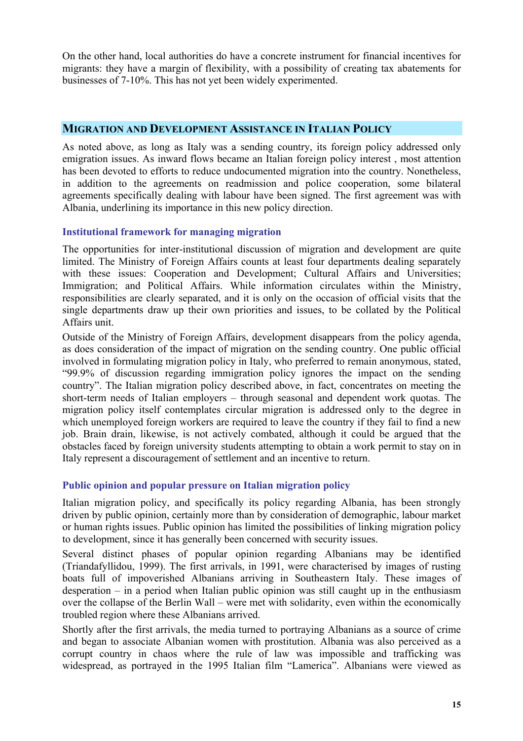On the other hand, local authorities do have a concrete instrument for financial incentives for migrants: they have a margin of flexibility, with a possibility of creating tax abatements for businesses of 7-10%. This has not yet been widely experimented.

## Migration and Development Assistance in Italian Policy

As noted above, as long as Italy was a sending country, its foreign policy addressed only emigration issues. As inward flows became an Italian foreign policy interest , most attention has been devoted to efforts to reduce undocumented migration into the country. Nonetheless, in addition to the agreements on readmission and police cooperation, some bilateral agreements specifically dealing with labour have been signed. The first agreement was with Albania, underlining its importance in this new policy direction.

### Institutional framework for managing migration

The opportunities for inter-institutional discussion of migration and development are quite limited. The Ministry of Foreign Affairs counts at least four departments dealing separately with these issues: Cooperation and Development; Cultural Affairs and Universities; Immigration; and Political Affairs. While information circulates within the Ministry, responsibilities are clearly separated, and it is only on the occasion of official visits that the single departments draw up their own priorities and issues, to be collated by the Political Affairs unit.

Outside of the Ministry of Foreign Affairs, development disappears from the policy agenda, as does consideration of the impact of migration on the sending country. One public official involved in formulating migration policy in Italy, who preferred to remain anonymous, stated, "99.9% of discussion regarding immigration policy ignores the impact on the sending country". The Italian migration policy described above, in fact, concentrates on meeting the short-term needs of Italian employers – through seasonal and dependent work quotas. The migration policy itself contemplates circular migration is addressed only to the degree in which unemployed foreign workers are required to leave the country if they fail to find a new job. Brain drain, likewise, is not actively combated, although it could be argued that the obstacles faced by foreign university students attempting to obtain a work permit to stay on in Italy represent a discouragement of settlement and an incentive to return.

### Public opinion and popular pressure on Italian migration policy

Italian migration policy, and specifically its policy regarding Albania, has been strongly driven by public opinion, certainly more than by consideration of demographic, labour market or human rights issues. Public opinion has limited the possibilities of linking migration policy to development, since it has generally been concerned with security issues.

Several distinct phases of popular opinion regarding Albanians may be identified (Triandafyllidou, 1999). The first arrivals, in 1991, were characterised by images of rusting boats full of impoverished Albanians arriving in Southeastern Italy. These images of desperation – in a period when Italian public opinion was still caught up in the enthusiasm over the collapse of the Berlin Wall – were met with solidarity, even within the economically troubled region where these Albanians arrived.

Shortly after the first arrivals, the media turned to portraying Albanians as a source of crime and began to associate Albanian women with prostitution. Albania was also perceived as a corrupt country in chaos where the rule of law was impossible and trafficking was widespread, as portrayed in the 1995 Italian film "Lamerica". Albanians were viewed as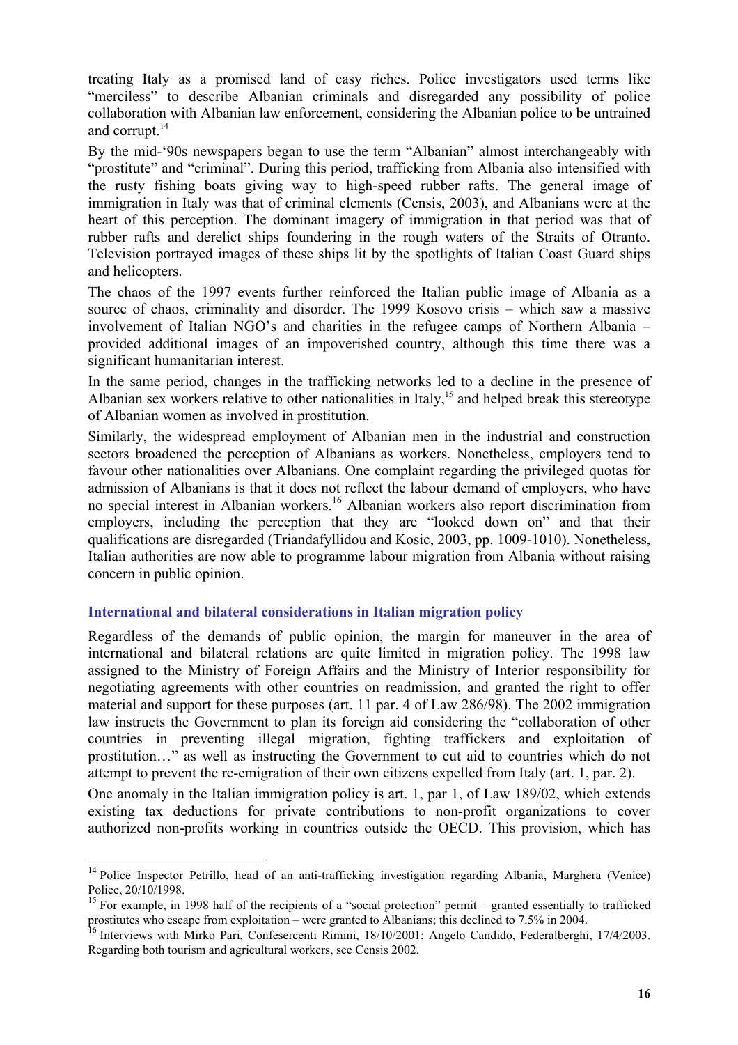treating Italy as a promised land of easy riches. Police investigators used terms like "merciless" to describe Albanian criminals and disregarded any possibility of police collaboration with Albanian law enforcement, considering the Albanian police to be untrained and corrupt.[14]

By the mid-'90s newspapers began to use the term "Albanian" almost interchangeably with "prostitute" and "criminal". During this period, trafficking from Albania also intensified with the rusty fishing boats giving way to high-speed rubber rafts. The general image of immigration in Italy was that of criminal elements (Censis, 2003), and Albanians were at the heart of this perception. The dominant imagery of immigration in that period was that of rubber rafts and derelict ships foundering in the rough waters of the Straits of Otranto. Television portrayed images of these ships lit by the spotlights of Italian Coast Guard ships and helicopters.

The chaos of the 1997 events further reinforced the Italian public image of Albania as a source of chaos, criminality and disorder. The 1999 Kosovo crisis – which saw a massive involvement of Italian NGO's and charities in the refugee camps of Northern Albania – provided additional images of an impoverished country, although this time there was a significant humanitarian interest.

In the same period, changes in the trafficking networks led to a decline in the presence of Albanian sex workers relative to other nationalities in Italy,[15] and helped break this stereotype of Albanian women as involved in prostitution.

Similarly, the widespread employment of Albanian men in the industrial and construction sectors broadened the perception of Albanians as workers. Nonetheless, employers tend to favour other nationalities over Albanians. One complaint regarding the privileged quotas for admission of Albanians is that it does not reflect the labour demand of employers, who have no special interest in Albanian workers.[16] Albanian workers also report discrimination from employers, including the perception that they are "looked down on" and that their qualifications are disregarded (Triandafyllidou and Kosic, 2003, pp. 1009-1010). Nonetheless, Italian authorities are now able to programme labour migration from Albania without raising concern in public opinion.

### International and bilateral considerations in Italian migration policy

Regardless of the demands of public opinion, the margin for maneuver in the area of international and bilateral relations are quite limited in migration policy. The 1998 law assigned to the Ministry of Foreign Affairs and the Ministry of Interior responsibility for negotiating agreements with other countries on readmission, and granted the right to offer material and support for these purposes (art. 11 par. 4 of Law 286/98). The 2002 immigration law instructs the Government to plan its foreign aid considering the "collaboration of other countries in preventing illegal migration, fighting traffickers and exploitation of prostitution…" as well as instructing the Government to cut aid to countries which do not attempt to prevent the re-emigration of their own citizens expelled from Italy (art. 1, par. 2).

One anomaly in the Italian immigration policy is art. 1, par 1, of Law 189/02, which extends existing tax deductions for private contributions to non-profit organizations to cover authorized non-profits working in countries outside the OECD. This provision, which has

---

[14] Police Inspector Petrillo, head of an anti-trafficking investigation regarding Albania, Marghera (Venice) Police, 20/10/1998.

[15] For example, in 1998 half of the recipients of a "social protection" permit – granted essentially to trafficked prostitutes who escape from exploitation – were granted to Albanians; this declined to 7.5% in 2004.

[16] Interviews with Mirko Pari, Confesercenti Rimini, 18/10/2001; Angelo Candido, Federalberghi, 17/4/2003. Regarding both tourism and agricultural workers, see Censis 2002.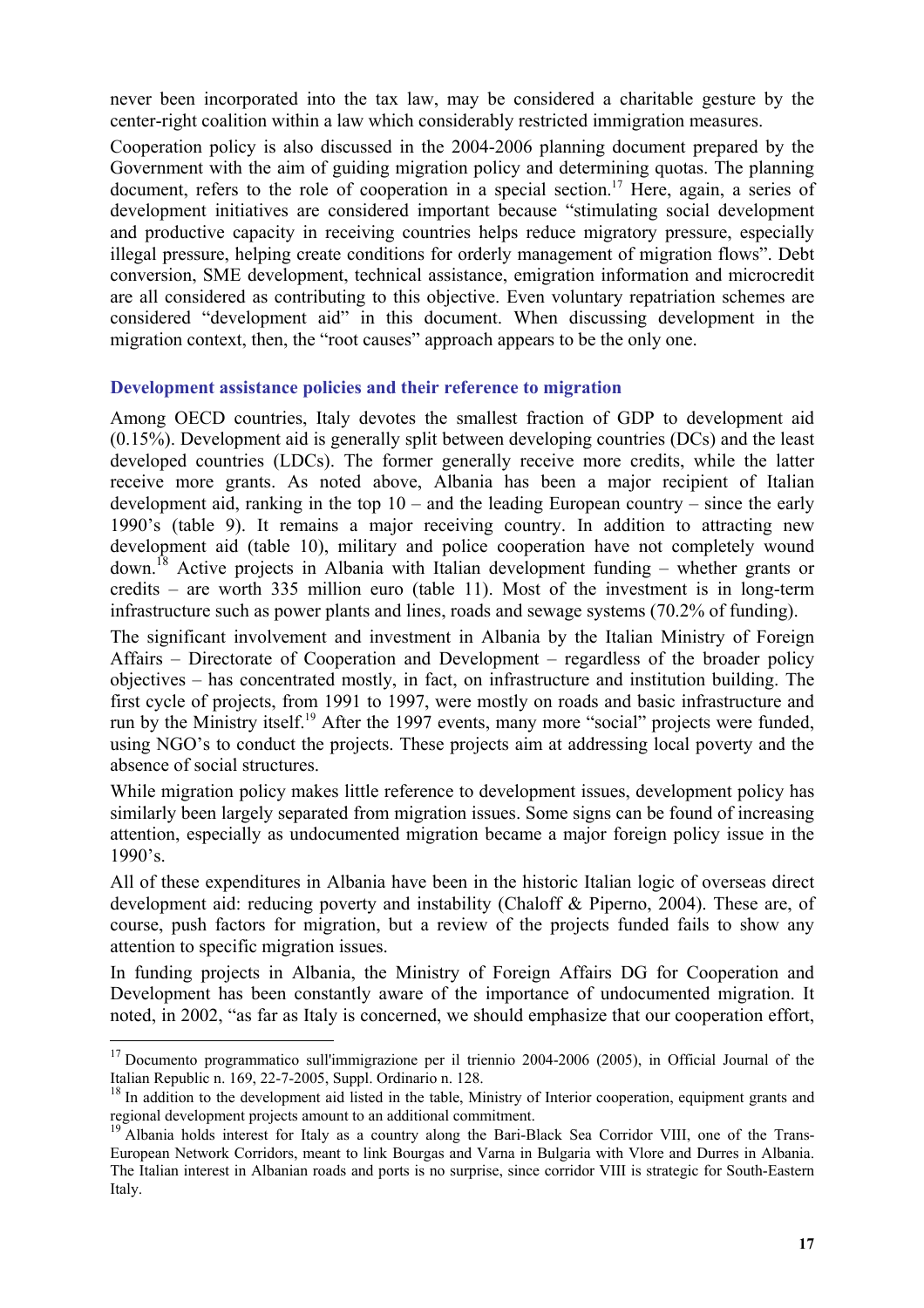never been incorporated into the tax law, may be considered a charitable gesture by the center-right coalition within a law which considerably restricted immigration measures.

Cooperation policy is also discussed in the 2004-2006 planning document prepared by the Government with the aim of guiding migration policy and determining quotas. The planning document, refers to the role of cooperation in a special section.[17] Here, again, a series of development initiatives are considered important because "stimulating social development and productive capacity in receiving countries helps reduce migratory pressure, especially illegal pressure, helping create conditions for orderly management of migration flows". Debt conversion, SME development, technical assistance, emigration information and microcredit are all considered as contributing to this objective. Even voluntary repatriation schemes are considered "development aid" in this document. When discussing development in the migration context, then, the "root causes" approach appears to be the only one.

### Development assistance policies and their reference to migration

Among OECD countries, Italy devotes the smallest fraction of GDP to development aid (0.15%). Development aid is generally split between developing countries (DCs) and the least developed countries (LDCs). The former generally receive more credits, while the latter receive more grants. As noted above, Albania has been a major recipient of Italian development aid, ranking in the top 10 – and the leading European country – since the early 1990's (table 9). It remains a major receiving country. In addition to attracting new development aid (table 10), military and police cooperation have not completely wound down.[18] Active projects in Albania with Italian development funding – whether grants or credits – are worth 335 million euro (table 11). Most of the investment is in long-term infrastructure such as power plants and lines, roads and sewage systems (70.2% of funding).

The significant involvement and investment in Albania by the Italian Ministry of Foreign Affairs – Directorate of Cooperation and Development – regardless of the broader policy objectives – has concentrated mostly, in fact, on infrastructure and institution building. The first cycle of projects, from 1991 to 1997, were mostly on roads and basic infrastructure and run by the Ministry itself.[19] After the 1997 events, many more "social" projects were funded, using NGO's to conduct the projects. These projects aim at addressing local poverty and the absence of social structures.

While migration policy makes little reference to development issues, development policy has similarly been largely separated from migration issues. Some signs can be found of increasing attention, especially as undocumented migration became a major foreign policy issue in the 1990's.

All of these expenditures in Albania have been in the historic Italian logic of overseas direct development aid: reducing poverty and instability (Chaloff & Piperno, 2004). These are, of course, push factors for migration, but a review of the projects funded fails to show any attention to specific migration issues.

In funding projects in Albania, the Ministry of Foreign Affairs DG for Cooperation and Development has been constantly aware of the importance of undocumented migration. It noted, in 2002, "as far as Italy is concerned, we should emphasize that our cooperation effort,

---

[17] Documento programmatico sull'immigrazione per il triennio 2004-2006 (2005), in Official Journal of the Italian Republic n. 169, 22-7-2005, Suppl. Ordinario n. 128.

[18] In addition to the development aid listed in the table, Ministry of Interior cooperation, equipment grants and regional development projects amount to an additional commitment.

[19] Albania holds interest for Italy as a country along the Bari-Black Sea Corridor VIII, one of the Trans-European Network Corridors, meant to link Bourgas and Varna in Bulgaria with Vlore and Durres in Albania. The Italian interest in Albanian roads and ports is no surprise, since corridor VIII is strategic for South-Eastern Italy.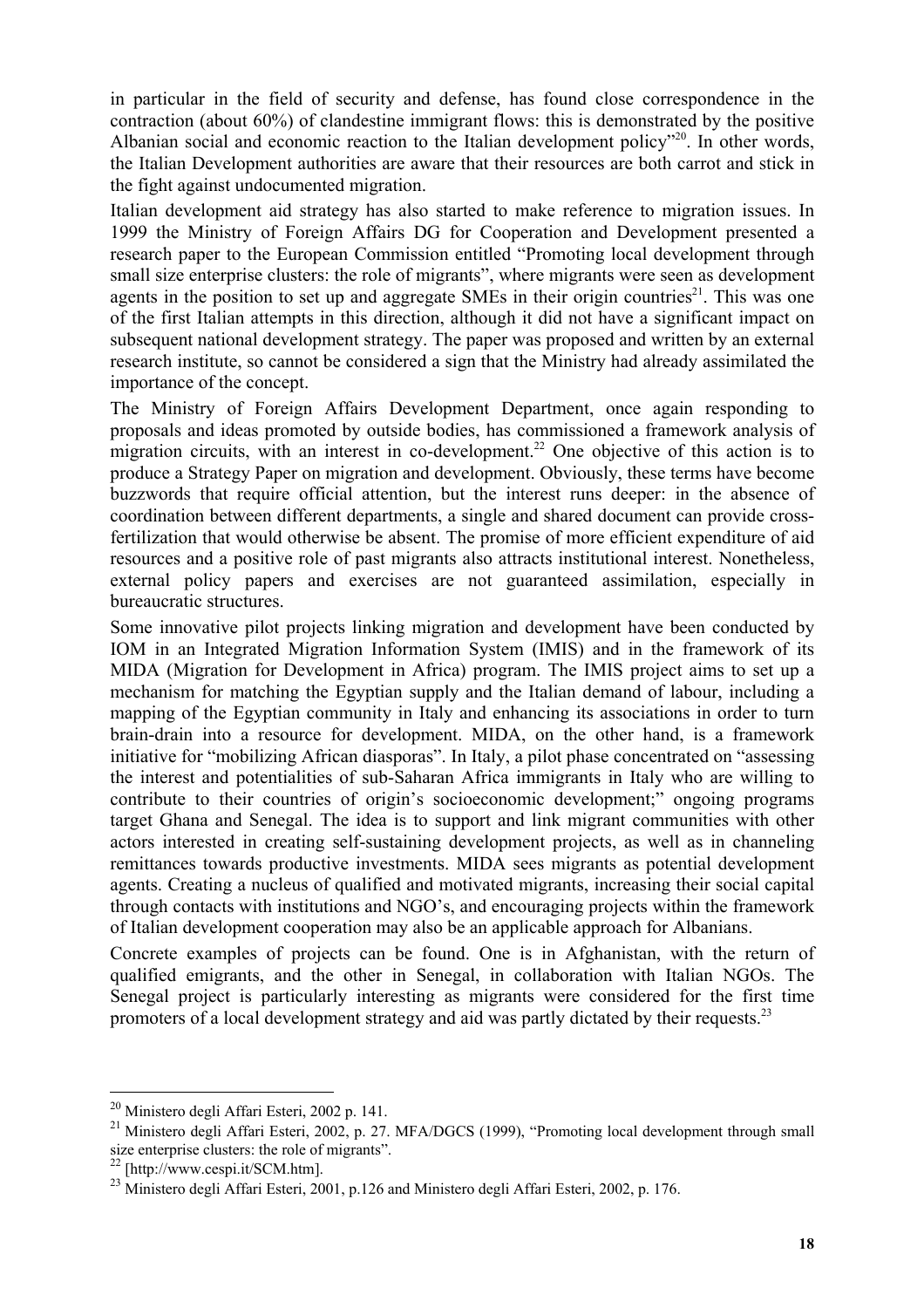in particular in the field of security and defense, has found close correspondence in the contraction (about 60%) of clandestine immigrant flows: this is demonstrated by the positive Albanian social and economic reaction to the Italian development policy"[20]. In other words, the Italian Development authorities are aware that their resources are both carrot and stick in the fight against undocumented migration.

Italian development aid strategy has also started to make reference to migration issues. In 1999 the Ministry of Foreign Affairs DG for Cooperation and Development presented a research paper to the European Commission entitled "Promoting local development through small size enterprise clusters: the role of migrants", where migrants were seen as development agents in the position to set up and aggregate SMEs in their origin countries[21]. This was one of the first Italian attempts in this direction, although it did not have a significant impact on subsequent national development strategy. The paper was proposed and written by an external research institute, so cannot be considered a sign that the Ministry had already assimilated the importance of the concept.

The Ministry of Foreign Affairs Development Department, once again responding to proposals and ideas promoted by outside bodies, has commissioned a framework analysis of migration circuits, with an interest in co-development.[22] One objective of this action is to produce a Strategy Paper on migration and development. Obviously, these terms have become buzzwords that require official attention, but the interest runs deeper: in the absence of coordination between different departments, a single and shared document can provide cross-fertilization that would otherwise be absent. The promise of more efficient expenditure of aid resources and a positive role of past migrants also attracts institutional interest. Nonetheless, external policy papers and exercises are not guaranteed assimilation, especially in bureaucratic structures.

Some innovative pilot projects linking migration and development have been conducted by IOM in an Integrated Migration Information System (IMIS) and in the framework of its MIDA (Migration for Development in Africa) program. The IMIS project aims to set up a mechanism for matching the Egyptian supply and the Italian demand of labour, including a mapping of the Egyptian community in Italy and enhancing its associations in order to turn brain-drain into a resource for development. MIDA, on the other hand, is a framework initiative for "mobilizing African diasporas". In Italy, a pilot phase concentrated on "assessing the interest and potentialities of sub-Saharan Africa immigrants in Italy who are willing to contribute to their countries of origin's socioeconomic development;" ongoing programs target Ghana and Senegal. The idea is to support and link migrant communities with other actors interested in creating self-sustaining development projects, as well as in channeling remittances towards productive investments. MIDA sees migrants as potential development agents. Creating a nucleus of qualified and motivated migrants, increasing their social capital through contacts with institutions and NGO's, and encouraging projects within the framework of Italian development cooperation may also be an applicable approach for Albanians.

Concrete examples of projects can be found. One is in Afghanistan, with the return of qualified emigrants, and the other in Senegal, in collaboration with Italian NGOs. The Senegal project is particularly interesting as migrants were considered for the first time promoters of a local development strategy and aid was partly dictated by their requests.[23]

---

[20] Ministero degli Affari Esteri, 2002 p. 141.

[21] Ministero degli Affari Esteri, 2002, p. 27. MFA/DGCS (1999), "Promoting local development through small size enterprise clusters: the role of migrants".

[22] [http://www.cespi.it/SCM.htm].

[23] Ministero degli Affari Esteri, 2001, p.126 and Ministero degli Affari Esteri, 2002, p. 176.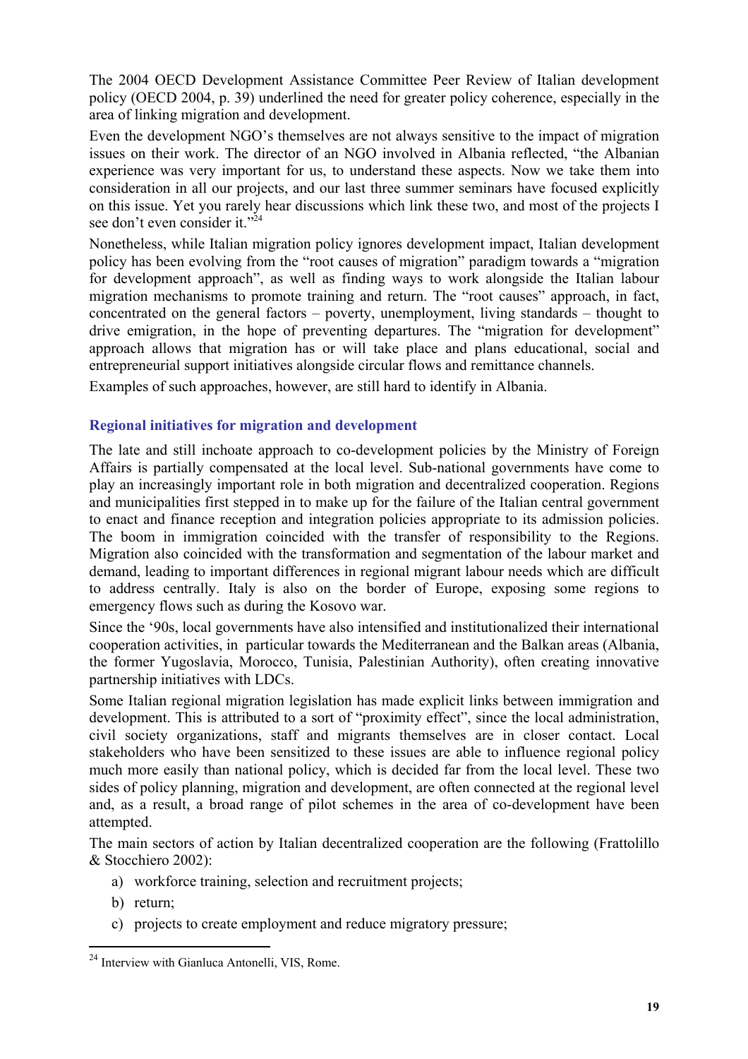The 2004 OECD Development Assistance Committee Peer Review of Italian development policy (OECD 2004, p. 39) underlined the need for greater policy coherence, especially in the area of linking migration and development.

Even the development NGO's themselves are not always sensitive to the impact of migration issues on their work. The director of an NGO involved in Albania reflected, "the Albanian experience was very important for us, to understand these aspects. Now we take them into consideration in all our projects, and our last three summer seminars have focused explicitly on this issue. Yet you rarely hear discussions which link these two, and most of the projects I see don't even consider it."[24]

Nonetheless, while Italian migration policy ignores development impact, Italian development policy has been evolving from the "root causes of migration" paradigm towards a "migration for development approach", as well as finding ways to work alongside the Italian labour migration mechanisms to promote training and return. The "root causes" approach, in fact, concentrated on the general factors – poverty, unemployment, living standards – thought to drive emigration, in the hope of preventing departures. The "migration for development" approach allows that migration has or will take place and plans educational, social and entrepreneurial support initiatives alongside circular flows and remittance channels.

Examples of such approaches, however, are still hard to identify in Albania.

### Regional initiatives for migration and development

The late and still inchoate approach to co-development policies by the Ministry of Foreign Affairs is partially compensated at the local level. Sub-national governments have come to play an increasingly important role in both migration and decentralized cooperation. Regions and municipalities first stepped in to make up for the failure of the Italian central government to enact and finance reception and integration policies appropriate to its admission policies. The boom in immigration coincided with the transfer of responsibility to the Regions. Migration also coincided with the transformation and segmentation of the labour market and demand, leading to important differences in regional migrant labour needs which are difficult to address centrally. Italy is also on the border of Europe, exposing some regions to emergency flows such as during the Kosovo war.

Since the '90s, local governments have also intensified and institutionalized their international cooperation activities, in particular towards the Mediterranean and the Balkan areas (Albania, the former Yugoslavia, Morocco, Tunisia, Palestinian Authority), often creating innovative partnership initiatives with LDCs.

Some Italian regional migration legislation has made explicit links between immigration and development. This is attributed to a sort of "proximity effect", since the local administration, civil society organizations, staff and migrants themselves are in closer contact. Local stakeholders who have been sensitized to these issues are able to influence regional policy much more easily than national policy, which is decided far from the local level. These two sides of policy planning, migration and development, are often connected at the regional level and, as a result, a broad range of pilot schemes in the area of co-development have been attempted.

The main sectors of action by Italian decentralized cooperation are the following (Frattolillo & Stocchiero 2002):

a) workforce training, selection and recruitment projects;
b) return;
c) projects to create employment and reduce migratory pressure;

[24] Interview with Gianluca Antonelli, VIS, Rome.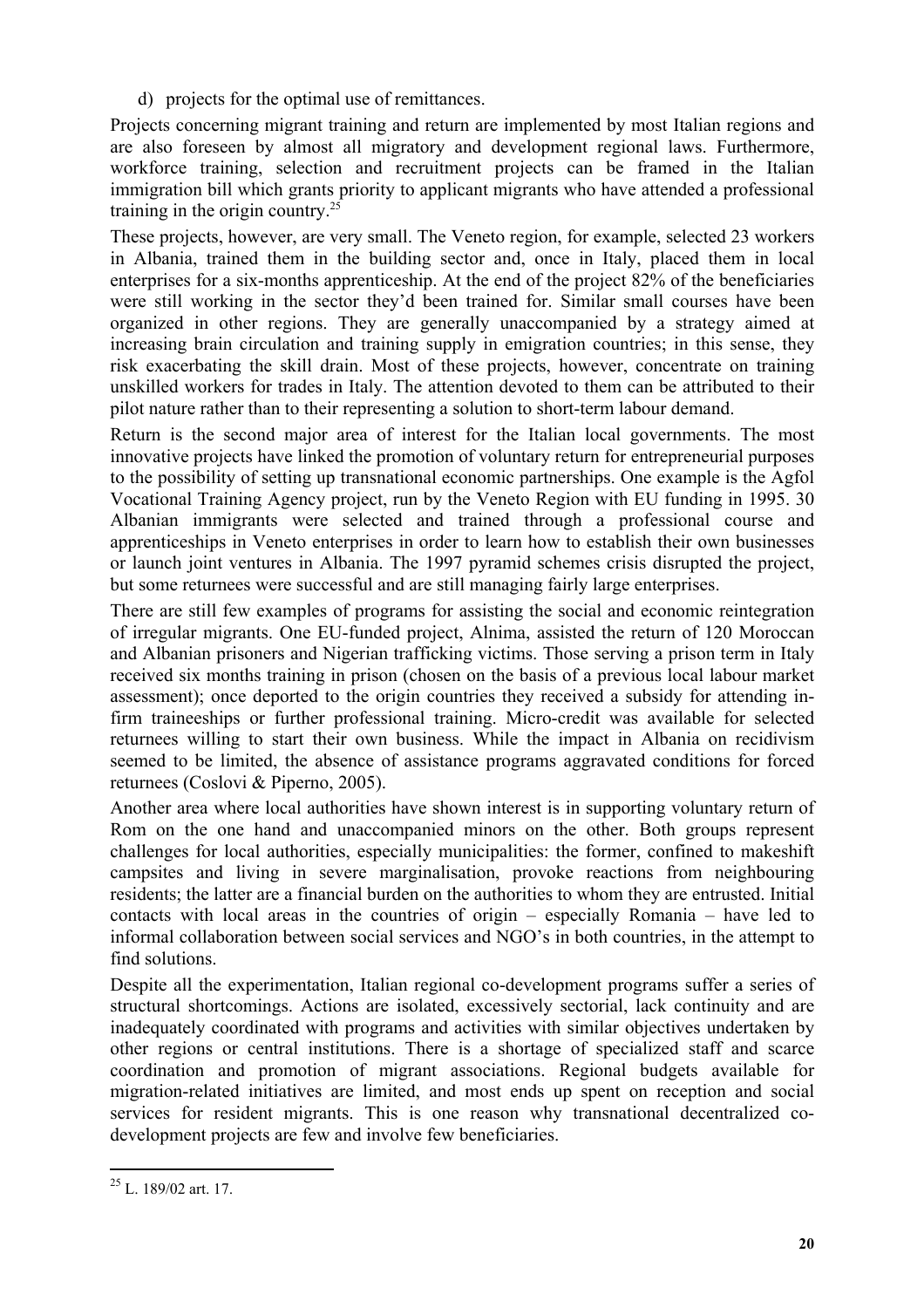d) projects for the optimal use of remittances.

Projects concerning migrant training and return are implemented by most Italian regions and are also foreseen by almost all migratory and development regional laws. Furthermore, workforce training, selection and recruitment projects can be framed in the Italian immigration bill which grants priority to applicant migrants who have attended a professional training in the origin country.[25]

These projects, however, are very small. The Veneto region, for example, selected 23 workers in Albania, trained them in the building sector and, once in Italy, placed them in local enterprises for a six-months apprenticeship. At the end of the project 82% of the beneficiaries were still working in the sector they'd been trained for. Similar small courses have been organized in other regions. They are generally unaccompanied by a strategy aimed at increasing brain circulation and training supply in emigration countries; in this sense, they risk exacerbating the skill drain. Most of these projects, however, concentrate on training unskilled workers for trades in Italy. The attention devoted to them can be attributed to their pilot nature rather than to their representing a solution to short-term labour demand.

Return is the second major area of interest for the Italian local governments. The most innovative projects have linked the promotion of voluntary return for entrepreneurial purposes to the possibility of setting up transnational economic partnerships. One example is the Agfol Vocational Training Agency project, run by the Veneto Region with EU funding in 1995. 30 Albanian immigrants were selected and trained through a professional course and apprenticeships in Veneto enterprises in order to learn how to establish their own businesses or launch joint ventures in Albania. The 1997 pyramid schemes crisis disrupted the project, but some returnees were successful and are still managing fairly large enterprises.

There are still few examples of programs for assisting the social and economic reintegration of irregular migrants. One EU-funded project, Alnima, assisted the return of 120 Moroccan and Albanian prisoners and Nigerian trafficking victims. Those serving a prison term in Italy received six months training in prison (chosen on the basis of a previous local labour market assessment); once deported to the origin countries they received a subsidy for attending in-firm traineeships or further professional training. Micro-credit was available for selected returnees willing to start their own business. While the impact in Albania on recidivism seemed to be limited, the absence of assistance programs aggravated conditions for forced returnees (Coslovi & Piperno, 2005).

Another area where local authorities have shown interest is in supporting voluntary return of Rom on the one hand and unaccompanied minors on the other. Both groups represent challenges for local authorities, especially municipalities: the former, confined to makeshift campsites and living in severe marginalisation, provoke reactions from neighbouring residents; the latter are a financial burden on the authorities to whom they are entrusted. Initial contacts with local areas in the countries of origin – especially Romania – have led to informal collaboration between social services and NGO's in both countries, in the attempt to find solutions.

Despite all the experimentation, Italian regional co-development programs suffer a series of structural shortcomings. Actions are isolated, excessively sectorial, lack continuity and are inadequately coordinated with programs and activities with similar objectives undertaken by other regions or central institutions. There is a shortage of specialized staff and scarce coordination and promotion of migrant associations. Regional budgets available for migration-related initiatives are limited, and most ends up spent on reception and social services for resident migrants. This is one reason why transnational decentralized co-development projects are few and involve few beneficiaries.

---

[25] L. 189/02 art. 17.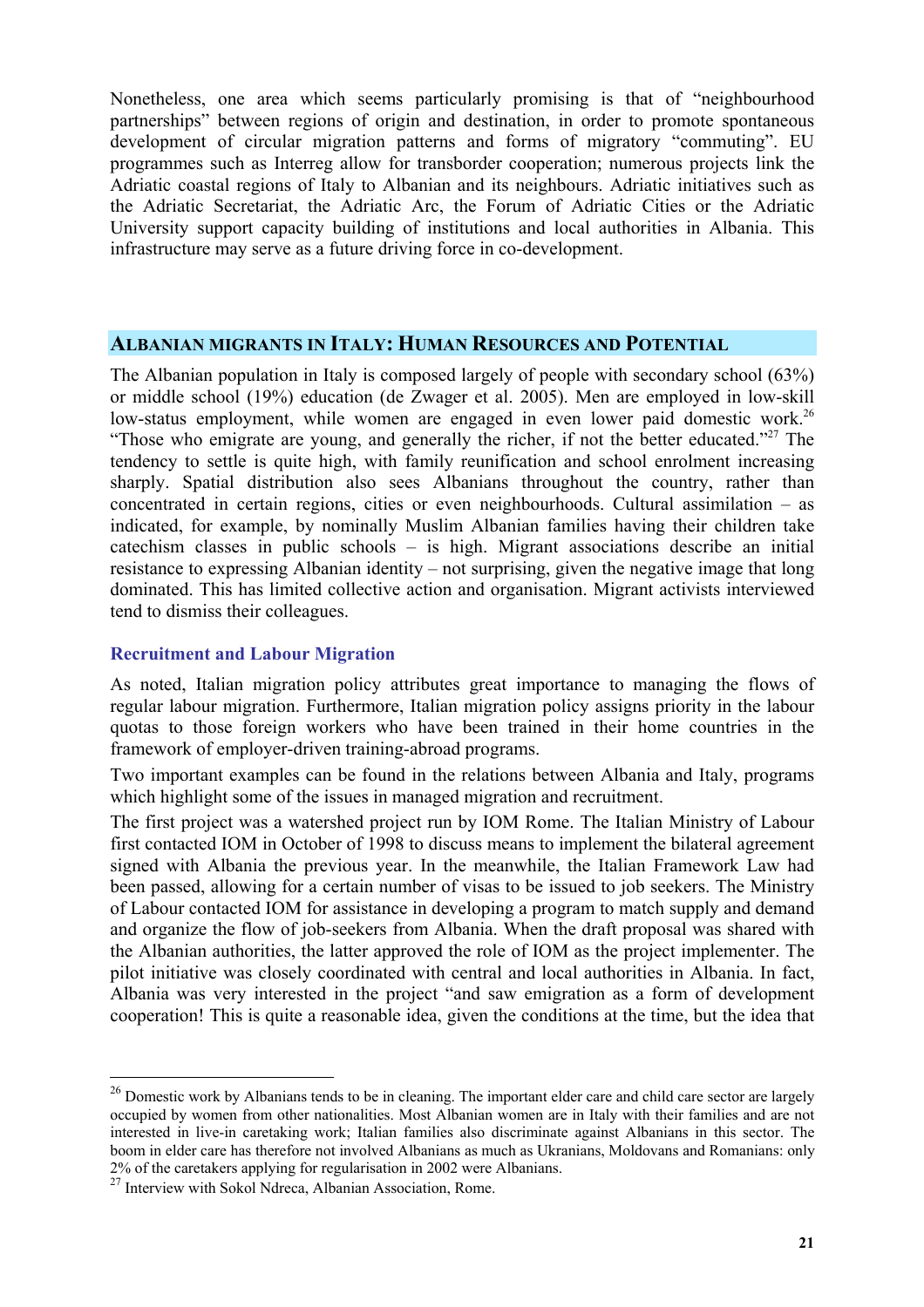Nonetheless, one area which seems particularly promising is that of "neighbourhood partnerships" between regions of origin and destination, in order to promote spontaneous development of circular migration patterns and forms of migratory "commuting". EU programmes such as Interreg allow for transborder cooperation; numerous projects link the Adriatic coastal regions of Italy to Albanian and its neighbours. Adriatic initiatives such as the Adriatic Secretariat, the Adriatic Arc, the Forum of Adriatic Cities or the Adriatic University support capacity building of institutions and local authorities in Albania. This infrastructure may serve as a future driving force in co-development.

## ALBANIAN MIGRANTS IN ITALY: HUMAN RESOURCES AND POTENTIAL

The Albanian population in Italy is composed largely of people with secondary school (63%) or middle school (19%) education (de Zwager et al. 2005). Men are employed in low-skill low-status employment, while women are engaged in even lower paid domestic work.[26] "Those who emigrate are young, and generally the richer, if not the better educated."[27] The tendency to settle is quite high, with family reunification and school enrolment increasing sharply. Spatial distribution also sees Albanians throughout the country, rather than concentrated in certain regions, cities or even neighbourhoods. Cultural assimilation – as indicated, for example, by nominally Muslim Albanian families having their children take catechism classes in public schools – is high. Migrant associations describe an initial resistance to expressing Albanian identity – not surprising, given the negative image that long dominated. This has limited collective action and organisation. Migrant activists interviewed tend to dismiss their colleagues.

### Recruitment and Labour Migration

As noted, Italian migration policy attributes great importance to managing the flows of regular labour migration. Furthermore, Italian migration policy assigns priority in the labour quotas to those foreign workers who have been trained in their home countries in the framework of employer-driven training-abroad programs.

Two important examples can be found in the relations between Albania and Italy, programs which highlight some of the issues in managed migration and recruitment.

The first project was a watershed project run by IOM Rome. The Italian Ministry of Labour first contacted IOM in October of 1998 to discuss means to implement the bilateral agreement signed with Albania the previous year. In the meanwhile, the Italian Framework Law had been passed, allowing for a certain number of visas to be issued to job seekers. The Ministry of Labour contacted IOM for assistance in developing a program to match supply and demand and organize the flow of job-seekers from Albania. When the draft proposal was shared with the Albanian authorities, the latter approved the role of IOM as the project implementer. The pilot initiative was closely coordinated with central and local authorities in Albania. In fact, Albania was very interested in the project "and saw emigration as a form of development cooperation! This is quite a reasonable idea, given the conditions at the time, but the idea that

---

[26] Domestic work by Albanians tends to be in cleaning. The important elder care and child care sector are largely occupied by women from other nationalities. Most Albanian women are in Italy with their families and are not interested in live-in caretaking work; Italian families also discriminate against Albanians in this sector. The boom in elder care has therefore not involved Albanians as much as Ukranians, Moldovans and Romanians: only 2% of the caretakers applying for regularisation in 2002 were Albanians.

[27] Interview with Sokol Ndreca, Albanian Association, Rome.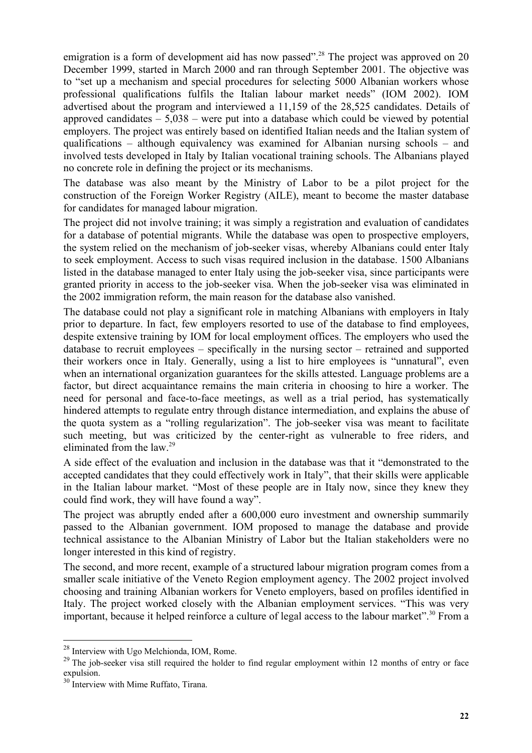emigration is a form of development aid has now passed".[28] The project was approved on 20 December 1999, started in March 2000 and ran through September 2001. The objective was to "set up a mechanism and special procedures for selecting 5000 Albanian workers whose professional qualifications fulfils the Italian labour market needs" (IOM 2002). IOM advertised about the program and interviewed a 11,159 of the 28,525 candidates. Details of approved candidates – 5,038 – were put into a database which could be viewed by potential employers. The project was entirely based on identified Italian needs and the Italian system of qualifications – although equivalency was examined for Albanian nursing schools – and involved tests developed in Italy by Italian vocational training schools. The Albanians played no concrete role in defining the project or its mechanisms.

The database was also meant by the Ministry of Labor to be a pilot project for the construction of the Foreign Worker Registry (AILE), meant to become the master database for candidates for managed labour migration.

The project did not involve training; it was simply a registration and evaluation of candidates for a database of potential migrants. While the database was open to prospective employers, the system relied on the mechanism of job-seeker visas, whereby Albanians could enter Italy to seek employment. Access to such visas required inclusion in the database. 1500 Albanians listed in the database managed to enter Italy using the job-seeker visa, since participants were granted priority in access to the job-seeker visa. When the job-seeker visa was eliminated in the 2002 immigration reform, the main reason for the database also vanished.

The database could not play a significant role in matching Albanians with employers in Italy prior to departure. In fact, few employers resorted to use of the database to find employees, despite extensive training by IOM for local employment offices. The employers who used the database to recruit employees – specifically in the nursing sector – retrained and supported their workers once in Italy. Generally, using a list to hire employees is "unnatural", even when an international organization guarantees for the skills attested. Language problems are a factor, but direct acquaintance remains the main criteria in choosing to hire a worker. The need for personal and face-to-face meetings, as well as a trial period, has systematically hindered attempts to regulate entry through distance intermediation, and explains the abuse of the quota system as a "rolling regularization". The job-seeker visa was meant to facilitate such meeting, but was criticized by the center-right as vulnerable to free riders, and eliminated from the law.[29]

A side effect of the evaluation and inclusion in the database was that it "demonstrated to the accepted candidates that they could effectively work in Italy", that their skills were applicable in the Italian labour market. "Most of these people are in Italy now, since they knew they could find work, they will have found a way".

The project was abruptly ended after a 600,000 euro investment and ownership summarily passed to the Albanian government. IOM proposed to manage the database and provide technical assistance to the Albanian Ministry of Labor but the Italian stakeholders were no longer interested in this kind of registry.

The second, and more recent, example of a structured labour migration program comes from a smaller scale initiative of the Veneto Region employment agency. The 2002 project involved choosing and training Albanian workers for Veneto employers, based on profiles identified in Italy. The project worked closely with the Albanian employment services. "This was very important, because it helped reinforce a culture of legal access to the labour market".[30] From a

---

[28] Interview with Ugo Melchionda, IOM, Rome.

[29] The job-seeker visa still required the holder to find regular employment within 12 months of entry or face expulsion.

[30] Interview with Mime Ruffato, Tirana.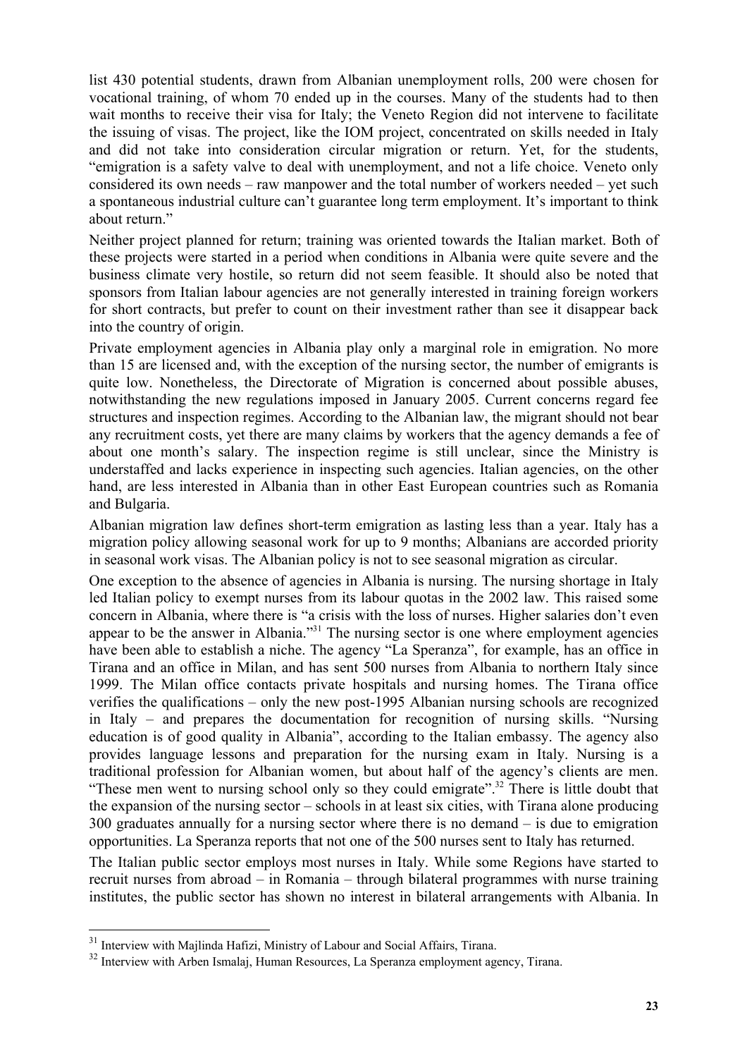list 430 potential students, drawn from Albanian unemployment rolls, 200 were chosen for vocational training, of whom 70 ended up in the courses. Many of the students had to then wait months to receive their visa for Italy; the Veneto Region did not intervene to facilitate the issuing of visas. The project, like the IOM project, concentrated on skills needed in Italy and did not take into consideration circular migration or return. Yet, for the students, "emigration is a safety valve to deal with unemployment, and not a life choice. Veneto only considered its own needs – raw manpower and the total number of workers needed – yet such a spontaneous industrial culture can't guarantee long term employment. It's important to think about return."

Neither project planned for return; training was oriented towards the Italian market. Both of these projects were started in a period when conditions in Albania were quite severe and the business climate very hostile, so return did not seem feasible. It should also be noted that sponsors from Italian labour agencies are not generally interested in training foreign workers for short contracts, but prefer to count on their investment rather than see it disappear back into the country of origin.

Private employment agencies in Albania play only a marginal role in emigration. No more than 15 are licensed and, with the exception of the nursing sector, the number of emigrants is quite low. Nonetheless, the Directorate of Migration is concerned about possible abuses, notwithstanding the new regulations imposed in January 2005. Current concerns regard fee structures and inspection regimes. According to the Albanian law, the migrant should not bear any recruitment costs, yet there are many claims by workers that the agency demands a fee of about one month's salary. The inspection regime is still unclear, since the Ministry is understaffed and lacks experience in inspecting such agencies. Italian agencies, on the other hand, are less interested in Albania than in other East European countries such as Romania and Bulgaria.

Albanian migration law defines short-term emigration as lasting less than a year. Italy has a migration policy allowing seasonal work for up to 9 months; Albanians are accorded priority in seasonal work visas. The Albanian policy is not to see seasonal migration as circular.

One exception to the absence of agencies in Albania is nursing. The nursing shortage in Italy led Italian policy to exempt nurses from its labour quotas in the 2002 law. This raised some concern in Albania, where there is "a crisis with the loss of nurses. Higher salaries don't even appear to be the answer in Albania."[31] The nursing sector is one where employment agencies have been able to establish a niche. The agency "La Speranza", for example, has an office in Tirana and an office in Milan, and has sent 500 nurses from Albania to northern Italy since 1999. The Milan office contacts private hospitals and nursing homes. The Tirana office verifies the qualifications – only the new post-1995 Albanian nursing schools are recognized in Italy – and prepares the documentation for recognition of nursing skills. "Nursing education is of good quality in Albania", according to the Italian embassy. The agency also provides language lessons and preparation for the nursing exam in Italy. Nursing is a traditional profession for Albanian women, but about half of the agency's clients are men. "These men went to nursing school only so they could emigrate".[32] There is little doubt that the expansion of the nursing sector – schools in at least six cities, with Tirana alone producing 300 graduates annually for a nursing sector where there is no demand – is due to emigration opportunities. La Speranza reports that not one of the 500 nurses sent to Italy has returned.

The Italian public sector employs most nurses in Italy. While some Regions have started to recruit nurses from abroad – in Romania – through bilateral programmes with nurse training institutes, the public sector has shown no interest in bilateral arrangements with Albania. In

---

[31] Interview with Majlinda Hafizi, Ministry of Labour and Social Affairs, Tirana.

[32] Interview with Arben Ismalaj, Human Resources, La Speranza employment agency, Tirana.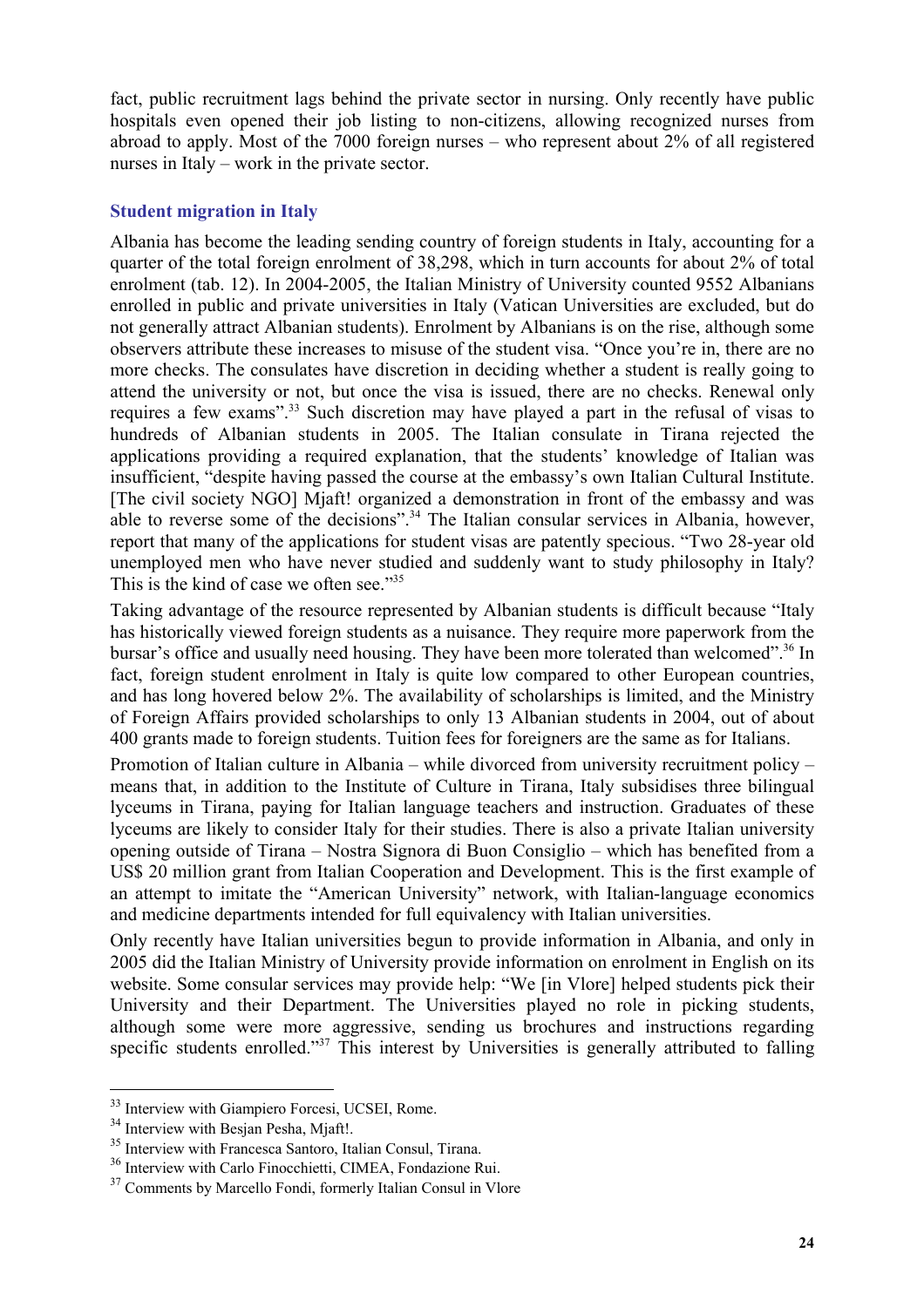fact, public recruitment lags behind the private sector in nursing. Only recently have public hospitals even opened their job listing to non-citizens, allowing recognized nurses from abroad to apply. Most of the 7000 foreign nurses – who represent about 2% of all registered nurses in Italy – work in the private sector.

### Student migration in Italy

Albania has become the leading sending country of foreign students in Italy, accounting for a quarter of the total foreign enrolment of 38,298, which in turn accounts for about 2% of total enrolment (tab. 12). In 2004-2005, the Italian Ministry of University counted 9552 Albanians enrolled in public and private universities in Italy (Vatican Universities are excluded, but do not generally attract Albanian students). Enrolment by Albanians is on the rise, although some observers attribute these increases to misuse of the student visa. "Once you're in, there are no more checks. The consulates have discretion in deciding whether a student is really going to attend the university or not, but once the visa is issued, there are no checks. Renewal only requires a few exams".[33] Such discretion may have played a part in the refusal of visas to hundreds of Albanian students in 2005. The Italian consulate in Tirana rejected the applications providing a required explanation, that the students' knowledge of Italian was insufficient, "despite having passed the course at the embassy's own Italian Cultural Institute. [The civil society NGO] Mjaft! organized a demonstration in front of the embassy and was able to reverse some of the decisions".[34] The Italian consular services in Albania, however, report that many of the applications for student visas are patently specious. "Two 28-year old unemployed men who have never studied and suddenly want to study philosophy in Italy? This is the kind of case we often see."[35]

Taking advantage of the resource represented by Albanian students is difficult because "Italy has historically viewed foreign students as a nuisance. They require more paperwork from the bursar's office and usually need housing. They have been more tolerated than welcomed".[36] In fact, foreign student enrolment in Italy is quite low compared to other European countries, and has long hovered below 2%. The availability of scholarships is limited, and the Ministry of Foreign Affairs provided scholarships to only 13 Albanian students in 2004, out of about 400 grants made to foreign students. Tuition fees for foreigners are the same as for Italians.

Promotion of Italian culture in Albania – while divorced from university recruitment policy – means that, in addition to the Institute of Culture in Tirana, Italy subsidises three bilingual lyceums in Tirana, paying for Italian language teachers and instruction. Graduates of these lyceums are likely to consider Italy for their studies. There is also a private Italian university opening outside of Tirana – Nostra Signora di Buon Consiglio – which has benefited from a US$ 20 million grant from Italian Cooperation and Development. This is the first example of an attempt to imitate the "American University" network, with Italian-language economics and medicine departments intended for full equivalency with Italian universities.

Only recently have Italian universities begun to provide information in Albania, and only in 2005 did the Italian Ministry of University provide information on enrolment in English on its website. Some consular services may provide help: "We [in Vlore] helped students pick their University and their Department. The Universities played no role in picking students, although some were more aggressive, sending us brochures and instructions regarding specific students enrolled."[37] This interest by Universities is generally attributed to falling

---

[33] Interview with Giampiero Forcesi, UCSEI, Rome.

[34] Interview with Besjan Pesha, Mjaft!.

[35] Interview with Francesca Santoro, Italian Consul, Tirana.

[36] Interview with Carlo Finocchietti, CIMEA, Fondazione Rui.

[37] Comments by Marcello Fondi, formerly Italian Consul in Vlore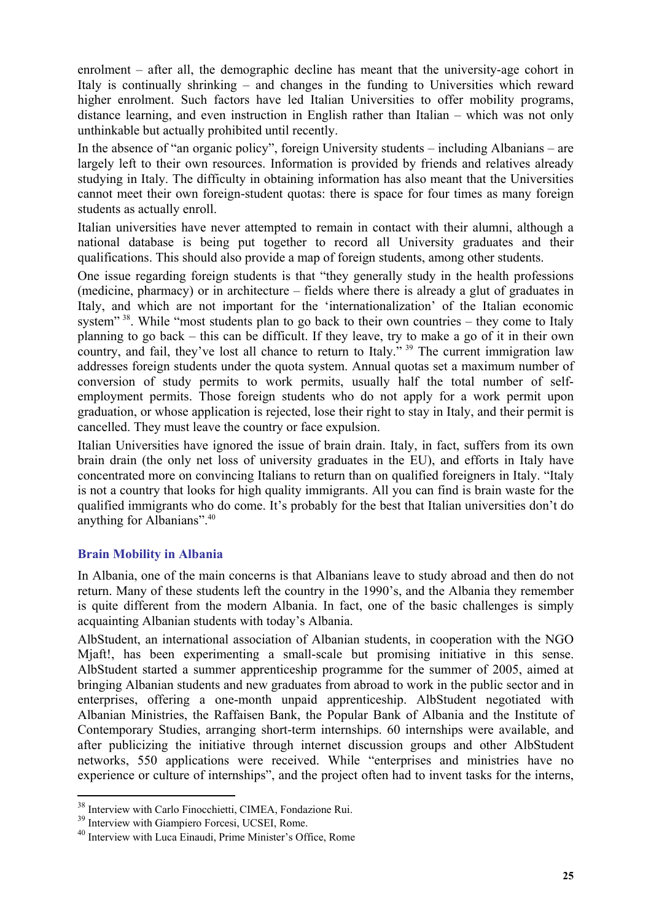enrolment – after all, the demographic decline has meant that the university-age cohort in Italy is continually shrinking – and changes in the funding to Universities which reward higher enrolment. Such factors have led Italian Universities to offer mobility programs, distance learning, and even instruction in English rather than Italian – which was not only unthinkable but actually prohibited until recently.

In the absence of "an organic policy", foreign University students – including Albanians – are largely left to their own resources. Information is provided by friends and relatives already studying in Italy. The difficulty in obtaining information has also meant that the Universities cannot meet their own foreign-student quotas: there is space for four times as many foreign students as actually enroll.

Italian universities have never attempted to remain in contact with their alumni, although a national database is being put together to record all University graduates and their qualifications. This should also provide a map of foreign students, among other students.

One issue regarding foreign students is that "they generally study in the health professions (medicine, pharmacy) or in architecture – fields where there is already a glut of graduates in Italy, and which are not important for the 'internationalization' of the Italian economic system" [38]. While "most students plan to go back to their own countries – they come to Italy planning to go back – this can be difficult. If they leave, try to make a go of it in their own country, and fail, they've lost all chance to return to Italy." [39] The current immigration law addresses foreign students under the quota system. Annual quotas set a maximum number of conversion of study permits to work permits, usually half the total number of self-employment permits. Those foreign students who do not apply for a work permit upon graduation, or whose application is rejected, lose their right to stay in Italy, and their permit is cancelled. They must leave the country or face expulsion.

Italian Universities have ignored the issue of brain drain. Italy, in fact, suffers from its own brain drain (the only net loss of university graduates in the EU), and efforts in Italy have concentrated more on convincing Italians to return than on qualified foreigners in Italy. "Italy is not a country that looks for high quality immigrants. All you can find is brain waste for the qualified immigrants who do come. It's probably for the best that Italian universities don't do anything for Albanians".[40]

### Brain Mobility in Albania

In Albania, one of the main concerns is that Albanians leave to study abroad and then do not return. Many of these students left the country in the 1990's, and the Albania they remember is quite different from the modern Albania. In fact, one of the basic challenges is simply acquainting Albanian students with today's Albania.

AlbStudent, an international association of Albanian students, in cooperation with the NGO Mjaft!, has been experimenting a small-scale but promising initiative in this sense. AlbStudent started a summer apprenticeship programme for the summer of 2005, aimed at bringing Albanian students and new graduates from abroad to work in the public sector and in enterprises, offering a one-month unpaid apprenticeship. AlbStudent negotiated with Albanian Ministries, the Raffaisen Bank, the Popular Bank of Albania and the Institute of Contemporary Studies, arranging short-term internships. 60 internships were available, and after publicizing the initiative through internet discussion groups and other AlbStudent networks, 550 applications were received. While "enterprises and ministries have no experience or culture of internships", and the project often had to invent tasks for the interns,

---

[38] Interview with Carlo Finocchietti, CIMEA, Fondazione Rui.

[39] Interview with Giampiero Forcesi, UCSEI, Rome.

[40] Interview with Luca Einaudi, Prime Minister's Office, Rome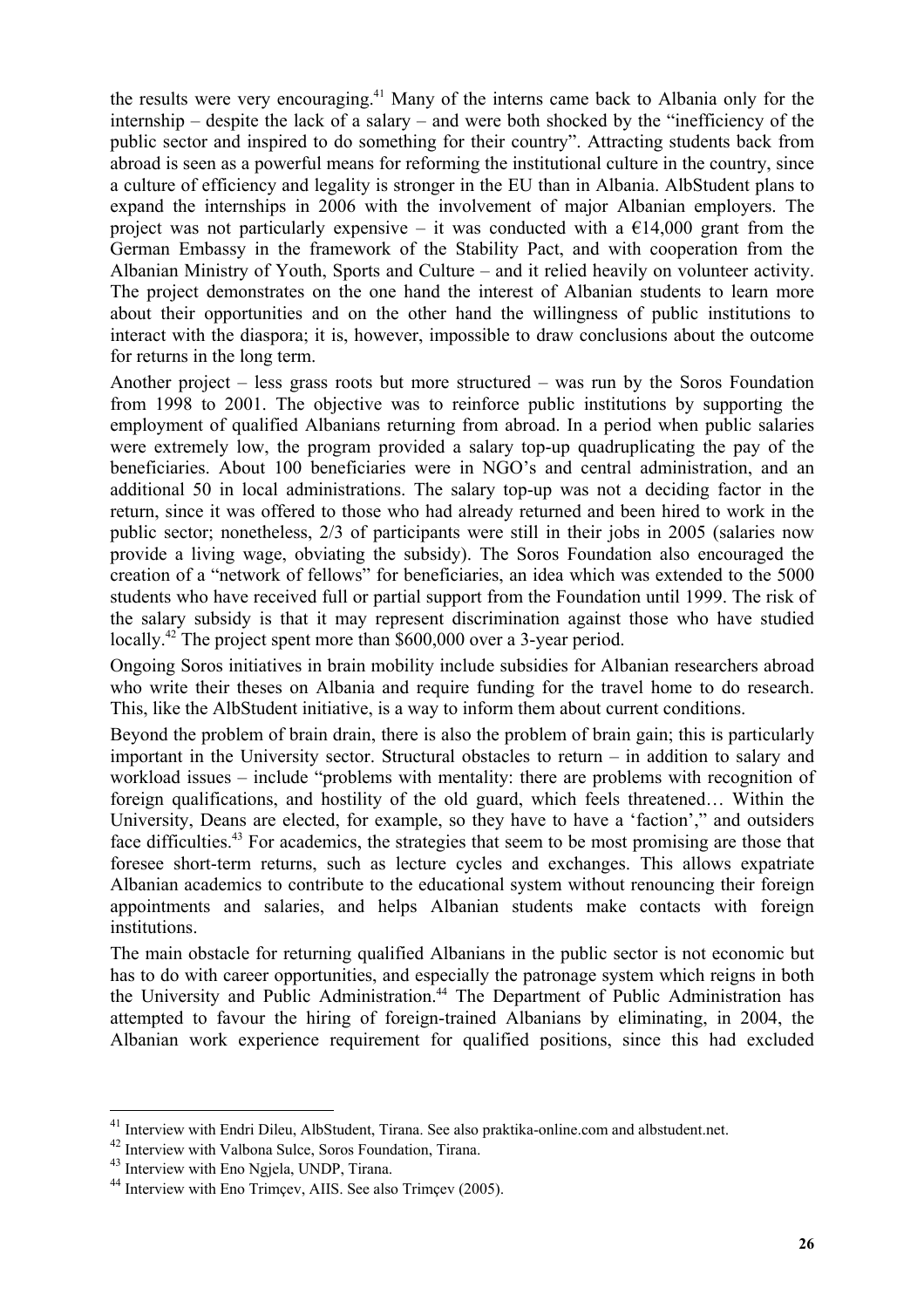the results were very encouraging.[41] Many of the interns came back to Albania only for the internship – despite the lack of a salary – and were both shocked by the "inefficiency of the public sector and inspired to do something for their country". Attracting students back from abroad is seen as a powerful means for reforming the institutional culture in the country, since a culture of efficiency and legality is stronger in the EU than in Albania. AlbStudent plans to expand the internships in 2006 with the involvement of major Albanian employers. The project was not particularly expensive – it was conducted with a €14,000 grant from the German Embassy in the framework of the Stability Pact, and with cooperation from the Albanian Ministry of Youth, Sports and Culture – and it relied heavily on volunteer activity. The project demonstrates on the one hand the interest of Albanian students to learn more about their opportunities and on the other hand the willingness of public institutions to interact with the diaspora; it is, however, impossible to draw conclusions about the outcome for returns in the long term.

Another project – less grass roots but more structured – was run by the Soros Foundation from 1998 to 2001. The objective was to reinforce public institutions by supporting the employment of qualified Albanians returning from abroad. In a period when public salaries were extremely low, the program provided a salary top-up quadruplicating the pay of the beneficiaries. About 100 beneficiaries were in NGO's and central administration, and an additional 50 in local administrations. The salary top-up was not a deciding factor in the return, since it was offered to those who had already returned and been hired to work in the public sector; nonetheless, 2/3 of participants were still in their jobs in 2005 (salaries now provide a living wage, obviating the subsidy). The Soros Foundation also encouraged the creation of a "network of fellows" for beneficiaries, an idea which was extended to the 5000 students who have received full or partial support from the Foundation until 1999. The risk of the salary subsidy is that it may represent discrimination against those who have studied locally.[42] The project spent more than $600,000 over a 3-year period.

Ongoing Soros initiatives in brain mobility include subsidies for Albanian researchers abroad who write their theses on Albania and require funding for the travel home to do research. This, like the AlbStudent initiative, is a way to inform them about current conditions.

Beyond the problem of brain drain, there is also the problem of brain gain; this is particularly important in the University sector. Structural obstacles to return – in addition to salary and workload issues – include "problems with mentality: there are problems with recognition of foreign qualifications, and hostility of the old guard, which feels threatened… Within the University, Deans are elected, for example, so they have to have a 'faction'," and outsiders face difficulties.[43] For academics, the strategies that seem to be most promising are those that foresee short-term returns, such as lecture cycles and exchanges. This allows expatriate Albanian academics to contribute to the educational system without renouncing their foreign appointments and salaries, and helps Albanian students make contacts with foreign institutions.

The main obstacle for returning qualified Albanians in the public sector is not economic but has to do with career opportunities, and especially the patronage system which reigns in both the University and Public Administration.[44] The Department of Public Administration has attempted to favour the hiring of foreign-trained Albanians by eliminating, in 2004, the Albanian work experience requirement for qualified positions, since this had excluded

---

[41] Interview with Endri Dileu, AlbStudent, Tirana. See also praktika-online.com and albstudent.net.

[42] Interview with Valbona Sulce, Soros Foundation, Tirana.

[43] Interview with Eno Ngjela, UNDP, Tirana.

[44] Interview with Eno Trimçev, AIIS. See also Trimçev (2005).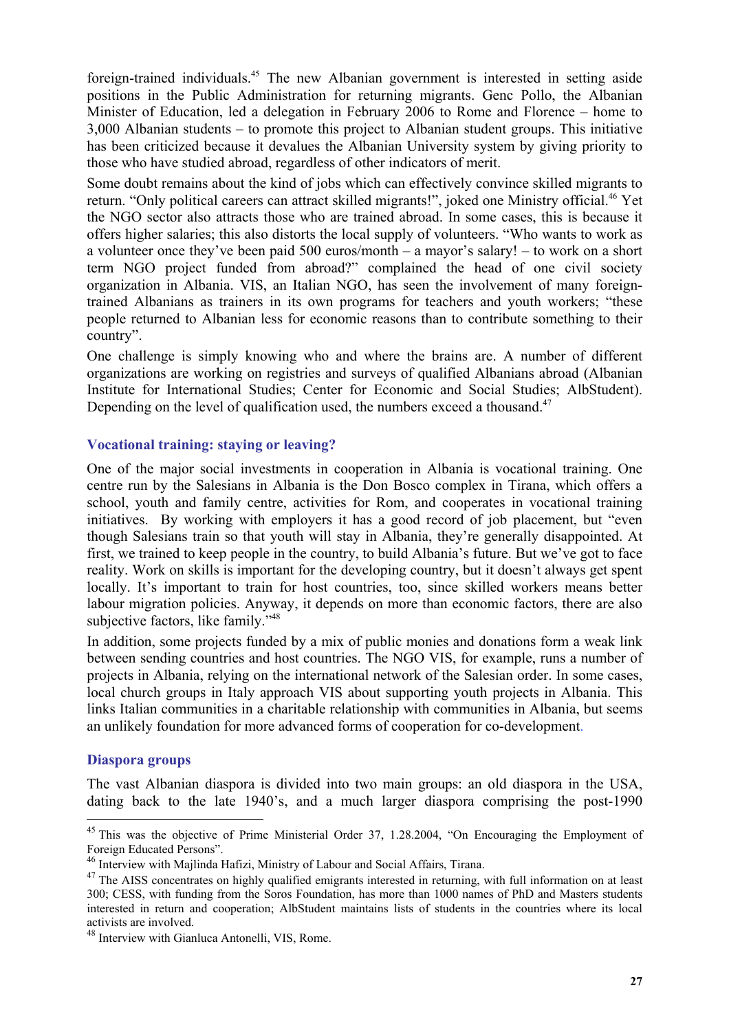foreign-trained individuals.[45] The new Albanian government is interested in setting aside positions in the Public Administration for returning migrants. Genc Pollo, the Albanian Minister of Education, led a delegation in February 2006 to Rome and Florence – home to 3,000 Albanian students – to promote this project to Albanian student groups. This initiative has been criticized because it devalues the Albanian University system by giving priority to those who have studied abroad, regardless of other indicators of merit.

Some doubt remains about the kind of jobs which can effectively convince skilled migrants to return. "Only political careers can attract skilled migrants!", joked one Ministry official.[46] Yet the NGO sector also attracts those who are trained abroad. In some cases, this is because it offers higher salaries; this also distorts the local supply of volunteers. "Who wants to work as a volunteer once they've been paid 500 euros/month – a mayor's salary! – to work on a short term NGO project funded from abroad?" complained the head of one civil society organization in Albania. VIS, an Italian NGO, has seen the involvement of many foreign-trained Albanians as trainers in its own programs for teachers and youth workers; "these people returned to Albanian less for economic reasons than to contribute something to their country".

One challenge is simply knowing who and where the brains are. A number of different organizations are working on registries and surveys of qualified Albanians abroad (Albanian Institute for International Studies; Center for Economic and Social Studies; AlbStudent). Depending on the level of qualification used, the numbers exceed a thousand.[47]

### Vocational training: staying or leaving?

One of the major social investments in cooperation in Albania is vocational training. One centre run by the Salesians in Albania is the Don Bosco complex in Tirana, which offers a school, youth and family centre, activities for Rom, and cooperates in vocational training initiatives. By working with employers it has a good record of job placement, but "even though Salesians train so that youth will stay in Albania, they're generally disappointed. At first, we trained to keep people in the country, to build Albania's future. But we've got to face reality. Work on skills is important for the developing country, but it doesn't always get spent locally. It's important to train for host countries, too, since skilled workers means better labour migration policies. Anyway, it depends on more than economic factors, there are also subjective factors, like family."[48]

In addition, some projects funded by a mix of public monies and donations form a weak link between sending countries and host countries. The NGO VIS, for example, runs a number of projects in Albania, relying on the international network of the Salesian order. In some cases, local church groups in Italy approach VIS about supporting youth projects in Albania. This links Italian communities in a charitable relationship with communities in Albania, but seems an unlikely foundation for more advanced forms of cooperation for co-development.

### Diaspora groups

The vast Albanian diaspora is divided into two main groups: an old diaspora in the USA, dating back to the late 1940's, and a much larger diaspora comprising the post-1990

---

[45] This was the objective of Prime Ministerial Order 37, 1.28.2004, "On Encouraging the Employment of Foreign Educated Persons".

[46] Interview with Majlinda Hafizi, Ministry of Labour and Social Affairs, Tirana.

[47] The AISS concentrates on highly qualified emigrants interested in returning, with full information on at least 300; CESS, with funding from the Soros Foundation, has more than 1000 names of PhD and Masters students interested in return and cooperation; AlbStudent maintains lists of students in the countries where its local activists are involved.

[48] Interview with Gianluca Antonelli, VIS, Rome.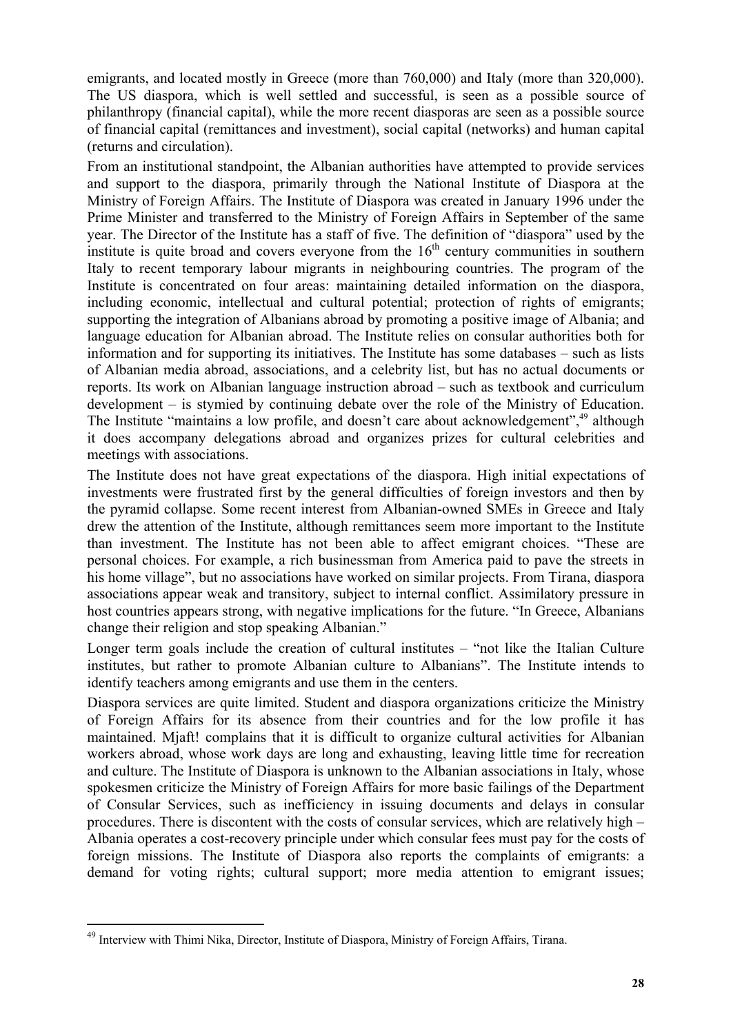emigrants, and located mostly in Greece (more than 760,000) and Italy (more than 320,000). The US diaspora, which is well settled and successful, is seen as a possible source of philanthropy (financial capital), while the more recent diasporas are seen as a possible source of financial capital (remittances and investment), social capital (networks) and human capital (returns and circulation).

From an institutional standpoint, the Albanian authorities have attempted to provide services and support to the diaspora, primarily through the National Institute of Diaspora at the Ministry of Foreign Affairs. The Institute of Diaspora was created in January 1996 under the Prime Minister and transferred to the Ministry of Foreign Affairs in September of the same year. The Director of the Institute has a staff of five. The definition of "diaspora" used by the institute is quite broad and covers everyone from the 16th century communities in southern Italy to recent temporary labour migrants in neighbouring countries. The program of the Institute is concentrated on four areas: maintaining detailed information on the diaspora, including economic, intellectual and cultural potential; protection of rights of emigrants; supporting the integration of Albanians abroad by promoting a positive image of Albania; and language education for Albanian abroad. The Institute relies on consular authorities both for information and for supporting its initiatives. The Institute has some databases – such as lists of Albanian media abroad, associations, and a celebrity list, but has no actual documents or reports. Its work on Albanian language instruction abroad – such as textbook and curriculum development – is stymied by continuing debate over the role of the Ministry of Education. The Institute "maintains a low profile, and doesn't care about acknowledgement",[49] although it does accompany delegations abroad and organizes prizes for cultural celebrities and meetings with associations.

The Institute does not have great expectations of the diaspora. High initial expectations of investments were frustrated first by the general difficulties of foreign investors and then by the pyramid collapse. Some recent interest from Albanian-owned SMEs in Greece and Italy drew the attention of the Institute, although remittances seem more important to the Institute than investment. The Institute has not been able to affect emigrant choices. "These are personal choices. For example, a rich businessman from America paid to pave the streets in his home village", but no associations have worked on similar projects. From Tirana, diaspora associations appear weak and transitory, subject to internal conflict. Assimilatory pressure in host countries appears strong, with negative implications for the future. "In Greece, Albanians change their religion and stop speaking Albanian."

Longer term goals include the creation of cultural institutes – "not like the Italian Culture institutes, but rather to promote Albanian culture to Albanians". The Institute intends to identify teachers among emigrants and use them in the centers.

Diaspora services are quite limited. Student and diaspora organizations criticize the Ministry of Foreign Affairs for its absence from their countries and for the low profile it has maintained. Mjaft! complains that it is difficult to organize cultural activities for Albanian workers abroad, whose work days are long and exhausting, leaving little time for recreation and culture. The Institute of Diaspora is unknown to the Albanian associations in Italy, whose spokesmen criticize the Ministry of Foreign Affairs for more basic failings of the Department of Consular Services, such as inefficiency in issuing documents and delays in consular procedures. There is discontent with the costs of consular services, which are relatively high – Albania operates a cost-recovery principle under which consular fees must pay for the costs of foreign missions. The Institute of Diaspora also reports the complaints of emigrants: a demand for voting rights; cultural support; more media attention to emigrant issues;

---

[49] Interview with Thimi Nika, Director, Institute of Diaspora, Ministry of Foreign Affairs, Tirana.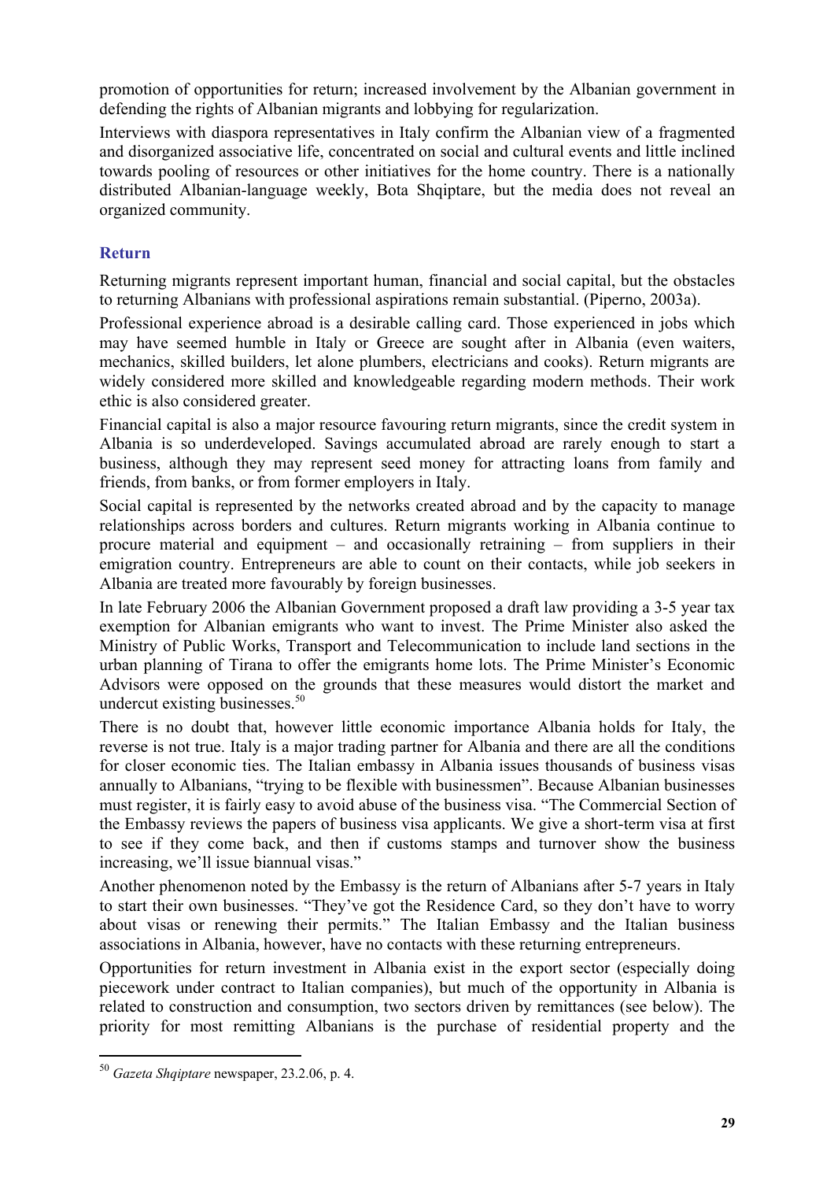promotion of opportunities for return; increased involvement by the Albanian government in defending the rights of Albanian migrants and lobbying for regularization.

Interviews with diaspora representatives in Italy confirm the Albanian view of a fragmented and disorganized associative life, concentrated on social and cultural events and little inclined towards pooling of resources or other initiatives for the home country. There is a nationally distributed Albanian-language weekly, Bota Shqiptare, but the media does not reveal an organized community.

## Return

Returning migrants represent important human, financial and social capital, but the obstacles to returning Albanians with professional aspirations remain substantial. (Piperno, 2003a).

Professional experience abroad is a desirable calling card. Those experienced in jobs which may have seemed humble in Italy or Greece are sought after in Albania (even waiters, mechanics, skilled builders, let alone plumbers, electricians and cooks). Return migrants are widely considered more skilled and knowledgeable regarding modern methods. Their work ethic is also considered greater.

Financial capital is also a major resource favouring return migrants, since the credit system in Albania is so underdeveloped. Savings accumulated abroad are rarely enough to start a business, although they may represent seed money for attracting loans from family and friends, from banks, or from former employers in Italy.

Social capital is represented by the networks created abroad and by the capacity to manage relationships across borders and cultures. Return migrants working in Albania continue to procure material and equipment – and occasionally retraining – from suppliers in their emigration country. Entrepreneurs are able to count on their contacts, while job seekers in Albania are treated more favourably by foreign businesses.

In late February 2006 the Albanian Government proposed a draft law providing a 3-5 year tax exemption for Albanian emigrants who want to invest. The Prime Minister also asked the Ministry of Public Works, Transport and Telecommunication to include land sections in the urban planning of Tirana to offer the emigrants home lots. The Prime Minister's Economic Advisors were opposed on the grounds that these measures would distort the market and undercut existing businesses.[50]

There is no doubt that, however little economic importance Albania holds for Italy, the reverse is not true. Italy is a major trading partner for Albania and there are all the conditions for closer economic ties. The Italian embassy in Albania issues thousands of business visas annually to Albanians, "trying to be flexible with businessmen". Because Albanian businesses must register, it is fairly easy to avoid abuse of the business visa. "The Commercial Section of the Embassy reviews the papers of business visa applicants. We give a short-term visa at first to see if they come back, and then if customs stamps and turnover show the business increasing, we'll issue biannual visas."

Another phenomenon noted by the Embassy is the return of Albanians after 5-7 years in Italy to start their own businesses. "They've got the Residence Card, so they don't have to worry about visas or renewing their permits." The Italian Embassy and the Italian business associations in Albania, however, have no contacts with these returning entrepreneurs.

Opportunities for return investment in Albania exist in the export sector (especially doing piecework under contract to Italian companies), but much of the opportunity in Albania is related to construction and consumption, two sectors driven by remittances (see below). The priority for most remitting Albanians is the purchase of residential property and the

[50] *Gazeta Shqiptare* newspaper, 23.2.06, p. 4.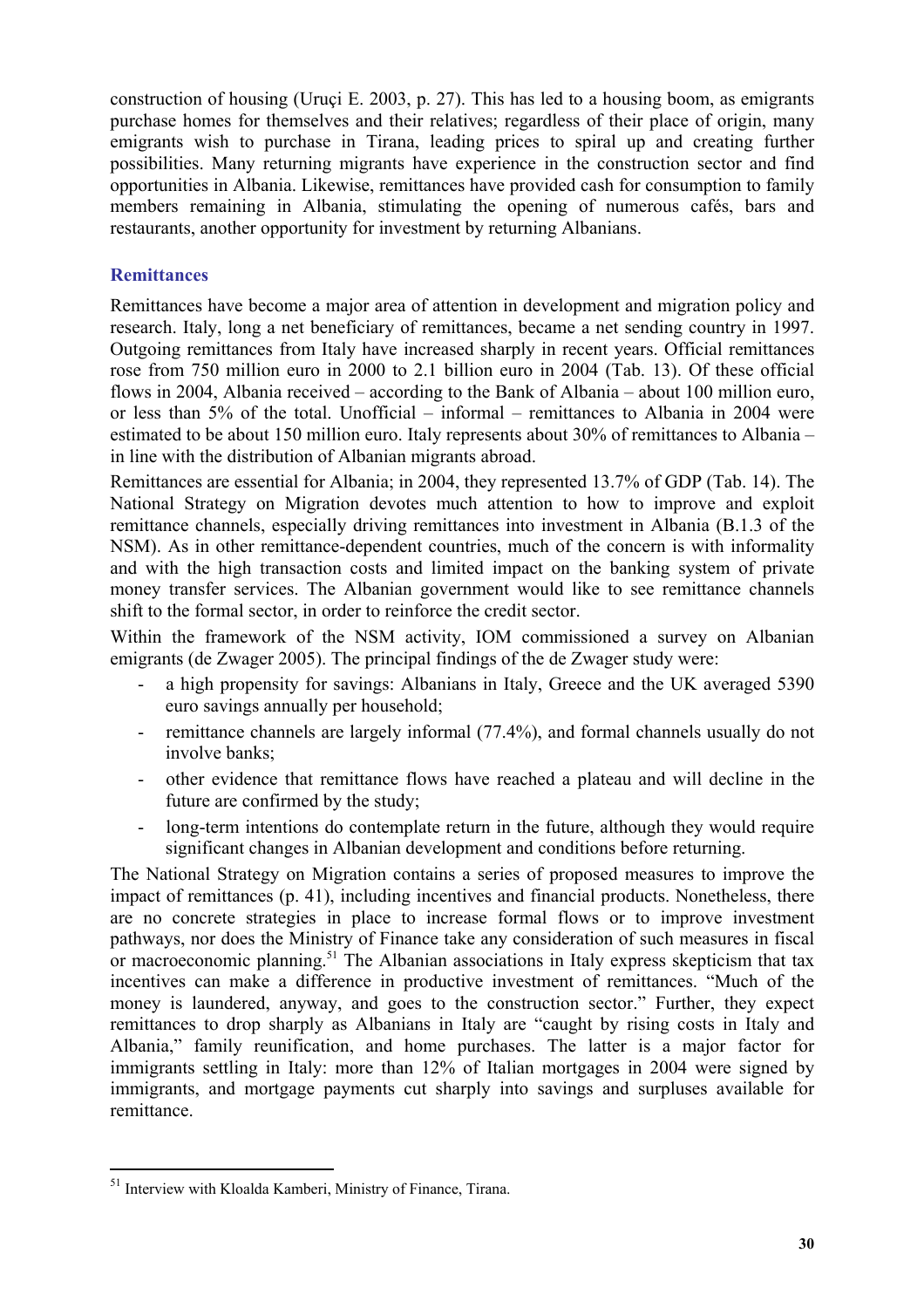construction of housing (Uruçi E. 2003, p. 27). This has led to a housing boom, as emigrants purchase homes for themselves and their relatives; regardless of their place of origin, many emigrants wish to purchase in Tirana, leading prices to spiral up and creating further possibilities. Many returning migrants have experience in the construction sector and find opportunities in Albania. Likewise, remittances have provided cash for consumption to family members remaining in Albania, stimulating the opening of numerous cafés, bars and restaurants, another opportunity for investment by returning Albanians.

### Remittances

Remittances have become a major area of attention in development and migration policy and research. Italy, long a net beneficiary of remittances, became a net sending country in 1997. Outgoing remittances from Italy have increased sharply in recent years. Official remittances rose from 750 million euro in 2000 to 2.1 billion euro in 2004 (Tab. 13). Of these official flows in 2004, Albania received – according to the Bank of Albania – about 100 million euro, or less than 5% of the total. Unofficial – informal – remittances to Albania in 2004 were estimated to be about 150 million euro. Italy represents about 30% of remittances to Albania – in line with the distribution of Albanian migrants abroad.

Remittances are essential for Albania; in 2004, they represented 13.7% of GDP (Tab. 14). The National Strategy on Migration devotes much attention to how to improve and exploit remittance channels, especially driving remittances into investment in Albania (B.1.3 of the NSM). As in other remittance-dependent countries, much of the concern is with informality and with the high transaction costs and limited impact on the banking system of private money transfer services. The Albanian government would like to see remittance channels shift to the formal sector, in order to reinforce the credit sector.

Within the framework of the NSM activity, IOM commissioned a survey on Albanian emigrants (de Zwager 2005). The principal findings of the de Zwager study were:

- a high propensity for savings: Albanians in Italy, Greece and the UK averaged 5390 euro savings annually per household;
- remittance channels are largely informal (77.4%), and formal channels usually do not involve banks;
- other evidence that remittance flows have reached a plateau and will decline in the future are confirmed by the study;
- long-term intentions do contemplate return in the future, although they would require significant changes in Albanian development and conditions before returning.

The National Strategy on Migration contains a series of proposed measures to improve the impact of remittances (p. 41), including incentives and financial products. Nonetheless, there are no concrete strategies in place to increase formal flows or to improve investment pathways, nor does the Ministry of Finance take any consideration of such measures in fiscal or macroeconomic planning.[51] The Albanian associations in Italy express skepticism that tax incentives can make a difference in productive investment of remittances. "Much of the money is laundered, anyway, and goes to the construction sector." Further, they expect remittances to drop sharply as Albanians in Italy are "caught by rising costs in Italy and Albania," family reunification, and home purchases. The latter is a major factor for immigrants settling in Italy: more than 12% of Italian mortgages in 2004 were signed by immigrants, and mortgage payments cut sharply into savings and surpluses available for remittance.

---

[51] Interview with Kloalda Kamberi, Ministry of Finance, Tirana.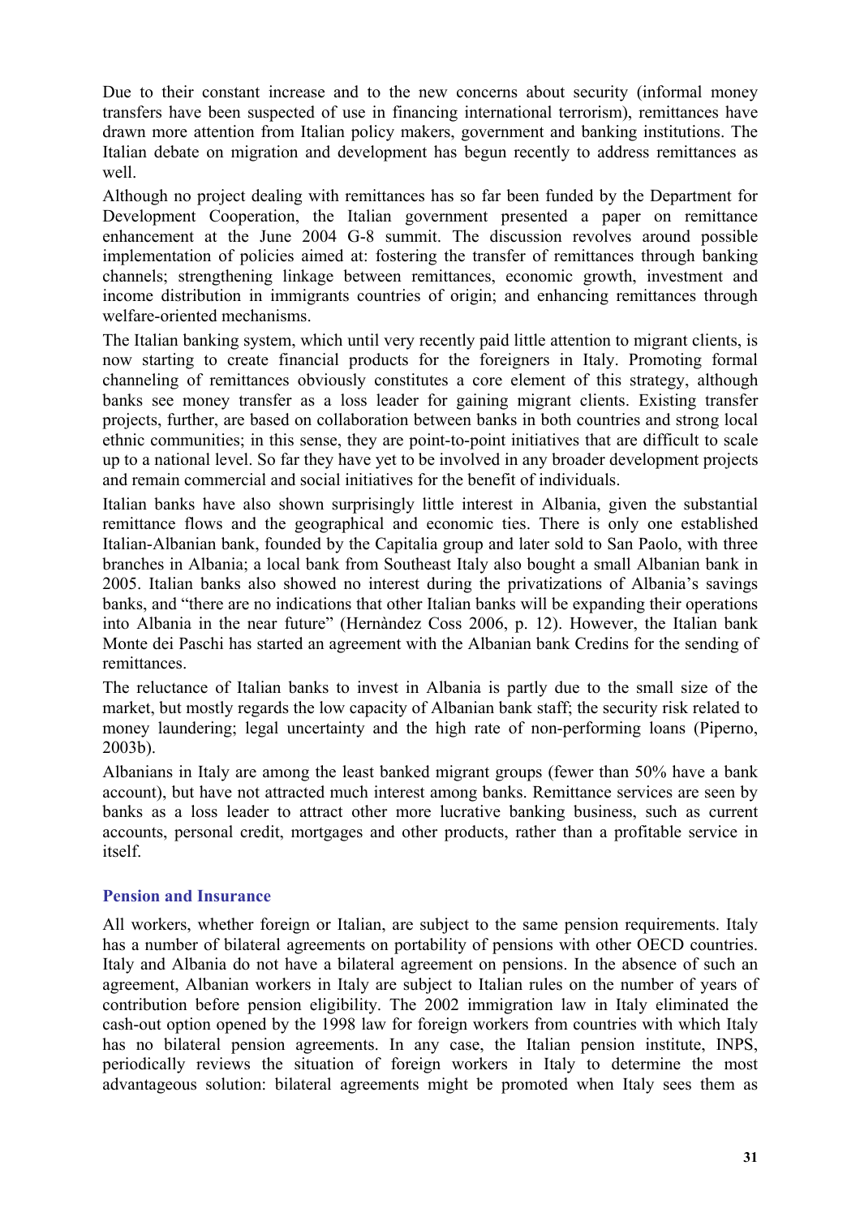Due to their constant increase and to the new concerns about security (informal money transfers have been suspected of use in financing international terrorism), remittances have drawn more attention from Italian policy makers, government and banking institutions. The Italian debate on migration and development has begun recently to address remittances as well.

Although no project dealing with remittances has so far been funded by the Department for Development Cooperation, the Italian government presented a paper on remittance enhancement at the June 2004 G-8 summit. The discussion revolves around possible implementation of policies aimed at: fostering the transfer of remittances through banking channels; strengthening linkage between remittances, economic growth, investment and income distribution in immigrants countries of origin; and enhancing remittances through welfare-oriented mechanisms.

The Italian banking system, which until very recently paid little attention to migrant clients, is now starting to create financial products for the foreigners in Italy. Promoting formal channeling of remittances obviously constitutes a core element of this strategy, although banks see money transfer as a loss leader for gaining migrant clients. Existing transfer projects, further, are based on collaboration between banks in both countries and strong local ethnic communities; in this sense, they are point-to-point initiatives that are difficult to scale up to a national level. So far they have yet to be involved in any broader development projects and remain commercial and social initiatives for the benefit of individuals.

Italian banks have also shown surprisingly little interest in Albania, given the substantial remittance flows and the geographical and economic ties. There is only one established Italian-Albanian bank, founded by the Capitalia group and later sold to San Paolo, with three branches in Albania; a local bank from Southeast Italy also bought a small Albanian bank in 2005. Italian banks also showed no interest during the privatizations of Albania's savings banks, and "there are no indications that other Italian banks will be expanding their operations into Albania in the near future" (Hernàndez Coss 2006, p. 12). However, the Italian bank Monte dei Paschi has started an agreement with the Albanian bank Credins for the sending of remittances.

The reluctance of Italian banks to invest in Albania is partly due to the small size of the market, but mostly regards the low capacity of Albanian bank staff; the security risk related to money laundering; legal uncertainty and the high rate of non-performing loans (Piperno, 2003b).

Albanians in Italy are among the least banked migrant groups (fewer than 50% have a bank account), but have not attracted much interest among banks. Remittance services are seen by banks as a loss leader to attract other more lucrative banking business, such as current accounts, personal credit, mortgages and other products, rather than a profitable service in itself.

### Pension and Insurance

All workers, whether foreign or Italian, are subject to the same pension requirements. Italy has a number of bilateral agreements on portability of pensions with other OECD countries. Italy and Albania do not have a bilateral agreement on pensions. In the absence of such an agreement, Albanian workers in Italy are subject to Italian rules on the number of years of contribution before pension eligibility. The 2002 immigration law in Italy eliminated the cash-out option opened by the 1998 law for foreign workers from countries with which Italy has no bilateral pension agreements. In any case, the Italian pension institute, INPS, periodically reviews the situation of foreign workers in Italy to determine the most advantageous solution: bilateral agreements might be promoted when Italy sees them as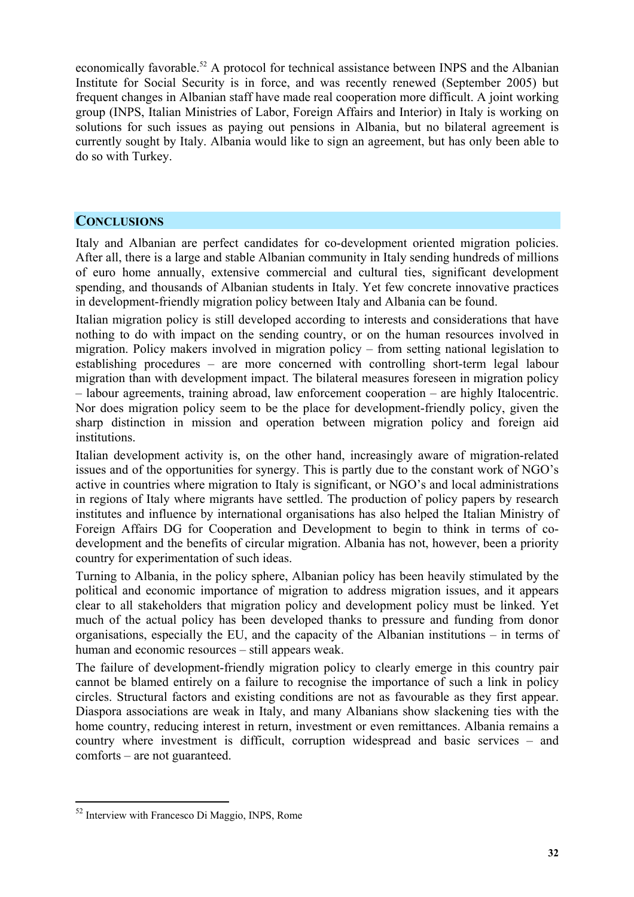economically favorable.[52] A protocol for technical assistance between INPS and the Albanian Institute for Social Security is in force, and was recently renewed (September 2005) but frequent changes in Albanian staff have made real cooperation more difficult. A joint working group (INPS, Italian Ministries of Labor, Foreign Affairs and Interior) in Italy is working on solutions for such issues as paying out pensions in Albania, but no bilateral agreement is currently sought by Italy. Albania would like to sign an agreement, but has only been able to do so with Turkey.

## CONCLUSIONS

Italy and Albanian are perfect candidates for co-development oriented migration policies. After all, there is a large and stable Albanian community in Italy sending hundreds of millions of euro home annually, extensive commercial and cultural ties, significant development spending, and thousands of Albanian students in Italy. Yet few concrete innovative practices in development-friendly migration policy between Italy and Albania can be found.

Italian migration policy is still developed according to interests and considerations that have nothing to do with impact on the sending country, or on the human resources involved in migration. Policy makers involved in migration policy – from setting national legislation to establishing procedures – are more concerned with controlling short-term legal labour migration than with development impact. The bilateral measures foreseen in migration policy – labour agreements, training abroad, law enforcement cooperation – are highly Italocentric. Nor does migration policy seem to be the place for development-friendly policy, given the sharp distinction in mission and operation between migration policy and foreign aid institutions.

Italian development activity is, on the other hand, increasingly aware of migration-related issues and of the opportunities for synergy. This is partly due to the constant work of NGO's active in countries where migration to Italy is significant, or NGO's and local administrations in regions of Italy where migrants have settled. The production of policy papers by research institutes and influence by international organisations has also helped the Italian Ministry of Foreign Affairs DG for Cooperation and Development to begin to think in terms of co-development and the benefits of circular migration. Albania has not, however, been a priority country for experimentation of such ideas.

Turning to Albania, in the policy sphere, Albanian policy has been heavily stimulated by the political and economic importance of migration to address migration issues, and it appears clear to all stakeholders that migration policy and development policy must be linked. Yet much of the actual policy has been developed thanks to pressure and funding from donor organisations, especially the EU, and the capacity of the Albanian institutions – in terms of human and economic resources – still appears weak.

The failure of development-friendly migration policy to clearly emerge in this country pair cannot be blamed entirely on a failure to recognise the importance of such a link in policy circles. Structural factors and existing conditions are not as favourable as they first appear. Diaspora associations are weak in Italy, and many Albanians show slackening ties with the home country, reducing interest in return, investment or even remittances. Albania remains a country where investment is difficult, corruption widespread and basic services – and comforts – are not guaranteed.

[52] Interview with Francesco Di Maggio, INPS, Rome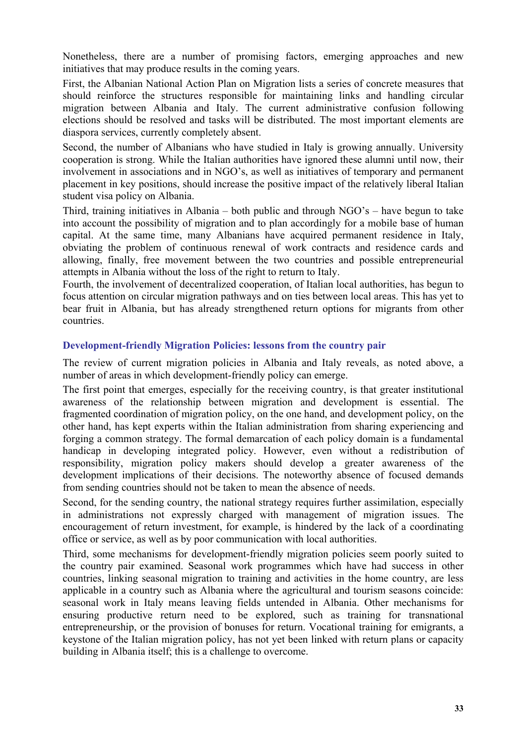Nonetheless, there are a number of promising factors, emerging approaches and new initiatives that may produce results in the coming years.

First, the Albanian National Action Plan on Migration lists a series of concrete measures that should reinforce the structures responsible for maintaining links and handling circular migration between Albania and Italy. The current administrative confusion following elections should be resolved and tasks will be distributed. The most important elements are diaspora services, currently completely absent.

Second, the number of Albanians who have studied in Italy is growing annually. University cooperation is strong. While the Italian authorities have ignored these alumni until now, their involvement in associations and in NGO's, as well as initiatives of temporary and permanent placement in key positions, should increase the positive impact of the relatively liberal Italian student visa policy on Albania.

Third, training initiatives in Albania – both public and through NGO's – have begun to take into account the possibility of migration and to plan accordingly for a mobile base of human capital. At the same time, many Albanians have acquired permanent residence in Italy, obviating the problem of continuous renewal of work contracts and residence cards and allowing, finally, free movement between the two countries and possible entrepreneurial attempts in Albania without the loss of the right to return to Italy.

Fourth, the involvement of decentralized cooperation, of Italian local authorities, has begun to focus attention on circular migration pathways and on ties between local areas. This has yet to bear fruit in Albania, but has already strengthened return options for migrants from other countries.

## Development-friendly Migration Policies: lessons from the country pair

The review of current migration policies in Albania and Italy reveals, as noted above, a number of areas in which development-friendly policy can emerge.

The first point that emerges, especially for the receiving country, is that greater institutional awareness of the relationship between migration and development is essential. The fragmented coordination of migration policy, on the one hand, and development policy, on the other hand, has kept experts within the Italian administration from sharing experiencing and forging a common strategy. The formal demarcation of each policy domain is a fundamental handicap in developing integrated policy. However, even without a redistribution of responsibility, migration policy makers should develop a greater awareness of the development implications of their decisions. The noteworthy absence of focused demands from sending countries should not be taken to mean the absence of needs.

Second, for the sending country, the national strategy requires further assimilation, especially in administrations not expressly charged with management of migration issues. The encouragement of return investment, for example, is hindered by the lack of a coordinating office or service, as well as by poor communication with local authorities.

Third, some mechanisms for development-friendly migration policies seem poorly suited to the country pair examined. Seasonal work programmes which have had success in other countries, linking seasonal migration to training and activities in the home country, are less applicable in a country such as Albania where the agricultural and tourism seasons coincide: seasonal work in Italy means leaving fields untended in Albania. Other mechanisms for ensuring productive return need to be explored, such as training for transnational entrepreneurship, or the provision of bonuses for return. Vocational training for emigrants, a keystone of the Italian migration policy, has not yet been linked with return plans or capacity building in Albania itself; this is a challenge to overcome.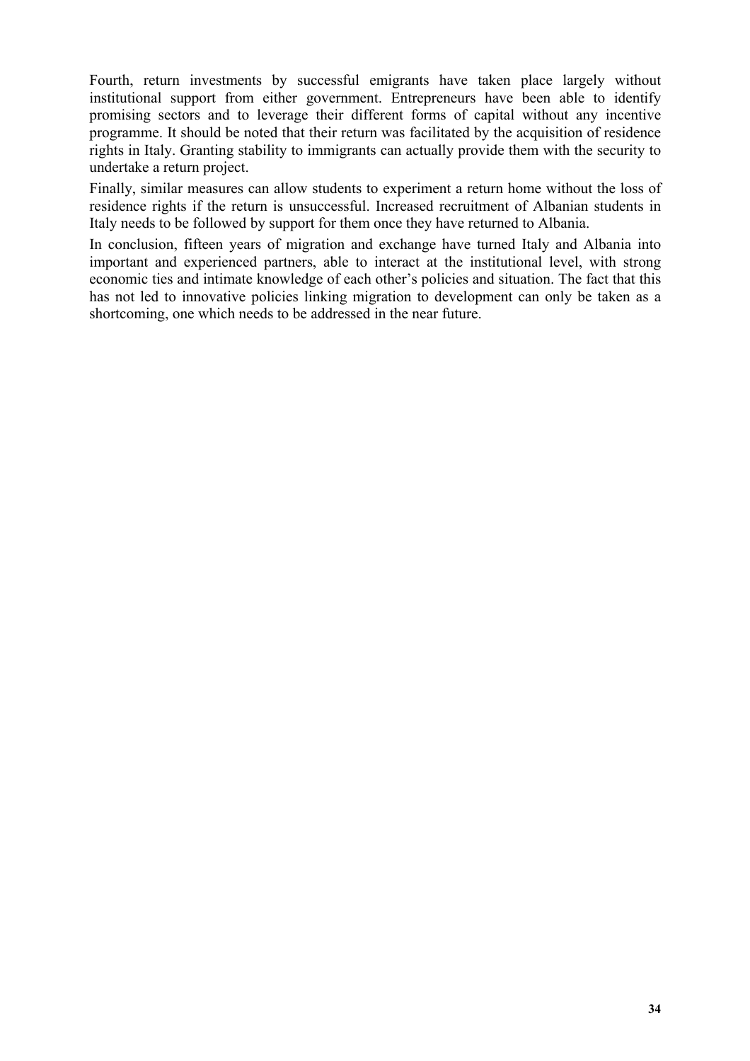Fourth, return investments by successful emigrants have taken place largely without institutional support from either government. Entrepreneurs have been able to identify promising sectors and to leverage their different forms of capital without any incentive programme. It should be noted that their return was facilitated by the acquisition of residence rights in Italy. Granting stability to immigrants can actually provide them with the security to undertake a return project.

Finally, similar measures can allow students to experiment a return home without the loss of residence rights if the return is unsuccessful. Increased recruitment of Albanian students in Italy needs to be followed by support for them once they have returned to Albania.

In conclusion, fifteen years of migration and exchange have turned Italy and Albania into important and experienced partners, able to interact at the institutional level, with strong economic ties and intimate knowledge of each other's policies and situation. The fact that this has not led to innovative policies linking migration to development can only be taken as a shortcoming, one which needs to be addressed in the near future.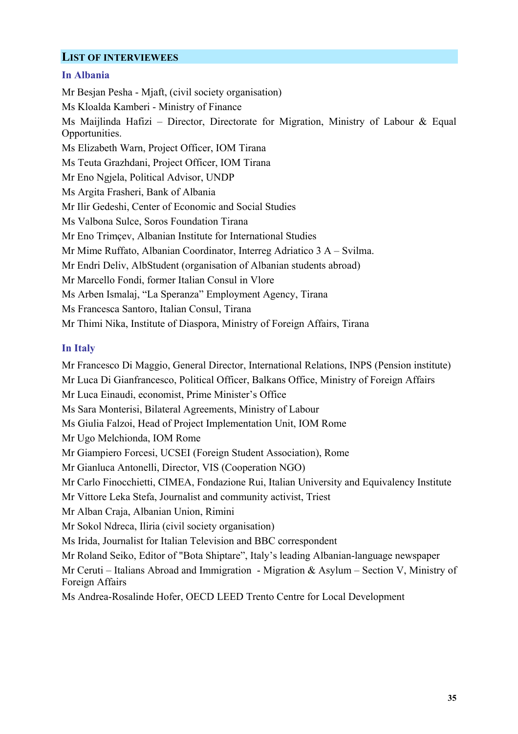## List of Interviewees

### In Albania

Mr Besjan Pesha - Mjaft, (civil society organisation)

Ms Kloalda Kamberi - Ministry of Finance

Ms Maijlinda Hafizi – Director, Directorate for Migration, Ministry of Labour & Equal Opportunities.

Ms Elizabeth Warn, Project Officer, IOM Tirana

Ms Teuta Grazhdani, Project Officer, IOM Tirana

Mr Eno Ngjela, Political Advisor, UNDP

Ms Argita Frasheri, Bank of Albania

Mr Ilir Gedeshi, Center of Economic and Social Studies

Ms Valbona Sulce, Soros Foundation Tirana

Mr Eno Trimçev, Albanian Institute for International Studies

Mr Mime Ruffato, Albanian Coordinator, Interreg Adriatico 3 A – Svilma.

Mr Endri Deliv, AlbStudent (organisation of Albanian students abroad)

Mr Marcello Fondi, former Italian Consul in Vlore

Ms Arben Ismalaj, "La Speranza" Employment Agency, Tirana

Ms Francesca Santoro, Italian Consul, Tirana

Mr Thimi Nika, Institute of Diaspora, Ministry of Foreign Affairs, Tirana

### In Italy

Mr Francesco Di Maggio, General Director, International Relations, INPS (Pension institute)

Mr Luca Di Gianfrancesco, Political Officer, Balkans Office, Ministry of Foreign Affairs

Mr Luca Einaudi, economist, Prime Minister's Office

Ms Sara Monterisi, Bilateral Agreements, Ministry of Labour

Ms Giulia Falzoi, Head of Project Implementation Unit, IOM Rome

Mr Ugo Melchionda, IOM Rome

Mr Giampiero Forcesi, UCSEI (Foreign Student Association), Rome

Mr Gianluca Antonelli, Director, VIS (Cooperation NGO)

Mr Carlo Finocchietti, CIMEA, Fondazione Rui, Italian University and Equivalency Institute

Mr Vittore Leka Stefa, Journalist and community activist, Triest

Mr Alban Craja, Albanian Union, Rimini

Mr Sokol Ndreca, Iliria (civil society organisation)

Ms Irida, Journalist for Italian Television and BBC correspondent

Mr Roland Seiko, Editor of "Bota Shiptare", Italy's leading Albanian-language newspaper

Mr Ceruti – Italians Abroad and Immigration - Migration & Asylum – Section V, Ministry of Foreign Affairs

Ms Andrea-Rosalinde Hofer, OECD LEED Trento Centre for Local Development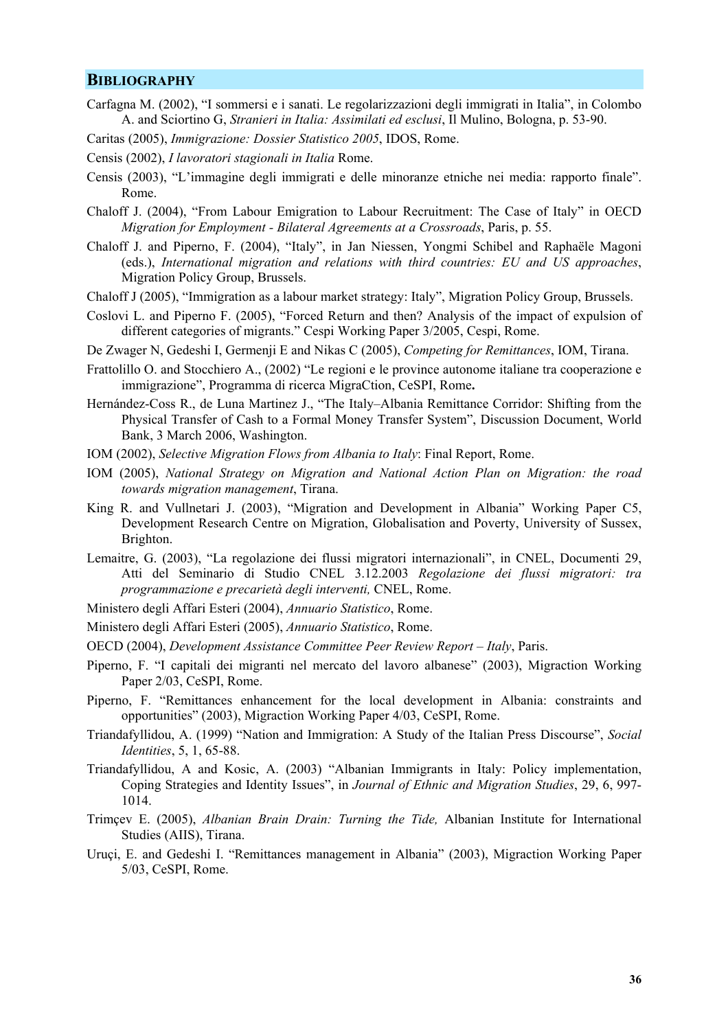## BIBLIOGRAPHY

Carfagna M. (2002), "I sommersi e i sanati. Le regolarizzazioni degli immigrati in Italia", in Colombo A. and Sciortino G, *Stranieri in Italia: Assimilati ed esclusi*, Il Mulino, Bologna, p. 53-90.

Caritas (2005), *Immigrazione: Dossier Statistico 2005*, IDOS, Rome.

Censis (2002), *I lavoratori stagionali in Italia* Rome.

Censis (2003), "L'immagine degli immigrati e delle minoranze etniche nei media: rapporto finale". Rome.

Chaloff J. (2004), "From Labour Emigration to Labour Recruitment: The Case of Italy" in OECD *Migration for Employment - Bilateral Agreements at a Crossroads*, Paris, p. 55.

Chaloff J. and Piperno, F. (2004), "Italy", in Jan Niessen, Yongmi Schibel and Raphaële Magoni (eds.), *International migration and relations with third countries: EU and US approaches*, Migration Policy Group, Brussels.

Chaloff J (2005), "Immigration as a labour market strategy: Italy", Migration Policy Group, Brussels.

Coslovi L. and Piperno F. (2005), "Forced Return and then? Analysis of the impact of expulsion of different categories of migrants." Cespi Working Paper 3/2005, Cespi, Rome.

De Zwager N, Gedeshi I, Germenji E and Nikas C (2005), *Competing for Remittances*, IOM, Tirana.

Frattolillo O. and Stocchiero A., (2002) "Le regioni e le province autonome italiane tra cooperazione e immigrazione", Programma di ricerca MigraCtion, CeSPI, Rome**.**

Hernández-Coss R., de Luna Martinez J., "The Italy–Albania Remittance Corridor: Shifting from the Physical Transfer of Cash to a Formal Money Transfer System", Discussion Document, World Bank, 3 March 2006, Washington.

IOM (2002), *Selective Migration Flows from Albania to Italy*: Final Report, Rome.

IOM (2005), *National Strategy on Migration and National Action Plan on Migration: the road towards migration management*, Tirana.

King R. and Vullnetari J. (2003), "Migration and Development in Albania" Working Paper C5, Development Research Centre on Migration, Globalisation and Poverty, University of Sussex, Brighton.

Lemaitre, G. (2003), "La regolazione dei flussi migratori internazionali", in CNEL, Documenti 29, Atti del Seminario di Studio CNEL 3.12.2003 *Regolazione dei flussi migratori: tra programmazione e precarietà degli interventi,* CNEL, Rome.

Ministero degli Affari Esteri (2004), *Annuario Statistico*, Rome.

Ministero degli Affari Esteri (2005), *Annuario Statistico*, Rome.

OECD (2004), *Development Assistance Committee Peer Review Report – Italy*, Paris.

Piperno, F. "I capitali dei migranti nel mercato del lavoro albanese" (2003), Migraction Working Paper 2/03, CeSPI, Rome.

Piperno, F. "Remittances enhancement for the local development in Albania: constraints and opportunities" (2003), Migraction Working Paper 4/03, CeSPI, Rome.

Triandafyllidou, A. (1999) "Nation and Immigration: A Study of the Italian Press Discourse", *Social Identities*, 5, 1, 65-88.

Triandafyllidou, A and Kosic, A. (2003) "Albanian Immigrants in Italy: Policy implementation, Coping Strategies and Identity Issues", in *Journal of Ethnic and Migration Studies*, 29, 6, 997-1014.

Trimçev E. (2005), *Albanian Brain Drain: Turning the Tide,* Albanian Institute for International Studies (AIIS), Tirana.

Uruçi, E. and Gedeshi I. "Remittances management in Albania" (2003), Migraction Working Paper 5/03, CeSPI, Rome.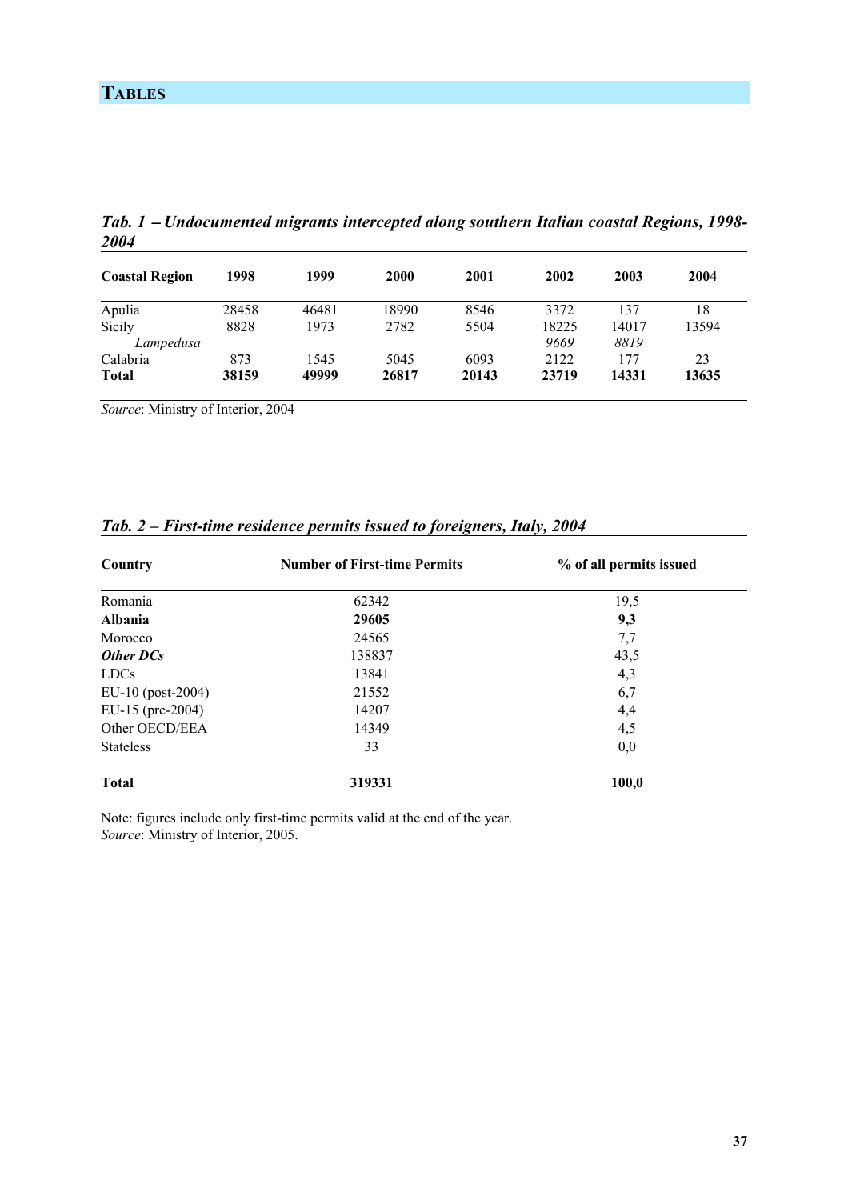# TABLES

***Tab. 1 – Undocumented migrants intercepted along southern Italian coastal Regions, 1998-2004***

| Coastal Region | 1998 | 1999 | 2000 | 2001 | 2002 | 2003 | 2004 |
|---|---|---|---|---|---|---|---|
| Apulia | 28458 | 46481 | 18990 | 8546 | 3372 | 137 | 18 |
| Sicily | 8828 | 1973 | 2782 | 5504 | 18225 | 14017 | 13594 |
| *Lampedusa* | | | | | *9669* | *8819* | |
| Calabria | 873 | 1545 | 5045 | 6093 | 2122 | 177 | 23 |
| **Total** | **38159** | **49999** | **26817** | **20143** | **23719** | **14331** | **13635** |

*Source*: Ministry of Interior, 2004

***Tab. 2 – First-time residence permits issued to foreigners, Italy, 2004***

| Country | Number of First-time Permits | % of all permits issued |
|---|---|---|
| Romania | 62342 | 19,5 |
| **Albania** | **29605** | **9,3** |
| Morocco | 24565 | 7,7 |
| ***Other DCs*** | 138837 | 43,5 |
| LDCs | 13841 | 4,3 |
| EU-10 (post-2004) | 21552 | 6,7 |
| EU-15 (pre-2004) | 14207 | 4,4 |
| Other OECD/EEA | 14349 | 4,5 |
| Stateless | 33 | 0,0 |
| **Total** | **319331** | **100,0** |

Note: figures include only first-time permits valid at the end of the year.
*Source*: Ministry of Interior, 2005.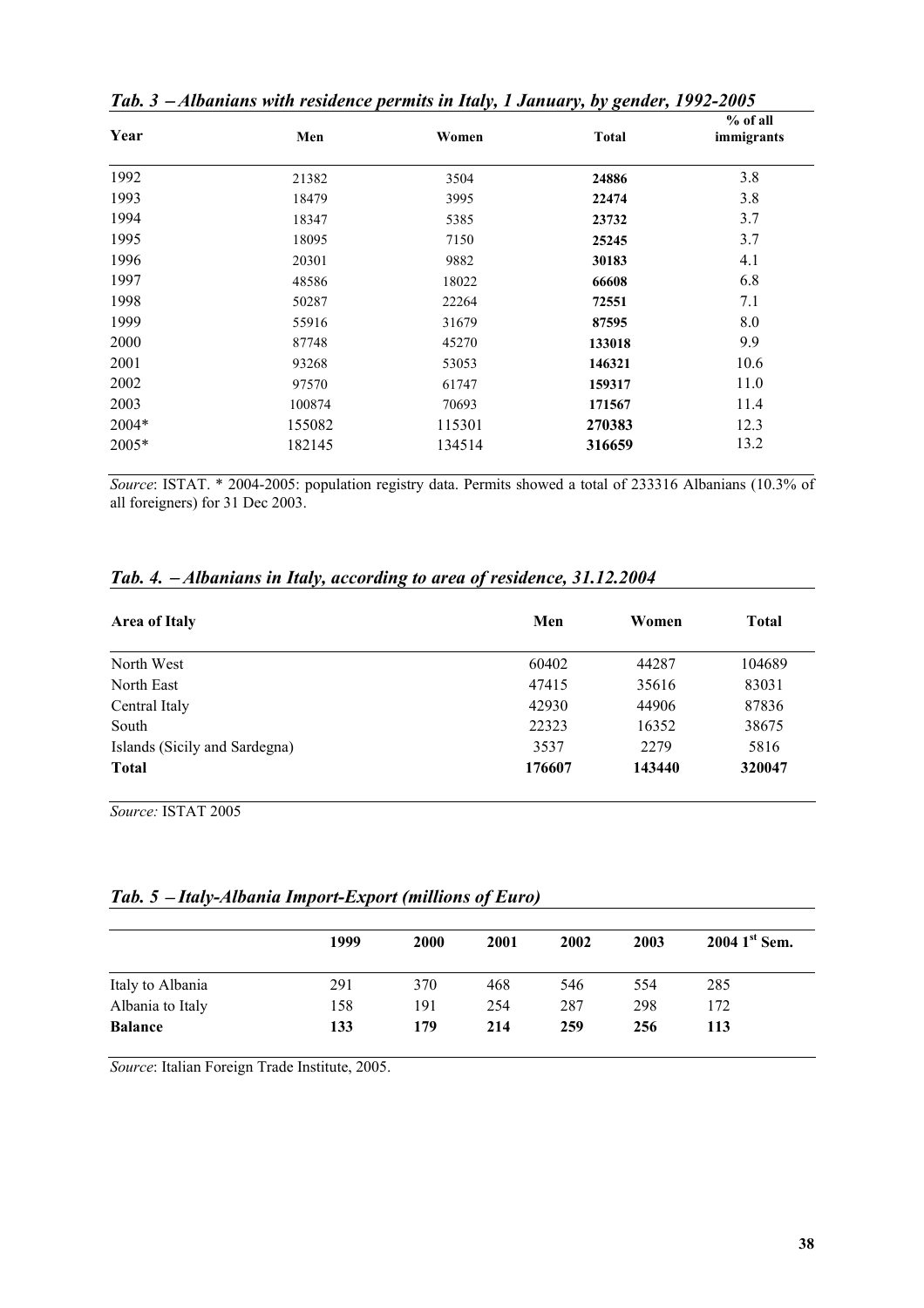*Tab. 3 – Albanians with residence permits in Italy, 1 January, by gender, 1992-2005*

| Year | Men | Women | Total | % of all immigrants |
|---|---|---|---|---|
| 1992 | 21382 | 3504 | **24886** | 3.8 |
| 1993 | 18479 | 3995 | **22474** | 3.8 |
| 1994 | 18347 | 5385 | **23732** | 3.7 |
| 1995 | 18095 | 7150 | **25245** | 3.7 |
| 1996 | 20301 | 9882 | **30183** | 4.1 |
| 1997 | 48586 | 18022 | **66608** | 6.8 |
| 1998 | 50287 | 22264 | **72551** | 7.1 |
| 1999 | 55916 | 31679 | **87595** | 8.0 |
| 2000 | 87748 | 45270 | **133018** | 9.9 |
| 2001 | 93268 | 53053 | **146321** | 10.6 |
| 2002 | 97570 | 61747 | **159317** | 11.0 |
| 2003 | 100874 | 70693 | **171567** | 11.4 |
| 2004* | 155082 | 115301 | **270383** | 12.3 |
| 2005* | 182145 | 134514 | **316659** | 13.2 |

*Source*: ISTAT. * 2004-2005: population registry data. Permits showed a total of 233316 Albanians (10.3% of all foreigners) for 31 Dec 2003.

*Tab. 4. – Albanians in Italy, according to area of residence, 31.12.2004*

| Area of Italy | Men | Women | Total |
|---|---|---|---|
| North West | 60402 | 44287 | 104689 |
| North East | 47415 | 35616 | 83031 |
| Central Italy | 42930 | 44906 | 87836 |
| South | 22323 | 16352 | 38675 |
| Islands (Sicily and Sardegna) | 3537 | 2279 | 5816 |
| **Total** | **176607** | **143440** | **320047** |

*Source:* ISTAT 2005

*Tab. 5 – Italy-Albania Import-Export (millions of Euro)*

| | 1999 | 2000 | 2001 | 2002 | 2003 | 2004 1st Sem. |
|---|---|---|---|---|---|---|
| Italy to Albania | 291 | 370 | 468 | 546 | 554 | 285 |
| Albania to Italy | 158 | 191 | 254 | 287 | 298 | 172 |
| **Balance** | **133** | **179** | **214** | **259** | **256** | **113** |

*Source*: Italian Foreign Trade Institute, 2005.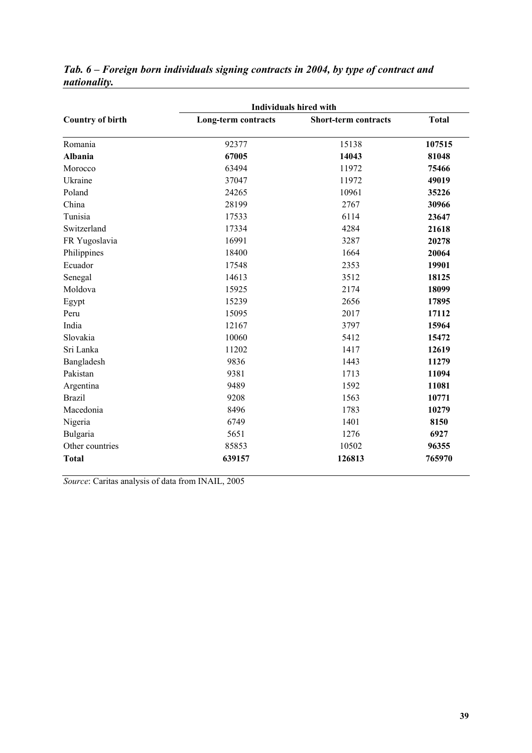***Tab. 6 – Foreign born individuals signing contracts in 2004, by type of contract and nationality.***

| Country of birth | Individuals hired with | | |
|---|---|---|---|
| | **Long-term contracts** | **Short-term contracts** | **Total** |
| Romania | 92377 | 15138 | **107515** |
| **Albania** | **67005** | **14043** | **81048** |
| Morocco | 63494 | 11972 | **75466** |
| Ukraine | 37047 | 11972 | **49019** |
| Poland | 24265 | 10961 | **35226** |
| China | 28199 | 2767 | **30966** |
| Tunisia | 17533 | 6114 | **23647** |
| Switzerland | 17334 | 4284 | **21618** |
| FR Yugoslavia | 16991 | 3287 | **20278** |
| Philippines | 18400 | 1664 | **20064** |
| Ecuador | 17548 | 2353 | **19901** |
| Senegal | 14613 | 3512 | **18125** |
| Moldova | 15925 | 2174 | **18099** |
| Egypt | 15239 | 2656 | **17895** |
| Peru | 15095 | 2017 | **17112** |
| India | 12167 | 3797 | **15964** |
| Slovakia | 10060 | 5412 | **15472** |
| Sri Lanka | 11202 | 1417 | **12619** |
| Bangladesh | 9836 | 1443 | **11279** |
| Pakistan | 9381 | 1713 | **11094** |
| Argentina | 9489 | 1592 | **11081** |
| Brazil | 9208 | 1563 | **10771** |
| Macedonia | 8496 | 1783 | **10279** |
| Nigeria | 6749 | 1401 | **8150** |
| Bulgaria | 5651 | 1276 | **6927** |
| Other countries | 85853 | 10502 | **96355** |
| **Total** | **639157** | **126813** | **765970** |

*Source*: Caritas analysis of data from INAIL, 2005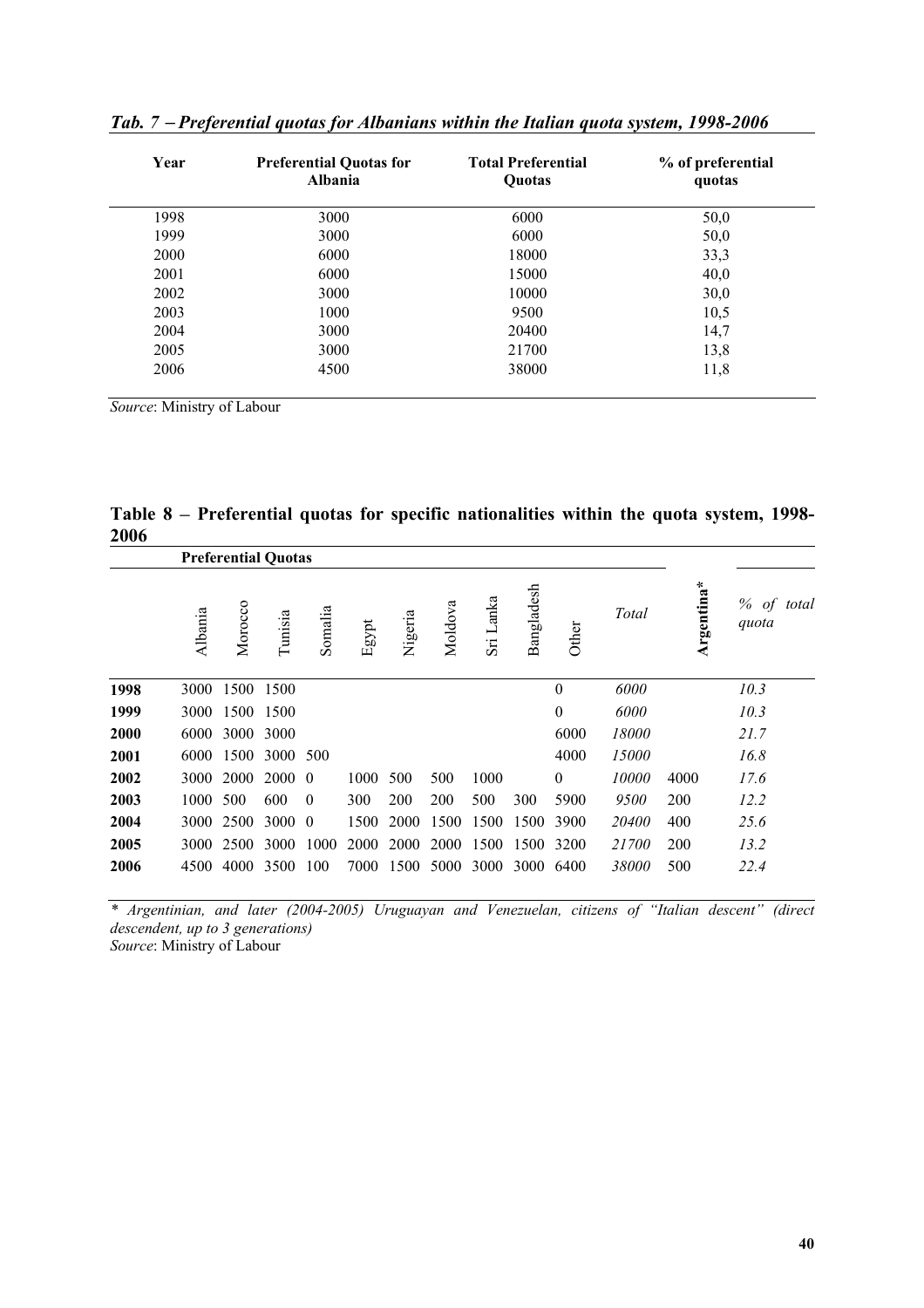***Tab. 7 – Preferential quotas for Albanians within the Italian quota system, 1998-2006***

| Year | Preferential Quotas for Albania | Total Preferential Quotas | % of preferential quotas |
|---|---|---|---|
| 1998 | 3000 | 6000 | 50,0 |
| 1999 | 3000 | 6000 | 50,0 |
| 2000 | 6000 | 18000 | 33,3 |
| 2001 | 6000 | 15000 | 40,0 |
| 2002 | 3000 | 10000 | 30,0 |
| 2003 | 1000 | 9500 | 10,5 |
| 2004 | 3000 | 20400 | 14,7 |
| 2005 | 3000 | 21700 | 13,8 |
| 2006 | 4500 | 38000 | 11,8 |

*Source*: Ministry of Labour

**Table 8 – Preferential quotas for specific nationalities within the quota system, 1998-2006**

| | Preferential Quotas | | | | | | | | | | | | |
|---|---|---|---|---|---|---|---|---|---|---|---|---|---|
| | Albania | Morocco | Tunisia | Somalia | Egypt | Nigeria | Moldova | Sri Lanka | Bangladesh | Other | *Total* | **Argentina*** | *% of total quota* |
| **1998** | 3000 | 1500 | 1500 | | | | | | | 0 | *6000* | | *10.3* |
| **1999** | 3000 | 1500 | 1500 | | | | | | | 0 | *6000* | | *10.3* |
| **2000** | 6000 | 3000 | 3000 | | | | | | | 6000 | *18000* | | *21.7* |
| **2001** | 6000 | 1500 | 3000 | 500 | | | | | | 4000 | *15000* | | *16.8* |
| **2002** | 3000 | 2000 | 2000 | 0 | 1000 | 500 | 500 | 1000 | | 0 | *10000* | 4000 | *17.6* |
| **2003** | 1000 | 500 | 600 | 0 | 300 | 200 | 200 | 500 | 300 | 5900 | *9500* | 200 | *12.2* |
| **2004** | 3000 | 2500 | 3000 | 0 | 1500 | 2000 | 1500 | 1500 | 1500 | 3900 | *20400* | 400 | *25.6* |
| **2005** | 3000 | 2500 | 3000 | 1000 | 2000 | 2000 | 2000 | 1500 | 1500 | 3200 | *21700* | 200 | *13.2* |
| **2006** | 4500 | 4000 | 3500 | 100 | 7000 | 1500 | 5000 | 3000 | 3000 | 6400 | *38000* | 500 | *22.4* |

*\* Argentinian, and later (2004-2005) Uruguayan and Venezuelan, citizens of "Italian descent" (direct descendent, up to 3 generations)*
*Source*: Ministry of Labour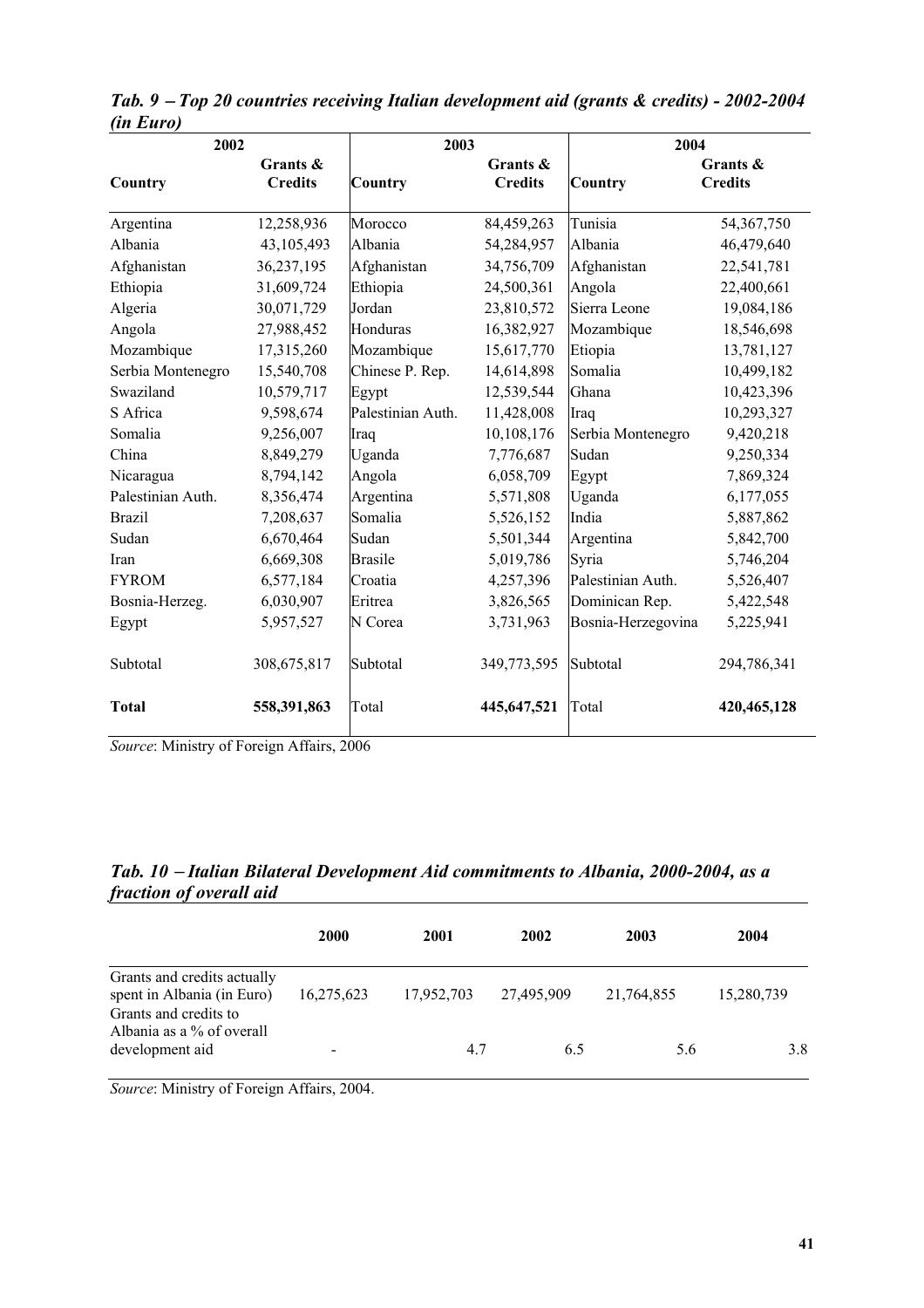*Tab. 9 – Top 20 countries receiving Italian development aid (grants & credits) - 2002-2004 (in Euro)*

| 2002 | | 2003 | | 2004 | |
|---|---|---|---|---|---|
| **Country** | **Grants & Credits** | **Country** | **Grants & Credits** | **Country** | **Grants & Credits** |
| Argentina | 12,258,936 | Morocco | 84,459,263 | Tunisia | 54,367,750 |
| Albania | 43,105,493 | Albania | 54,284,957 | Albania | 46,479,640 |
| Afghanistan | 36,237,195 | Afghanistan | 34,756,709 | Afghanistan | 22,541,781 |
| Ethiopia | 31,609,724 | Ethiopia | 24,500,361 | Angola | 22,400,661 |
| Algeria | 30,071,729 | Jordan | 23,810,572 | Sierra Leone | 19,084,186 |
| Angola | 27,988,452 | Honduras | 16,382,927 | Mozambique | 18,546,698 |
| Mozambique | 17,315,260 | Mozambique | 15,617,770 | Etiopia | 13,781,127 |
| Serbia Montenegro | 15,540,708 | Chinese P. Rep. | 14,614,898 | Somalia | 10,499,182 |
| Swaziland | 10,579,717 | Egypt | 12,539,544 | Ghana | 10,423,396 |
| S Africa | 9,598,674 | Palestinian Auth. | 11,428,008 | Iraq | 10,293,327 |
| Somalia | 9,256,007 | Iraq | 10,108,176 | Serbia Montenegro | 9,420,218 |
| China | 8,849,279 | Uganda | 7,776,687 | Sudan | 9,250,334 |
| Nicaragua | 8,794,142 | Angola | 6,058,709 | Egypt | 7,869,324 |
| Palestinian Auth. | 8,356,474 | Argentina | 5,571,808 | Uganda | 6,177,055 |
| Brazil | 7,208,637 | Somalia | 5,526,152 | India | 5,887,862 |
| Sudan | 6,670,464 | Sudan | 5,501,344 | Argentina | 5,842,700 |
| Iran | 6,669,308 | Brasile | 5,019,786 | Syria | 5,746,204 |
| FYROM | 6,577,184 | Croatia | 4,257,396 | Palestinian Auth. | 5,526,407 |
| Bosnia-Herzeg. | 6,030,907 | Eritrea | 3,826,565 | Dominican Rep. | 5,422,548 |
| Egypt | 5,957,527 | N Corea | 3,731,963 | Bosnia-Herzegovina | 5,225,941 |
| Subtotal | 308,675,817 | Subtotal | 349,773,595 | Subtotal | 294,786,341 |
| **Total** | **558,391,863** | Total | **445,647,521** | Total | **420,465,128** |

*Source*: Ministry of Foreign Affairs, 2006

*Tab. 10 – Italian Bilateral Development Aid commitments to Albania, 2000-2004, as a fraction of overall aid*

| | 2000 | 2001 | 2002 | 2003 | 2004 |
|---|---|---|---|---|---|
| Grants and credits actually spent in Albania (in Euro) | 16,275,623 | 17,952,703 | 27,495,909 | 21,764,855 | 15,280,739 |
| Grants and credits to Albania as a % of overall development aid | - | 4.7 | 6.5 | 5.6 | 3.8 |

*Source*: Ministry of Foreign Affairs, 2004.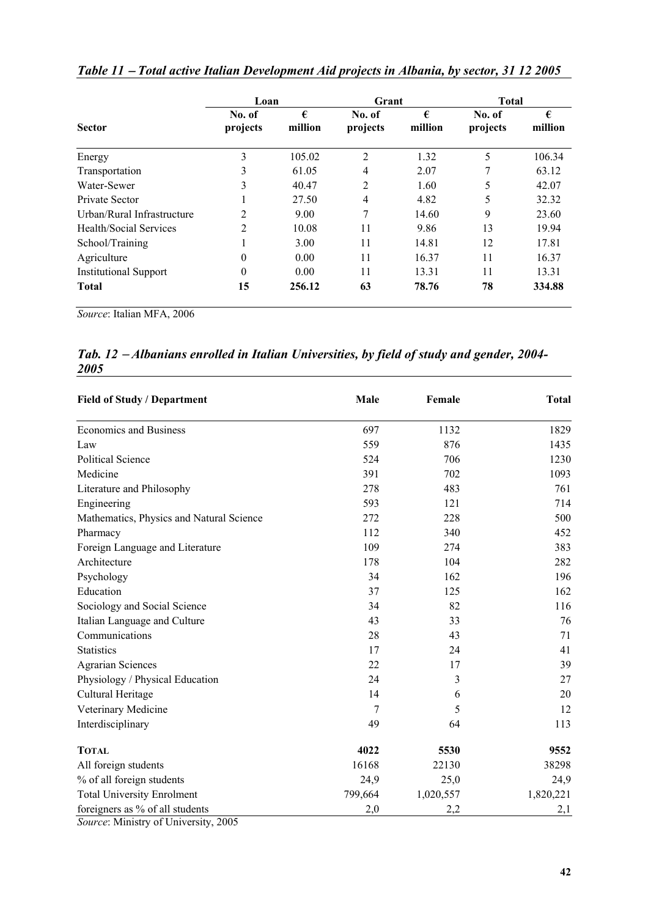*Table 11 – Total active Italian Development Aid projects in Albania, by sector, 31 12 2005*

| Sector | Loan | | Grant | | Total | |
|---|---|---|---|---|---|---|
| | No. of projects | € million | No. of projects | € million | No. of projects | € million |
| Energy | 3 | 105.02 | 2 | 1.32 | 5 | 106.34 |
| Transportation | 3 | 61.05 | 4 | 2.07 | 7 | 63.12 |
| Water-Sewer | 3 | 40.47 | 2 | 1.60 | 5 | 42.07 |
| Private Sector | 1 | 27.50 | 4 | 4.82 | 5 | 32.32 |
| Urban/Rural Infrastructure | 2 | 9.00 | 7 | 14.60 | 9 | 23.60 |
| Health/Social Services | 2 | 10.08 | 11 | 9.86 | 13 | 19.94 |
| School/Training | 1 | 3.00 | 11 | 14.81 | 12 | 17.81 |
| Agriculture | 0 | 0.00 | 11 | 16.37 | 11 | 16.37 |
| Institutional Support | 0 | 0.00 | 11 | 13.31 | 11 | 13.31 |
| **Total** | **15** | **256.12** | **63** | **78.76** | **78** | **334.88** |

*Source*: Italian MFA, 2006

*Tab. 12 – Albanians enrolled in Italian Universities, by field of study and gender, 2004-2005*

| Field of Study / Department | Male | Female | Total |
|---|---|---|---|
| Economics and Business | 697 | 1132 | 1829 |
| Law | 559 | 876 | 1435 |
| Political Science | 524 | 706 | 1230 |
| Medicine | 391 | 702 | 1093 |
| Literature and Philosophy | 278 | 483 | 761 |
| Engineering | 593 | 121 | 714 |
| Mathematics, Physics and Natural Science | 272 | 228 | 500 |
| Pharmacy | 112 | 340 | 452 |
| Foreign Language and Literature | 109 | 274 | 383 |
| Architecture | 178 | 104 | 282 |
| Psychology | 34 | 162 | 196 |
| Education | 37 | 125 | 162 |
| Sociology and Social Science | 34 | 82 | 116 |
| Italian Language and Culture | 43 | 33 | 76 |
| Communications | 28 | 43 | 71 |
| Statistics | 17 | 24 | 41 |
| Agrarian Sciences | 22 | 17 | 39 |
| Physiology / Physical Education | 24 | 3 | 27 |
| Cultural Heritage | 14 | 6 | 20 |
| Veterinary Medicine | 7 | 5 | 12 |
| Interdisciplinary | 49 | 64 | 113 |
| **TOTAL** | **4022** | **5530** | **9552** |
| All foreign students | 16168 | 22130 | 38298 |
| % of all foreign students | 24,9 | 25,0 | 24,9 |
| Total University Enrolment | 799,664 | 1,020,557 | 1,820,221 |
| foreigners as % of all students | 2,0 | 2,2 | 2,1 |

*Source*: Ministry of University, 2005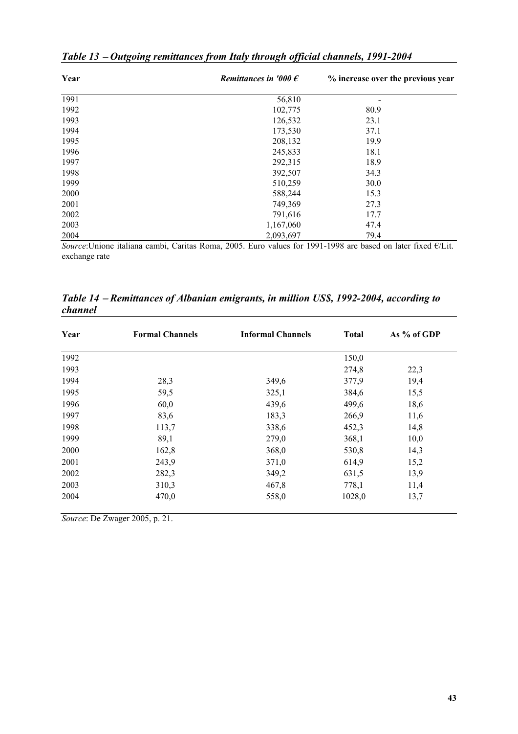*Table 13 – Outgoing remittances from Italy through official channels, 1991-2004*

| Year | *Remittances in '000 €* | % increase over the previous year |
|---|---|---|
| 1991 | 56,810 | - |
| 1992 | 102,775 | 80.9 |
| 1993 | 126,532 | 23.1 |
| 1994 | 173,530 | 37.1 |
| 1995 | 208,132 | 19.9 |
| 1996 | 245,833 | 18.1 |
| 1997 | 292,315 | 18.9 |
| 1998 | 392,507 | 34.3 |
| 1999 | 510,259 | 30.0 |
| 2000 | 588,244 | 15.3 |
| 2001 | 749,369 | 27.3 |
| 2002 | 791,616 | 17.7 |
| 2003 | 1,167,060 | 47.4 |
| 2004 | 2,093,697 | 79.4 |

*Source*:Unione italiana cambi, Caritas Roma, 2005. Euro values for 1991-1998 are based on later fixed €/Lit. exchange rate

*Table 14 – Remittances of Albanian emigrants, in million US$, 1992-2004, according to channel*

| Year | Formal Channels | Informal Channels | Total | As % of GDP |
|---|---|---|---|---|
| 1992 | | | 150,0 | |
| 1993 | | | 274,8 | 22,3 |
| 1994 | 28,3 | 349,6 | 377,9 | 19,4 |
| 1995 | 59,5 | 325,1 | 384,6 | 15,5 |
| 1996 | 60,0 | 439,6 | 499,6 | 18,6 |
| 1997 | 83,6 | 183,3 | 266,9 | 11,6 |
| 1998 | 113,7 | 338,6 | 452,3 | 14,8 |
| 1999 | 89,1 | 279,0 | 368,1 | 10,0 |
| 2000 | 162,8 | 368,0 | 530,8 | 14,3 |
| 2001 | 243,9 | 371,0 | 614,9 | 15,2 |
| 2002 | 282,3 | 349,2 | 631,5 | 13,9 |
| 2003 | 310,3 | 467,8 | 778,1 | 11,4 |
| 2004 | 470,0 | 558,0 | 1028,0 | 13,7 |

*Source*: De Zwager 2005, p. 21.